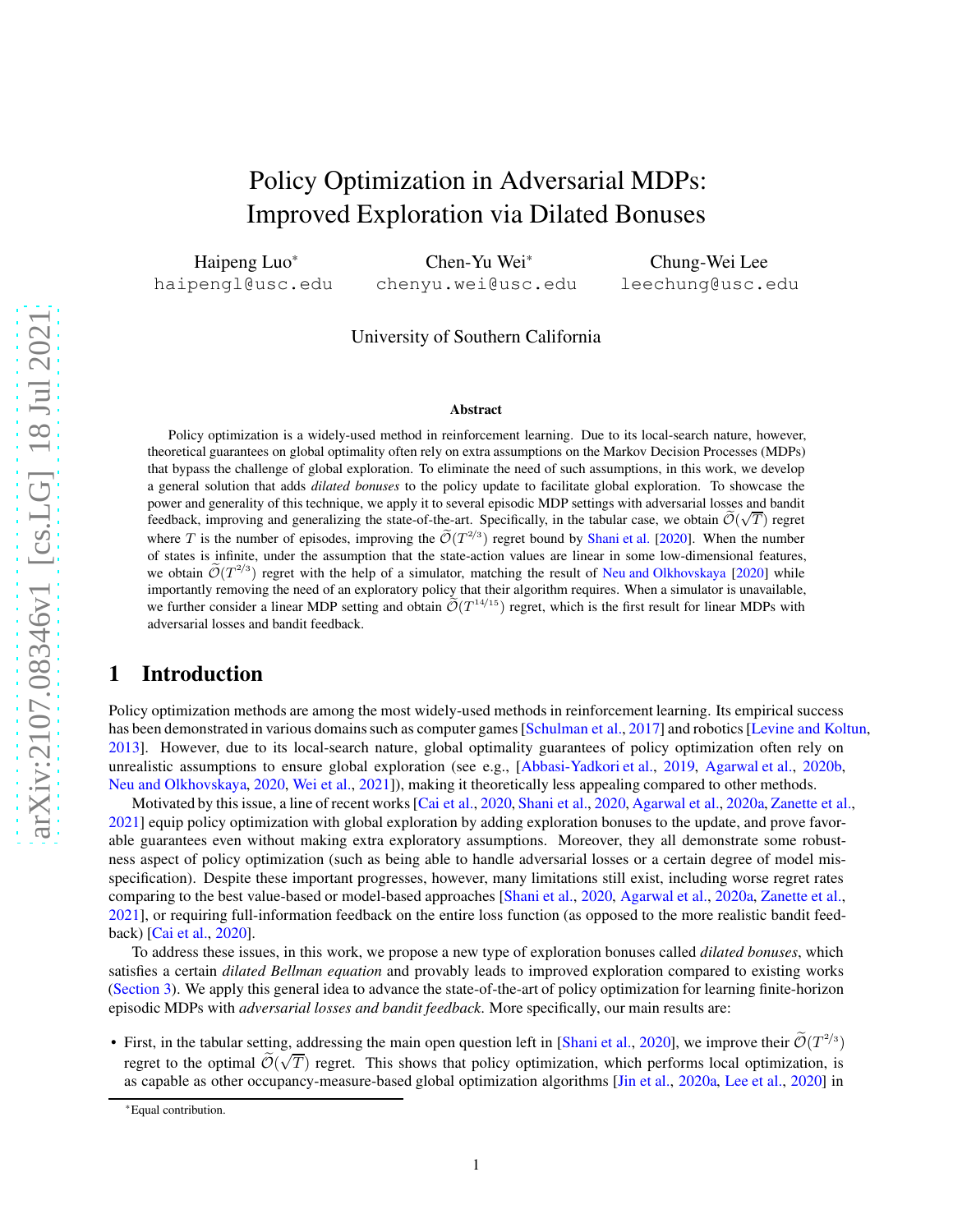# Policy Optimization in Adversarial MDPs: Improved Exploration via Dilated Bonuses

Haipeng Luo[*] haipengl@usc.edu

Chen-Yu Wei[*] chenyu.wei@usc.edu

Chung-Wei Lee leechung@usc.edu

University of Southern California

### Abstract

Policy optimization is a widely-used method in reinforcement learning. Due to its local-search nature, however, theoretical guarantees on global optimality often rely on extra assumptions on the Markov Decision Processes (MDPs) that bypass the challenge of global exploration. To eliminate the need of such assumptions, in this work, we develop a general solution that adds *dilated bonuses* to the policy update to facilitate global exploration. To showcase the power and generality of this technique, we apply it to several episodic MDP settings with adversarial losses and bandit feedback, improving and generalizing the state-of-the-art. Specifically, in the tabular case, we obtain $\widetilde{\mathcal{O}}(\sqrt{T})$ regret where $T$ is the number of episodes, improving the $\widetilde{\mathcal{O}}(T^{2/3})$ regret bound by Shani et al. [2020]. When the number of states is infinite, under the assumption that the state-action values are linear in some low-dimensional features, we obtain $\widetilde{\mathcal{O}}(T^{2/3})$ regret with the help of a simulator, matching the result of Neu and Olkhovskaya [2020] while importantly removing the need of an exploratory policy that their algorithm requires. When a simulator is unavailable, we further consider a linear MDP setting and obtain $\widetilde{\mathcal{O}}(T^{14/15})$ regret, which is the first result for linear MDPs with adversarial losses and bandit feedback.

## 1 Introduction

Policy optimization methods are among the most widely-used methods in reinforcement learning. Its empirical success has been demonstrated in various domains such as computer games [Schulman et al., 2017] and robotics [Levine and Koltun, 2013]. However, due to its local-search nature, global optimality guarantees of policy optimization often rely on unrealistic assumptions to ensure global exploration (see e.g., [Abbasi-Yadkori et al., 2019, Agarwal et al., 2020b, Neu and Olkhovskaya, 2020, Wei et al., 2021]), making it theoretically less appealing compared to other methods.

Motivated by this issue, a line of recent works [Cai et al., 2020, Shani et al., 2020, Agarwal et al., 2020a, Zanette et al., 2021] equip policy optimization with global exploration by adding exploration bonuses to the update, and prove favorable guarantees even without making extra exploratory assumptions. Moreover, they all demonstrate some robustness aspect of policy optimization (such as being able to handle adversarial losses or a certain degree of model mis-specification). Despite these important progresses, however, many limitations still exist, including worse regret rates comparing to the best value-based or model-based approaches [Shani et al., 2020, Agarwal et al., 2020a, Zanette et al., 2021], or requiring full-information feedback on the entire loss function (as opposed to the more realistic bandit feedback) [Cai et al., 2020].

To address these issues, in this work, we propose a new type of exploration bonuses called *dilated bonuses*, which satisfies a certain *dilated Bellman equation* and provably leads to improved exploration compared to existing works (Section 3). We apply this general idea to advance the state-of-the-art of policy optimization for learning finite-horizon episodic MDPs with *adversarial losses and bandit feedback*. More specifically, our main results are:

- First, in the tabular setting, addressing the main open question left in [Shani et al., 2020], we improve their $\widetilde{\mathcal{O}}(T^{2/3})$ regret to the optimal $\widetilde{\mathcal{O}}(\sqrt{T})$ regret. This shows that policy optimization, which performs local optimization, is as capable as other occupancy-measure-based global optimization algorithms [Jin et al., 2020a, Lee et al., 2020] in

[*]Equal contribution.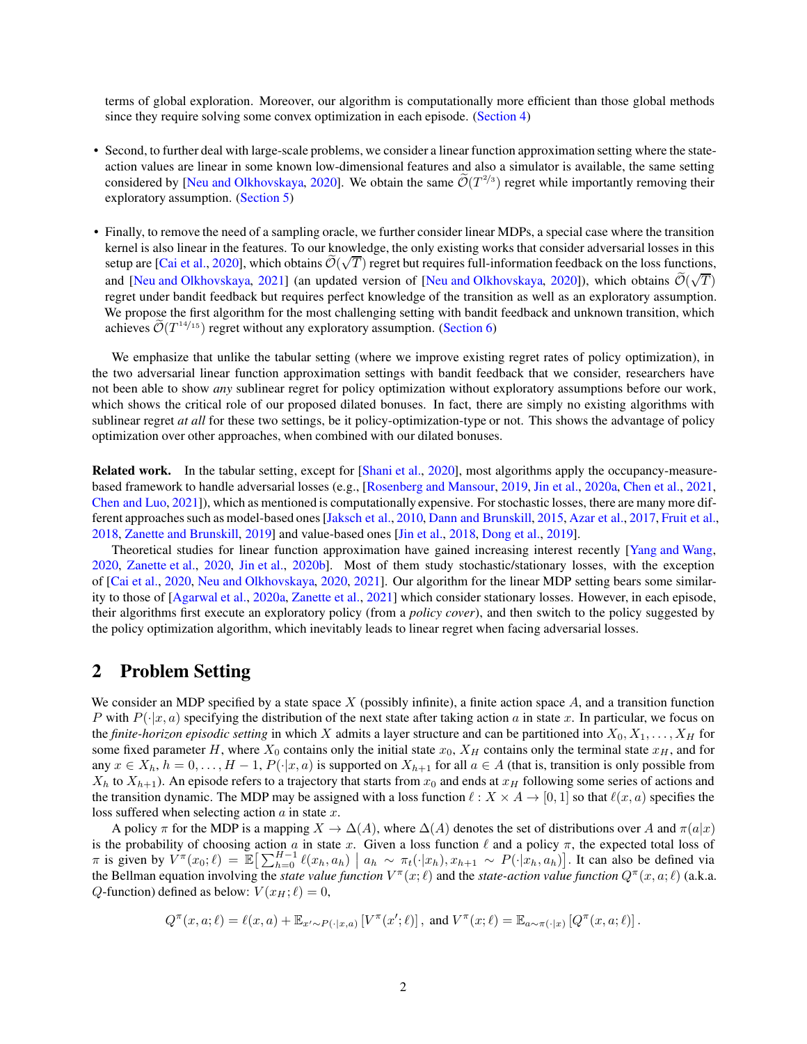terms of global exploration. Moreover, our algorithm is computationally more efficient than those global methods since they require solving some convex optimization in each episode. (Section 4)

- Second, to further deal with large-scale problems, we consider a linear function approximation setting where the state-action values are linear in some known low-dimensional features and also a simulator is available, the same setting considered by [Neu and Olkhovskaya, 2020]. We obtain the same $\widetilde{\mathcal{O}}(T^{2/3})$ regret while importantly removing their exploratory assumption. (Section 5)

- Finally, to remove the need of a sampling oracle, we further consider linear MDPs, a special case where the transition kernel is also linear in the features. To our knowledge, the only existing works that consider adversarial losses in this setup are [Cai et al., 2020], which obtains $\widetilde{\mathcal{O}}(\sqrt{T})$ regret but requires full-information feedback on the loss functions, and [Neu and Olkhovskaya, 2021] (an updated version of [Neu and Olkhovskaya, 2020]), which obtains $\widetilde{\mathcal{O}}(\sqrt{T})$ regret under bandit feedback but requires perfect knowledge of the transition as well as an exploratory assumption. We propose the first algorithm for the most challenging setting with bandit feedback and unknown transition, which achieves $\widetilde{\mathcal{O}}(T^{14/15})$ regret without any exploratory assumption. (Section 6)

We emphasize that unlike the tabular setting (where we improve existing regret rates of policy optimization), in the two adversarial linear function approximation settings with bandit feedback that we consider, researchers have not been able to show *any* sublinear regret for policy optimization without exploratory assumptions before our work, which shows the critical role of our proposed dilated bonuses. In fact, there are simply no existing algorithms with sublinear regret *at all* for these two settings, be it policy-optimization-type or not. This shows the advantage of policy optimization over other approaches, when combined with our dilated bonuses.

**Related work.** In the tabular setting, except for [Shani et al., 2020], most algorithms apply the occupancy-measure-based framework to handle adversarial losses (e.g., [Rosenberg and Mansour, 2019, Jin et al., 2020a, Chen et al., 2021, Chen and Luo, 2021]), which as mentioned is computationally expensive. For stochastic losses, there are many more different approaches such as model-based ones [Jaksch et al., 2010, Dann and Brunskill, 2015, Azar et al., 2017, Fruit et al., 2018, Zanette and Brunskill, 2019] and value-based ones [Jin et al., 2018, Dong et al., 2019].

Theoretical studies for linear function approximation have gained increasing interest recently [Yang and Wang, 2020, Zanette et al., 2020, Jin et al., 2020b]. Most of them study stochastic/stationary losses, with the exception of [Cai et al., 2020, Neu and Olkhovskaya, 2020, 2021]. Our algorithm for the linear MDP setting bears some similarity to those of [Agarwal et al., 2020a, Zanette et al., 2021] which consider stationary losses. However, in each episode, their algorithms first execute an exploratory policy (from a *policy cover*), and then switch to the policy suggested by the policy optimization algorithm, which inevitably leads to linear regret when facing adversarial losses.

## 2 Problem Setting

We consider an MDP specified by a state space $X$ (possibly infinite), a finite action space $A$, and a transition function $P$ with $P(\cdot|x, a)$ specifying the distribution of the next state after taking action $a$ in state $x$. In particular, we focus on the *finite-horizon episodic setting* in which $X$ admits a layer structure and can be partitioned into $X_0, X_1, \ldots, X_H$ for some fixed parameter $H$, where $X_0$ contains only the initial state $x_0$, $X_H$ contains only the terminal state $x_H$, and for any $x \in X_h$, $h = 0, \ldots, H-1$, $P(\cdot|x, a)$ is supported on $X_{h+1}$ for all $a \in A$ (that is, transition is only possible from $X_h$ to $X_{h+1}$). An episode refers to a trajectory that starts from $x_0$ and ends at $x_H$ following some series of actions and the transition dynamic. The MDP may be assigned with a loss function $\ell : X \times A \to [0, 1]$ so that $\ell(x, a)$ specifies the loss suffered when selecting action $a$ in state $x$.

A policy $\pi$ for the MDP is a mapping $X \to \Delta(A)$, where $\Delta(A)$ denotes the set of distributions over $A$ and $\pi(a|x)$ is the probability of choosing action $a$ in state $x$. Given a loss function $\ell$ and a policy $\pi$, the expected total loss of $\pi$ is given by $V^\pi(x_0; \ell) = \mathbb{E}\big[\sum_{h=0}^{H-1} \ell(x_h, a_h) \;\big|\; a_h \sim \pi_t(\cdot|x_h), x_{h+1} \sim P(\cdot|x_h, a_h)\big]$. It can also be defined via the Bellman equation involving the *state value function* $V^\pi(x; \ell)$ and the *state-action value function* $Q^\pi(x, a; \ell)$ (a.k.a. $Q$-function) defined as below: $V(x_H; \ell) = 0$,

$$Q^\pi(x, a; \ell) = \ell(x, a) + \mathbb{E}_{x' \sim P(\cdot|x,a)}\left[V^\pi(x'; \ell)\right], \text{ and } V^\pi(x; \ell) = \mathbb{E}_{a \sim \pi(\cdot|x)}\left[Q^\pi(x, a; \ell)\right].$$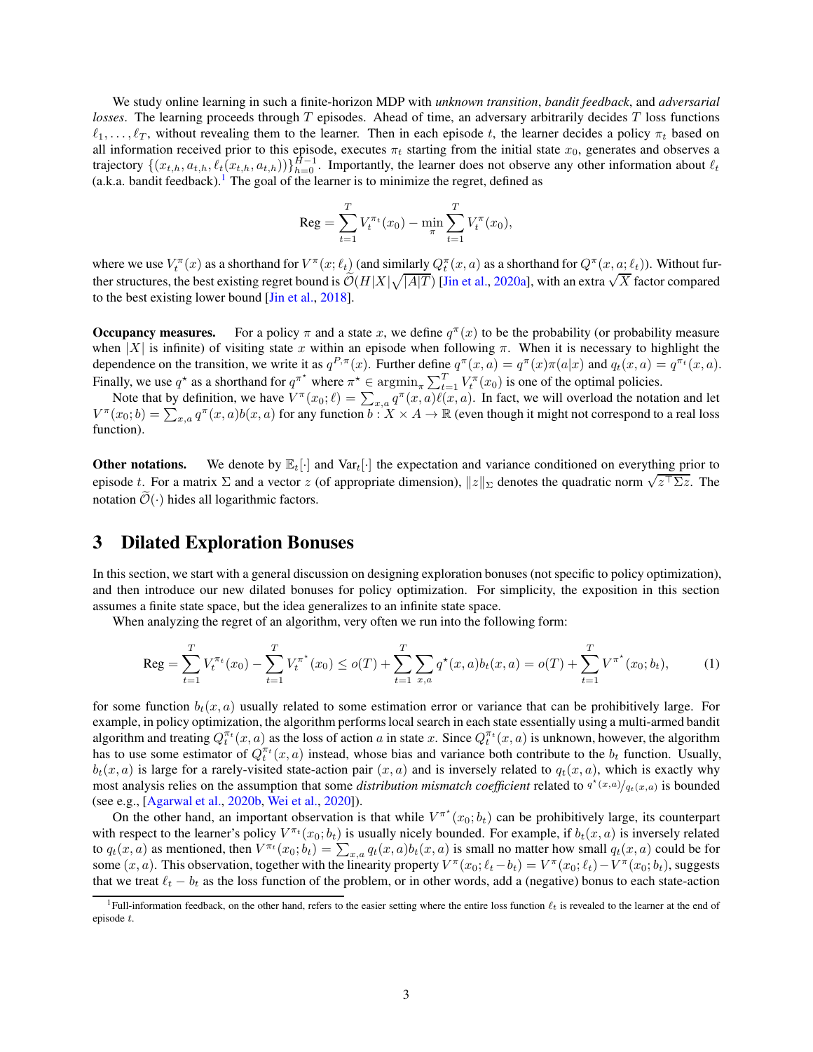We study online learning in such a finite-horizon MDP with *unknown transition*, *bandit feedback*, and *adversarial losses*. The learning proceeds through $T$ episodes. Ahead of time, an adversary arbitrarily decides $T$ loss functions $\ell_1, \ldots, \ell_T$, without revealing them to the learner. Then in each episode $t$, the learner decides a policy $\pi_t$ based on all information received prior to this episode, executes $\pi_t$ starting from the initial state $x_0$, generates and observes a trajectory $\{(x_{t,h}, a_{t,h}, \ell_t(x_{t,h}, a_{t,h}))\}_{h=0}^{H-1}$. Importantly, the learner does not observe any other information about $\ell_t$ (a.k.a. bandit feedback).[1] The goal of the learner is to minimize the regret, defined as

$$\text{Reg} = \sum_{t=1}^{T} V_t^{\pi_t}(x_0) - \min_{\pi} \sum_{t=1}^{T} V_t^{\pi}(x_0),$$

where we use $V_t^{\pi}(x)$ as a shorthand for $V^{\pi}(x; \ell_t)$ (and similarly $Q_t^{\pi}(x,a)$ as a shorthand for $Q^{\pi}(x, a; \ell_t)$). Without further structures, the best existing regret bound is $\widetilde{\mathcal{O}}(H|X|\sqrt{|A|T})$ [Jin et al., 2020a], with an extra $\sqrt{X}$ factor compared to the best existing lower bound [Jin et al., 2018].

**Occupancy measures.** For a policy $\pi$ and a state $x$, we define $q^{\pi}(x)$ to be the probability (or probability measure when $|X|$ is infinite) of visiting state $x$ within an episode when following $\pi$. When it is necessary to highlight the dependence on the transition, we write it as $q^{P,\pi}(x)$. Further define $q^{\pi}(x,a) = q^{\pi}(x)\pi(a|x)$ and $q_t(x,a) = q^{\pi_t}(x,a)$. Finally, we use $q^{\star}$ as a shorthand for $q^{\pi^{\star}}$ where $\pi^{\star} \in \text{argmin}_{\pi} \sum_{t=1}^{T} V_t^{\pi}(x_0)$ is one of the optimal policies.

Note that by definition, we have $V^{\pi}(x_0; \ell) = \sum_{x,a} q^{\pi}(x,a)\ell(x,a)$. In fact, we will overload the notation and let $V^{\pi}(x_0; b) = \sum_{x,a} q^{\pi}(x,a)b(x,a)$ for any function $b : X \times A \to \mathbb{R}$ (even though it might not correspond to a real loss function).

**Other notations.** We denote by $\mathbb{E}_t[\cdot]$ and $\text{Var}_t[\cdot]$ the expectation and variance conditioned on everything prior to episode $t$. For a matrix $\Sigma$ and a vector $z$ (of appropriate dimension), $\|z\|_{\Sigma}$ denotes the quadratic norm $\sqrt{z^{\top}\Sigma z}$. The notation $\widetilde{\mathcal{O}}(\cdot)$ hides all logarithmic factors.

# 3 Dilated Exploration Bonuses

In this section, we start with a general discussion on designing exploration bonuses (not specific to policy optimization), and then introduce our new dilated bonuses for policy optimization. For simplicity, the exposition in this section assumes a finite state space, but the idea generalizes to an infinite state space.

When analyzing the regret of an algorithm, very often we run into the following form:

$$\text{Reg} = \sum_{t=1}^{T} V_t^{\pi_t}(x_0) - \sum_{t=1}^{T} V_t^{\pi^{\star}}(x_0) \leq o(T) + \sum_{t=1}^{T}\sum_{x,a} q^{\star}(x,a)b_t(x,a) = o(T) + \sum_{t=1}^{T} V^{\pi^{\star}}(x_0; b_t), \tag{1}$$

for some function $b_t(x,a)$ usually related to some estimation error or variance that can be prohibitively large. For example, in policy optimization, the algorithm performs local search in each state essentially using a multi-armed bandit algorithm and treating $Q_t^{\pi_t}(x,a)$ as the loss of action $a$ in state $x$. Since $Q_t^{\pi_t}(x,a)$ is unknown, however, the algorithm has to use some estimator of $Q_t^{\pi_t}(x,a)$ instead, whose bias and variance both contribute to the $b_t$ function. Usually, $b_t(x,a)$ is large for a rarely-visited state-action pair $(x,a)$ and is inversely related to $q_t(x,a)$, which is exactly why most analysis relies on the assumption that some *distribution mismatch coefficient* related to $q^{\star}(x,a)/q_t(x,a)$ is bounded (see e.g., [Agarwal et al., 2020b, Wei et al., 2020]).

On the other hand, an important observation is that while $V^{\pi^{\star}}(x_0; b_t)$ can be prohibitively large, its counterpart with respect to the learner's policy $V^{\pi_t}(x_0; b_t)$ is usually nicely bounded. For example, if $b_t(x,a)$ is inversely related to $q_t(x,a)$ as mentioned, then $V^{\pi_t}(x_0; b_t) = \sum_{x,a} q_t(x,a)b_t(x,a)$ is small no matter how small $q_t(x,a)$ could be for some $(x,a)$. This observation, together with the linearity property $V^{\pi}(x_0; \ell_t - b_t) = V^{\pi}(x_0; \ell_t) - V^{\pi}(x_0; b_t)$, suggests that we treat $\ell_t - b_t$ as the loss function of the problem, or in other words, add a (negative) bonus to each state-action

[1] Full-information feedback, on the other hand, refers to the easier setting where the entire loss function $\ell_t$ is revealed to the learner at the end of episode $t$.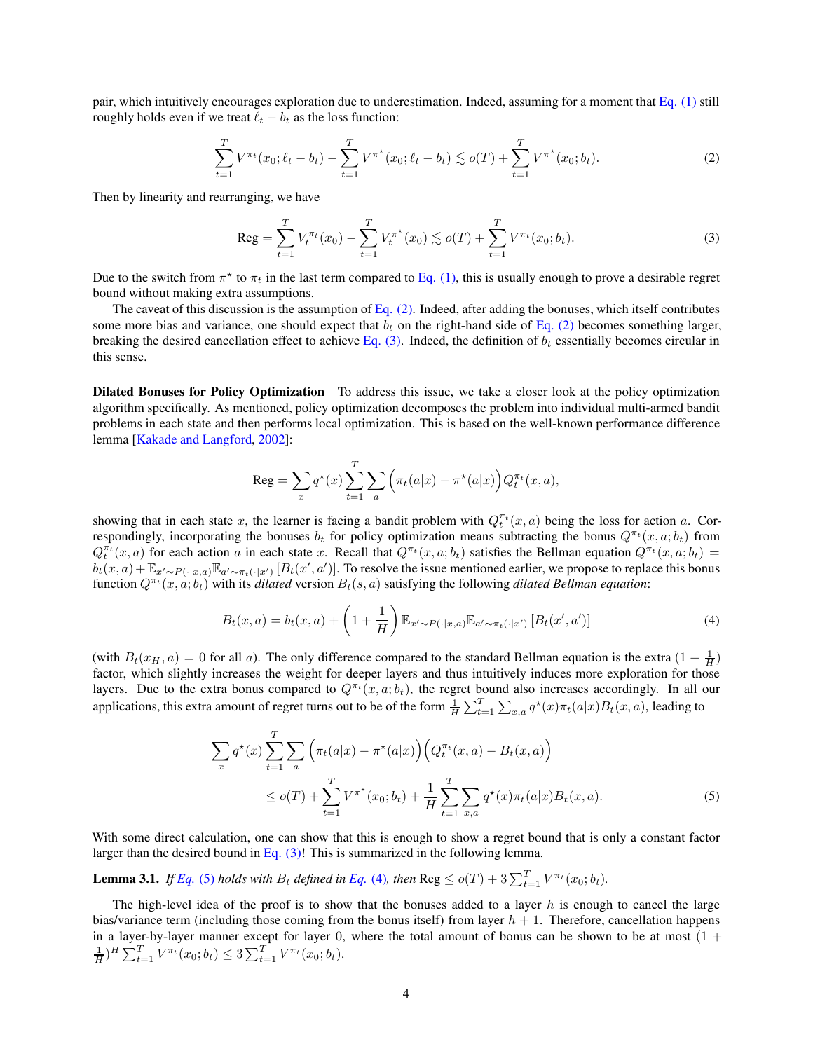pair, which intuitively encourages exploration due to underestimation. Indeed, assuming for a moment that Eq. (1) still roughly holds even if we treat $\ell_t - b_t$ as the loss function:

$$\sum_{t=1}^{T} V^{\pi_t}(x_0; \ell_t - b_t) - \sum_{t=1}^{T} V^{\pi^\star}(x_0; \ell_t - b_t) \lesssim o(T) + \sum_{t=1}^{T} V^{\pi^\star}(x_0; b_t). \tag{2}$$

Then by linearity and rearranging, we have

$$\text{Reg} = \sum_{t=1}^{T} V_t^{\pi_t}(x_0) - \sum_{t=1}^{T} V_t^{\pi^\star}(x_0) \lesssim o(T) + \sum_{t=1}^{T} V^{\pi_t}(x_0; b_t). \tag{3}$$

Due to the switch from $\pi^\star$ to $\pi_t$ in the last term compared to Eq. (1), this is usually enough to prove a desirable regret bound without making extra assumptions.

The caveat of this discussion is the assumption of Eq. (2). Indeed, after adding the bonuses, which itself contributes some more bias and variance, one should expect that $b_t$ on the right-hand side of Eq. (2) becomes something larger, breaking the desired cancellation effect to achieve Eq. (3). Indeed, the definition of $b_t$ essentially becomes circular in this sense.

**Dilated Bonuses for Policy Optimization** To address this issue, we take a closer look at the policy optimization algorithm specifically. As mentioned, policy optimization decomposes the problem into individual multi-armed bandit problems in each state and then performs local optimization. This is based on the well-known performance difference lemma [Kakade and Langford, 2002]:

$$\text{Reg} = \sum_{x} q^\star(x) \sum_{t=1}^{T} \sum_{a} \Big(\pi_t(a|x) - \pi^\star(a|x)\Big) Q_t^{\pi_t}(x, a),$$

showing that in each state $x$, the learner is facing a bandit problem with $Q_t^{\pi_t}(x, a)$ being the loss for action $a$. Correspondingly, incorporating the bonuses $b_t$ for policy optimization means subtracting the bonus $Q^{\pi_t}(x, a; b_t)$ from $Q_t^{\pi_t}(x, a)$ for each action $a$ in each state $x$. Recall that $Q^{\pi_t}(x, a; b_t)$ satisfies the Bellman equation $Q^{\pi_t}(x, a; b_t) = b_t(x, a) + \mathbb{E}_{x' \sim P(\cdot|x,a)} \mathbb{E}_{a' \sim \pi_t(\cdot|x')} [B_t(x', a')]$. To resolve the issue mentioned earlier, we propose to replace this bonus function $Q^{\pi_t}(x, a; b_t)$ with its *dilated* version $B_t(s, a)$ satisfying the following *dilated Bellman equation*:

$$B_t(x, a) = b_t(x, a) + \left(1 + \frac{1}{H}\right) \mathbb{E}_{x' \sim P(\cdot|x,a)} \mathbb{E}_{a' \sim \pi_t(\cdot|x')} [B_t(x', a')] \tag{4}$$

(with $B_t(x_H, a) = 0$ for all $a$). The only difference compared to the standard Bellman equation is the extra $(1 + \frac{1}{H})$ factor, which slightly increases the weight for deeper layers and thus intuitively induces more exploration for those layers. Due to the extra bonus compared to $Q^{\pi_t}(x, a; b_t)$, the regret bound also increases accordingly. In all our applications, this extra amount of regret turns out to be of the form $\frac{1}{H} \sum_{t=1}^{T} \sum_{x,a} q^\star(x) \pi_t(a|x) B_t(x, a)$, leading to

$$\begin{aligned}
\sum_{x} q^\star(x) \sum_{t=1}^{T} \sum_{a} \Big(\pi_t(a|x) - \pi^\star(a|x)\Big)\Big(Q_t^{\pi_t}(x, a) - B_t(x, a)\Big) \\
\leq o(T) + \sum_{t=1}^{T} V^{\pi^\star}(x_0; b_t) + \frac{1}{H} \sum_{t=1}^{T} \sum_{x,a} q^\star(x) \pi_t(a|x) B_t(x, a).
\end{aligned} \tag{5}$$

With some direct calculation, one can show that this is enough to show a regret bound that is only a constant factor larger than the desired bound in Eq. (3)! This is summarized in the following lemma.

**Lemma 3.1.** *If Eq. (5) holds with $B_t$ defined in Eq. (4), then* $\text{Reg} \leq o(T) + 3 \sum_{t=1}^{T} V^{\pi_t}(x_0; b_t)$.

The high-level idea of the proof is to show that the bonuses added to a layer $h$ is enough to cancel the large bias/variance term (including those coming from the bonus itself) from layer $h + 1$. Therefore, cancellation happens in a layer-by-layer manner except for layer 0, where the total amount of bonus can be shown to be at most $(1 + \frac{1}{H})^H \sum_{t=1}^{T} V^{\pi_t}(x_0; b_t) \leq 3 \sum_{t=1}^{T} V^{\pi_t}(x_0; b_t)$.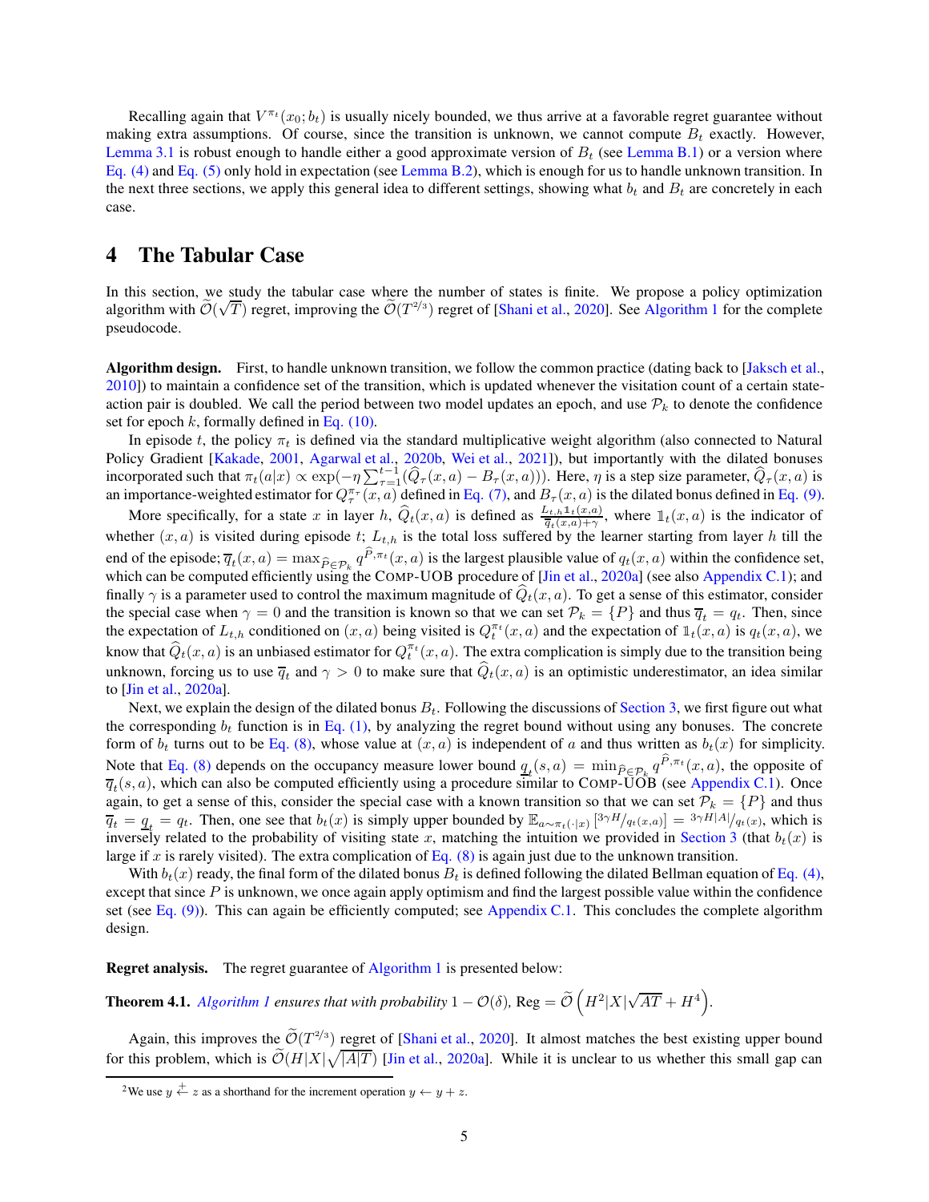Recalling again that $V^{\pi_t}(x_0; b_t)$ is usually nicely bounded, we thus arrive at a favorable regret guarantee without making extra assumptions. Of course, since the transition is unknown, we cannot compute $B_t$ exactly. However, Lemma 3.1 is robust enough to handle either a good approximate version of $B_t$ (see Lemma B.1) or a version where Eq. (4) and Eq. (5) only hold in expectation (see Lemma B.2), which is enough for us to handle unknown transition. In the next three sections, we apply this general idea to different settings, showing what $b_t$ and $B_t$ are concretely in each case.

# 4 The Tabular Case

In this section, we study the tabular case where the number of states is finite. We propose a policy optimization algorithm with $\widetilde{\mathcal{O}}(\sqrt{T})$ regret, improving the $\widetilde{\mathcal{O}}(T^{2/3})$ regret of [Shani et al., 2020]. See Algorithm 1 for the complete pseudocode.

**Algorithm design.** First, to handle unknown transition, we follow the common practice (dating back to [Jaksch et al., 2010]) to maintain a confidence set of the transition, which is updated whenever the visitation count of a certain state-action pair is doubled. We call the period between two model updates an epoch, and use $\mathcal{P}_k$ to denote the confidence set for epoch $k$, formally defined in Eq. (10).

In episode $t$, the policy $\pi_t$ is defined via the standard multiplicative weight algorithm (also connected to Natural Policy Gradient [Kakade, 2001, Agarwal et al., 2020b, Wei et al., 2021]), but importantly with the dilated bonuses incorporated such that $\pi_t(a|x) \propto \exp(-\eta \sum_{\tau=1}^{t-1}(\widehat{Q}_\tau(x,a) - B_\tau(x,a)))$. Here, $\eta$ is a step size parameter, $\widehat{Q}_\tau(x,a)$ is an importance-weighted estimator for $Q_\tau^{\pi_\tau}(x,a)$ defined in Eq. (7), and $B_\tau(x,a)$ is the dilated bonus defined in Eq. (9).

More specifically, for a state $x$ in layer $h$, $\widehat{Q}_t(x,a)$ is defined as $\frac{L_{t,h}\mathbb{1}_t(x,a)}{\overline{q}_t(x,a)+\gamma}$, where $\mathbb{1}_t(x,a)$ is the indicator of whether $(x,a)$ is visited during episode $t$; $L_{t,h}$ is the total loss suffered by the learner starting from layer $h$ till the end of the episode; $\overline{q}_t(x,a) = \max_{\widehat{P}\in\mathcal{P}_k} q^{\widehat{P},\pi_t}(x,a)$ is the largest plausible value of $q_t(x,a)$ within the confidence set, which can be computed efficiently using the COMP-UOB procedure of [Jin et al., 2020a] (see also Appendix C.1); and finally $\gamma$ is a parameter used to control the maximum magnitude of $\widehat{Q}_t(x,a)$. To get a sense of this estimator, consider the special case when $\gamma = 0$ and the transition is known so that we can set $\mathcal{P}_k = \{P\}$ and thus $\overline{q}_t = q_t$. Then, since the expectation of $L_{t,h}$ conditioned on $(x,a)$ being visited is $Q_t^{\pi_t}(x,a)$ and the expectation of $\mathbb{1}_t(x,a)$ is $q_t(x,a)$, we know that $\widehat{Q}_t(x,a)$ is an unbiased estimator for $Q_t^{\pi_t}(x,a)$. The extra complication is simply due to the transition being unknown, forcing us to use $\overline{q}_t$ and $\gamma > 0$ to make sure that $\widehat{Q}_t(x,a)$ is an optimistic underestimator, an idea similar to [Jin et al., 2020a].

Next, we explain the design of the dilated bonus $B_t$. Following the discussions of Section 3, we first figure out what the corresponding $b_t$ function is in Eq. (1), by analyzing the regret bound without using any bonuses. The concrete form of $b_t$ turns out to be Eq. (8), whose value at $(x,a)$ is independent of $a$ and thus written as $b_t(x)$ for simplicity. Note that Eq. (8) depends on the occupancy measure lower bound $\underline{q}_t(s,a) = \min_{\widehat{P}\in\mathcal{P}_k} q^{\widehat{P},\pi_t}(x,a)$, the opposite of $\overline{q}_t(s,a)$, which can also be computed efficiently using a procedure similar to COMP-UOB (see Appendix C.1). Once again, to get a sense of this, consider the special case with a known transition so that we can set $\mathcal{P}_k = \{P\}$ and thus $\overline{q}_t = \underline{q}_t = q_t$. Then, one see that $b_t(x)$ is simply upper bounded by $\mathbb{E}_{a\sim\pi_t(\cdot|x)}\left[{}^{3\gamma H}/_{q_t(x,a)}\right] = {}^{3\gamma H|A|}/_{q_t(x)}$, which is inversely related to the probability of visiting state $x$, matching the intuition we provided in Section 3 (that $b_t(x)$ is large if $x$ is rarely visited). The extra complication of Eq. (8) is again just due to the unknown transition.

With $b_t(x)$ ready, the final form of the dilated bonus $B_t$ is defined following the dilated Bellman equation of Eq. (4), except that since $P$ is unknown, we once again apply optimism and find the largest possible value within the confidence set (see Eq. (9)). This can again be efficiently computed; see Appendix C.1. This concludes the complete algorithm design.

**Regret analysis.** The regret guarantee of Algorithm 1 is presented below:

**Theorem 4.1.** *Algorithm 1 ensures that with probability $1 - \mathcal{O}(\delta)$,* $\text{Reg} = \widetilde{\mathcal{O}}\left(H^2|X|\sqrt{AT} + H^4\right)$.

Again, this improves the $\widetilde{\mathcal{O}}(T^{2/3})$ regret of [Shani et al., 2020]. It almost matches the best existing upper bound for this problem, which is $\widetilde{\mathcal{O}}(H|X|\sqrt{|A|T})$ [Jin et al., 2020a]. While it is unclear to us whether this small gap can

[2] We use $y \overset{+}{\leftarrow} z$ as a shorthand for the increment operation $y \leftarrow y + z$.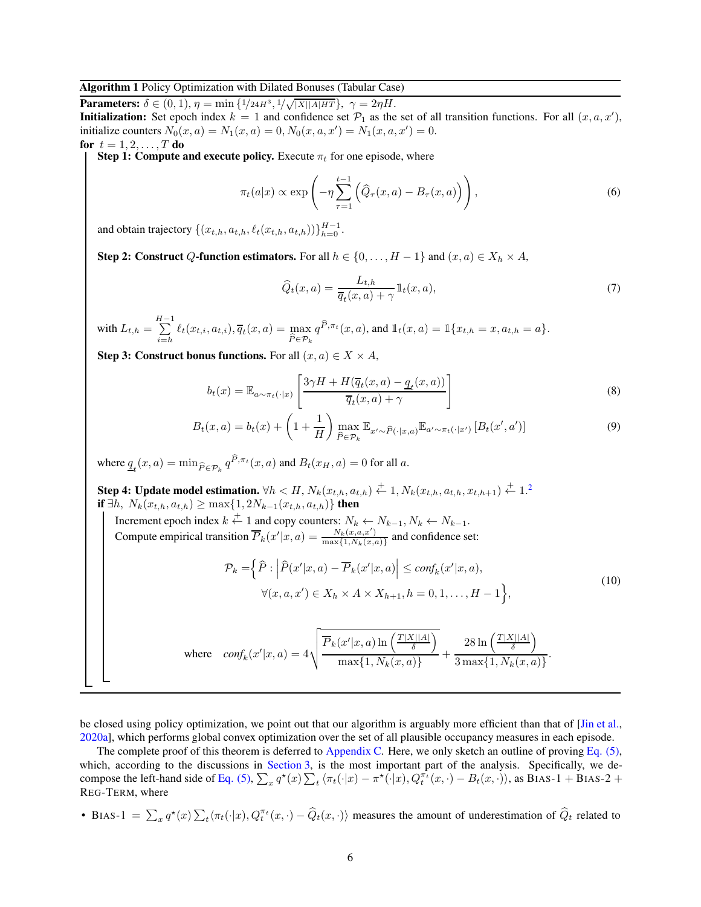**Algorithm 1** Policy Optimization with Dilated Bonuses (Tabular Case)

**Parameters:** $\delta \in (0,1)$, $\eta = \min\{1/24H^3, 1/\sqrt{|X||A|HT}\}$, $\gamma = 2\eta H$.

**Initialization:** Set epoch index $k = 1$ and confidence set $\mathcal{P}_1$ as the set of all transition functions. For all $(x, a, x')$, initialize counters $N_0(x,a) = N_1(x,a) = 0$, $N_0(x,a,x') = N_1(x,a,x') = 0$.

**for** $t = 1, 2, \ldots, T$ **do**

**Step 1: Compute and execute policy.** Execute $\pi_t$ for one episode, where

$$\pi_t(a|x) \propto \exp\left(-\eta \sum_{\tau=1}^{t-1}\left(\widehat{Q}_\tau(x,a) - B_\tau(x,a)\right)\right), \tag{6}$$

and obtain trajectory $\{(x_{t,h}, a_{t,h}, \ell_t(x_{t,h}, a_{t,h}))\}_{h=0}^{H-1}$.

**Step 2: Construct $Q$-function estimators.** For all $h \in \{0, \ldots, H-1\}$ and $(x,a) \in X_h \times A$,

$$\widehat{Q}_t(x,a) = \frac{L_{t,h}}{\overline{q}_t(x,a) + \gamma}\mathbb{1}_t(x,a), \tag{7}$$

with $L_{t,h} = \sum_{i=h}^{H-1} \ell_t(x_{t,i}, a_{t,i})$, $\overline{q}_t(x,a) = \max_{\widehat{P} \in \mathcal{P}_k} q^{\widehat{P},\pi_t}(x,a)$, and $\mathbb{1}_t(x,a) = \mathbb{1}\{x_{t,h} = x, a_{t,h} = a\}$.

**Step 3: Construct bonus functions.** For all $(x,a) \in X \times A$,

$$b_t(x) = \mathbb{E}_{a \sim \pi_t(\cdot|x)}\left[\frac{3\gamma H + H(\overline{q}_t(x,a) - \underline{q}_t(x,a))}{\overline{q}_t(x,a) + \gamma}\right] \tag{8}$$

$$B_t(x,a) = b_t(x) + \left(1 + \frac{1}{H}\right)\max_{\widehat{P} \in \mathcal{P}_k} \mathbb{E}_{x' \sim \widehat{P}(\cdot|x,a)}\mathbb{E}_{a' \sim \pi_t(\cdot|x')}\left[B_t(x',a')\right] \tag{9}$$

where $\underline{q}_t(x,a) = \min_{\widehat{P} \in \mathcal{P}_k} q^{\widehat{P},\pi_t}(x,a)$ and $B_t(x_H, a) = 0$ for all $a$.

**Step 4: Update model estimation.** $\forall h < H$, $N_k(x_{t,h}, a_{t,h}) \overset{+}{\leftarrow} 1$, $N_k(x_{t,h}, a_{t,h}, x_{t,h+1}) \overset{+}{\leftarrow} 1$.[2]

**if** $\exists h,\ N_k(x_{t,h}, a_{t,h}) \geq \max\{1, 2N_{k-1}(x_{t,h}, a_{t,h})\}$ **then**

Increment epoch index $k \overset{+}{\leftarrow} 1$ and copy counters: $N_k \leftarrow N_{k-1}$, $N_k \leftarrow N_{k-1}$.

Compute empirical transition $\overline{P}_k(x'|x,a) = \frac{N_k(x,a,x')}{\max\{1, N_k(x,a)\}}$ and confidence set:

$$\begin{aligned}\mathcal{P}_k = \Big\{\widehat{P} : &\left|\widehat{P}(x'|x,a) - \overline{P}_k(x'|x,a)\right| \leq \textit{conf}_k(x'|x,a), \\ &\forall (x,a,x') \in X_h \times A \times X_{h+1}, h = 0, 1, \ldots, H-1\Big\},\end{aligned} \tag{10}$$

$$\text{where} \quad \textit{conf}_k(x'|x,a) = 4\sqrt{\frac{\overline{P}_k(x'|x,a)\ln\left(\frac{T|X||A|}{\delta}\right)}{\max\{1, N_k(x,a)\}}} + \frac{28\ln\left(\frac{T|X||A|}{\delta}\right)}{3\max\{1, N_k(x,a)\}}.$$

be closed using policy optimization, we point out that our algorithm is arguably more efficient than that of [Jin et al., 2020a], which performs global convex optimization over the set of all plausible occupancy measures in each episode.

The complete proof of this theorem is deferred to Appendix C. Here, we only sketch an outline of proving Eq. (5), which, according to the discussions in Section 3, is the most important part of the analysis. Specifically, we decompose the left-hand side of Eq. (5), $\sum_x q^\star(x)\sum_t \langle \pi_t(\cdot|x) - \pi^\star(\cdot|x), Q_t^{\pi_t}(x,\cdot) - B_t(x,\cdot)\rangle$, as Bias-1 + Bias-2 + Reg-Term, where

- Bias-1 $= \sum_x q^\star(x)\sum_t \langle \pi_t(\cdot|x), Q_t^{\pi_t}(x,\cdot) - \widehat{Q}_t(x,\cdot)\rangle$ measures the amount of underestimation of $\widehat{Q}_t$ related to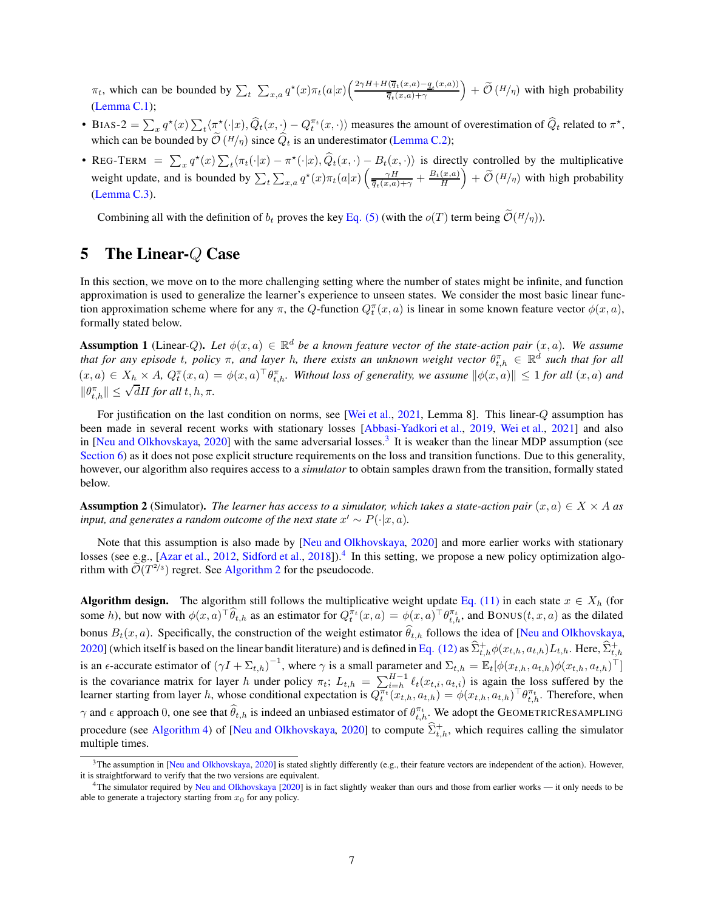$\pi_t$, which can be bounded by $\sum_t \sum_{x,a} q^\star(x)\pi_t(a|x)\left(\frac{2\gamma H + H(\overline{q}_t(x,a) - \underline{q}_t(x,a))}{\overline{q}_t(x,a)+\gamma}\right) + \widetilde{\mathcal{O}}\left(H/\eta\right)$ with high probability (Lemma C.1);

- BIAS-2 $= \sum_x q^\star(x) \sum_t \langle \pi^\star(\cdot|x), \widehat{Q}_t(x,\cdot) - Q_t^{\pi_t}(x,\cdot)\rangle$ measures the amount of overestimation of $\widehat{Q}_t$ related to $\pi^\star$, which can be bounded by $\widetilde{\mathcal{O}}\left(H/\eta\right)$ since $\widehat{Q}_t$ is an underestimator (Lemma C.2);
- REG-TERM $= \sum_x q^\star(x) \sum_t \langle \pi_t(\cdot|x) - \pi^\star(\cdot|x), \widehat{Q}_t(x,\cdot) - B_t(x,\cdot)\rangle$ is directly controlled by the multiplicative weight update, and is bounded by $\sum_t \sum_{x,a} q^\star(x)\pi_t(a|x)\left(\frac{\gamma H}{\overline{q}_t(x,a)+\gamma} + \frac{B_t(x,a)}{H}\right) + \widetilde{\mathcal{O}}\left(H/\eta\right)$ with high probability (Lemma C.3).

Combining all with the definition of $b_t$ proves the key Eq. (5) (with the $o(T)$ term being $\widetilde{\mathcal{O}}(H/\eta)$).

## 5 The Linear-$Q$ Case

In this section, we move on to the more challenging setting where the number of states might be infinite, and function approximation is used to generalize the learner's experience to unseen states. We consider the most basic linear function approximation scheme where for any $\pi$, the $Q$-function $Q_t^\pi(x,a)$ is linear in some known feature vector $\phi(x,a)$, formally stated below.

**Assumption 1** (Linear-$Q$). *Let $\phi(x,a) \in \mathbb{R}^d$ be a known feature vector of the state-action pair $(x,a)$. We assume that for any episode $t$, policy $\pi$, and layer $h$, there exists an unknown weight vector $\theta_{t,h}^\pi \in \mathbb{R}^d$ such that for all $(x,a) \in X_h \times A$, $Q_t^\pi(x,a) = \phi(x,a)^\top \theta_{t,h}^\pi$. Without loss of generality, we assume $\|\phi(x,a)\| \le 1$ for all $(x,a)$ and $\|\theta_{t,h}^\pi\| \le \sqrt{d}H$ for all $t,h,\pi$.*

For justification on the last condition on norms, see [Wei et al., 2021, Lemma 8]. This linear-$Q$ assumption has been made in several recent works with stationary losses [Abbasi-Yadkori et al., 2019, Wei et al., 2021] and also in [Neu and Olkhovskaya, 2020] with the same adversarial losses.[3] It is weaker than the linear MDP assumption (see Section 6) as it does not pose explicit structure requirements on the loss and transition functions. Due to this generality, however, our algorithm also requires access to a *simulator* to obtain samples drawn from the transition, formally stated below.

**Assumption 2** (Simulator). *The learner has access to a simulator, which takes a state-action pair $(x,a) \in X \times A$ as input, and generates a random outcome of the next state $x' \sim P(\cdot|x,a)$.*

Note that this assumption is also made by [Neu and Olkhovskaya, 2020] and more earlier works with stationary losses (see e.g., [Azar et al., 2012, Sidford et al., 2018]).[4] In this setting, we propose a new policy optimization algorithm with $\widetilde{\mathcal{O}}(T^{2/3})$ regret. See Algorithm 2 for the pseudocode.

**Algorithm design.** The algorithm still follows the multiplicative weight update Eq. (11) in each state $x \in X_h$ (for some $h$), but now with $\phi(x,a)^\top \widehat{\theta}_{t,h}$ as an estimator for $Q_t^{\pi_t}(x,a) = \phi(x,a)^\top \theta_{t,h}^{\pi_t}$, and BONUS$(t,x,a)$ as the dilated bonus $B_t(x,a)$. Specifically, the construction of the weight estimator $\widehat{\theta}_{t,h}$ follows the idea of [Neu and Olkhovskaya, 2020] (which itself is based on the linear bandit literature) and is defined in Eq. (12) as $\widehat{\Sigma}_{t,h}^+ \phi(x_{t,h}, a_{t,h}) L_{t,h}$. Here, $\widehat{\Sigma}_{t,h}^+$ is an $\epsilon$-accurate estimator of $(\gamma I + \Sigma_{t,h})^{-1}$, where $\gamma$ is a small parameter and $\Sigma_{t,h} = \mathbb{E}_t[\phi(x_{t,h}, a_{t,h})\phi(x_{t,h}, a_{t,h})^\top]$ is the covariance matrix for layer $h$ under policy $\pi_t$; $L_{t,h} = \sum_{i=h}^{H-1} \ell_t(x_{t,i}, a_{t,i})$ is again the loss suffered by the learner starting from layer $h$, whose conditional expectation is $Q_t^{\pi_t}(x_{t,h}, a_{t,h}) = \phi(x_{t,h}, a_{t,h})^\top \theta_{t,h}^{\pi_t}$. Therefore, when $\gamma$ and $\epsilon$ approach 0, one see that $\widehat{\theta}_{t,h}$ is indeed an unbiased estimator of $\theta_{t,h}^{\pi_t}$. We adopt the GEOMETRICRESAMPLING procedure (see Algorithm 4) of [Neu and Olkhovskaya, 2020] to compute $\widehat{\Sigma}_{t,h}^+$, which requires calling the simulator multiple times.

[3] The assumption in [Neu and Olkhovskaya, 2020] is stated slightly differently (e.g., their feature vectors are independent of the action). However, it is straightforward to verify that the two versions are equivalent.

[4] The simulator required by Neu and Olkhovskaya [2020] is in fact slightly weaker than ours and those from earlier works — it only needs to be able to generate a trajectory starting from $x_0$ for any policy.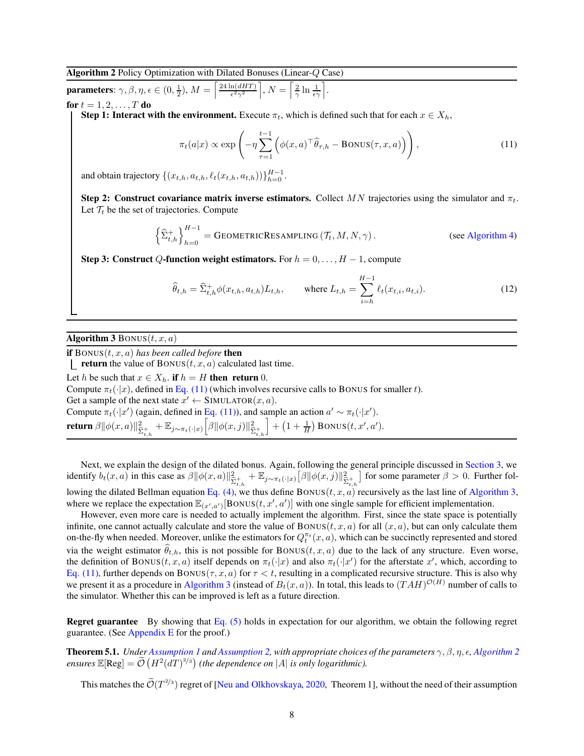**Algorithm 2** Policy Optimization with Dilated Bonuses (Linear-$Q$ Case)

**parameters**: $\gamma, \beta, \eta, \epsilon \in (0, \frac{1}{2})$, $M = \left\lceil \frac{24 \ln(dHT)}{\epsilon^2 \gamma^2} \right\rceil$, $N = \left\lceil \frac{2}{\gamma} \ln \frac{1}{\epsilon \gamma} \right\rceil$.

**for** $t = 1, 2, \ldots, T$ **do**

**Step 1: Interact with the environment.** Execute $\pi_t$, which is defined such that for each $x \in X_h$,

$$\pi_t(a|x) \propto \exp\left(-\eta \sum_{\tau=1}^{t-1} \left(\phi(x,a)^\top \widehat{\theta}_{\tau,h} - \textsc{Bonus}(\tau, x, a)\right)\right), \tag{11}$$

and obtain trajectory $\{(x_{t,h}, a_{t,h}, \ell_t(x_{t,h}, a_{t,h}))\}_{h=0}^{H-1}$.

**Step 2: Construct covariance matrix inverse estimators.** Collect $MN$ trajectories using the simulator and $\pi_t$. Let $\mathcal{T}_t$ be the set of trajectories. Compute

$$\left\{\widehat{\Sigma}_{t,h}^+\right\}_{h=0}^{H-1} = \textsc{GeometricResampling}\left(\mathcal{T}_t, M, N, \gamma\right). \qquad \text{(see Algorithm 4)}$$

**Step 3: Construct $Q$-function weight estimators.** For $h = 0, \ldots, H-1$, compute

$$\widehat{\theta}_{t,h} = \widehat{\Sigma}_{t,h}^+ \phi(x_{t,h}, a_{t,h}) L_{t,h}, \qquad \text{where } L_{t,h} = \sum_{i=h}^{H-1} \ell_t(x_{t,i}, a_{t,i}). \tag{12}$$

**Algorithm 3** $\textsc{Bonus}(t, x, a)$

**if** $\textsc{Bonus}(t, x, a)$ *has been called before* **then**

 **return** the value of $\textsc{Bonus}(t, x, a)$ calculated last time.

Let $h$ be such that $x \in X_h$. **if** $h = H$ **then return** 0.

Compute $\pi_t(\cdot|x)$, defined in Eq. (11) (which involves recursive calls to $\textsc{Bonus}$ for smaller $t$).

Get a sample of the next state $x' \leftarrow \textsc{Simulator}(x, a)$.

Compute $\pi_t(\cdot|x')$ (again, defined in Eq. (11)), and sample an action $a' \sim \pi_t(\cdot|x')$.

**return** $\beta \|\phi(x,a)\|^2_{\widehat{\Sigma}_{t,h}^+} + \mathbb{E}_{j \sim \pi_t(\cdot|x)}\left[\beta \|\phi(x,j)\|^2_{\widehat{\Sigma}_{t,h}^+}\right] + \left(1 + \frac{1}{H}\right) \textsc{Bonus}(t, x', a')$.

Next, we explain the design of the dilated bonus. Again, following the general principle discussed in Section 3, we identify $b_t(x,a)$ in this case as $\beta \|\phi(x,a)\|^2_{\widehat{\Sigma}_{t,h}^+} + \mathbb{E}_{j \sim \pi_t(\cdot|x)}\left[\beta \|\phi(x,j)\|^2_{\widehat{\Sigma}_{t,h}^+}\right]$ for some parameter $\beta > 0$. Further following the dilated Bellman equation Eq. (4), we thus define $\textsc{Bonus}(t, x, a)$ recursively as the last line of Algorithm 3, where we replace the expectation $\mathbb{E}_{(x',a')}[\textsc{Bonus}(t, x', a')]$ with one single sample for efficient implementation.

However, even more care is needed to actually implement the algorithm. First, since the state space is potentially infinite, one cannot actually calculate and store the value of $\textsc{Bonus}(t, x, a)$ for all $(x, a)$, but can only calculate them on-the-fly when needed. Moreover, unlike the estimators for $Q_t^{\pi_t}(x,a)$, which can be succinctly represented and stored via the weight estimator $\widehat{\theta}_{t,h}$, this is not possible for $\textsc{Bonus}(t, x, a)$ due to the lack of any structure. Even worse, the definition of $\textsc{Bonus}(t, x, a)$ itself depends on $\pi_t(\cdot|x)$ and also $\pi_t(\cdot|x')$ for the afterstate $x'$, which, according to Eq. (11), further depends on $\textsc{Bonus}(\tau, x, a)$ for $\tau < t$, resulting in a complicated recursive structure. This is also why we present it as a procedure in Algorithm 3 (instead of $B_t(x,a)$). In total, this leads to $(TAH)^{\mathcal{O}(H)}$ number of calls to the simulator. Whether this can be improved is left as a future direction.

**Regret guarantee** By showing that Eq. (5) holds in expectation for our algorithm, we obtain the following regret guarantee. (See Appendix E for the proof.)

**Theorem 5.1.** *Under Assumption 1 and Assumption 2, with appropriate choices of the parameters $\gamma, \beta, \eta, \epsilon$, Algorithm 2 ensures $\mathbb{E}[\text{Reg}] = \widetilde{\mathcal{O}}\left(H^2 (dT)^{2/3}\right)$ (the dependence on $|A|$ is only logarithmic).*

This matches the $\widetilde{\mathcal{O}}(T^{2/3})$ regret of [Neu and Olkhovskaya, 2020, Theorem 1], without the need of their assumption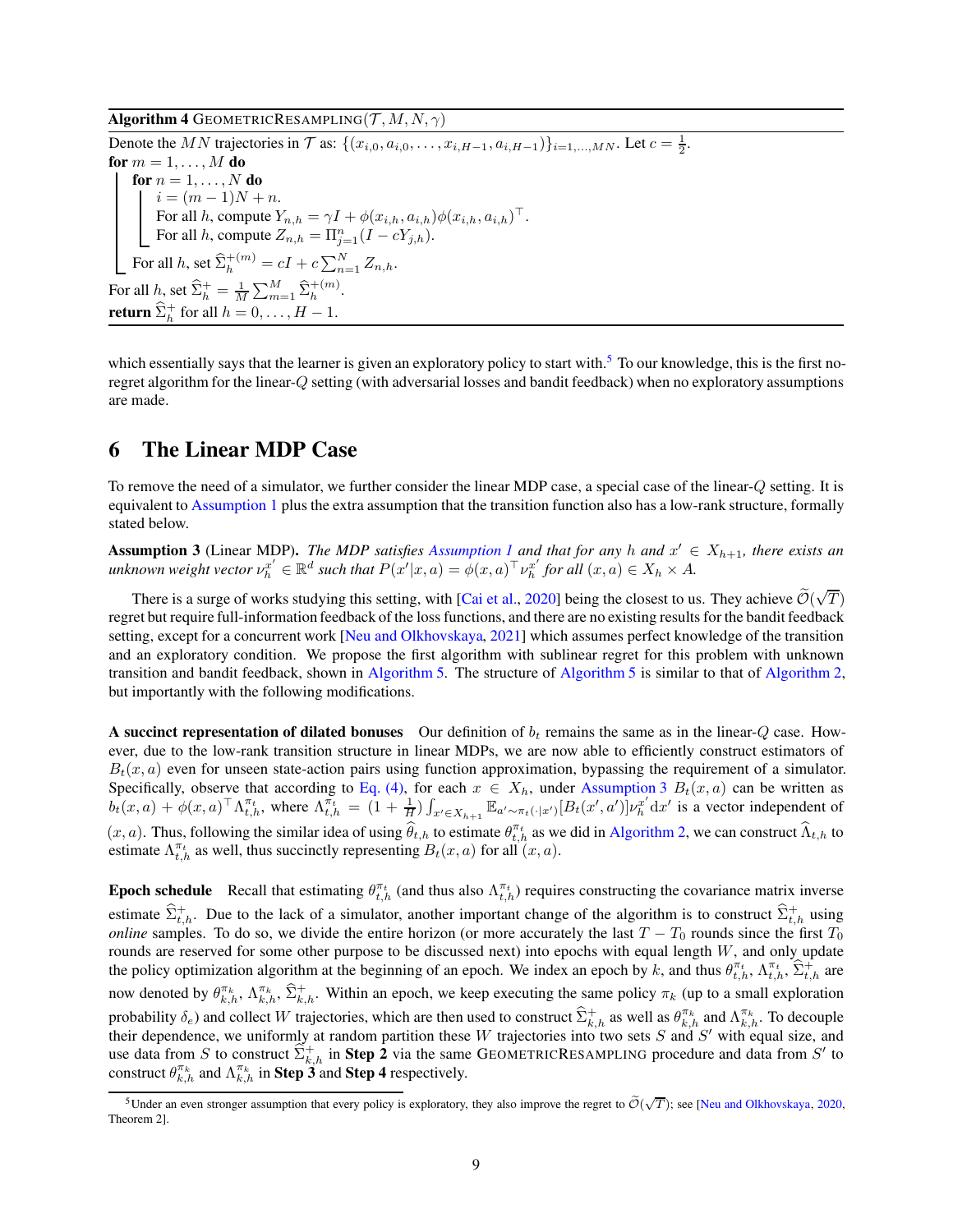**Algorithm 4** GeometricResampling($\mathcal{T}, M, N, \gamma$)

Denote the $MN$ trajectories in $\mathcal{T}$ as: $\{(x_{i,0}, a_{i,0}, \ldots, x_{i,H-1}, a_{i,H-1})\}_{i=1,\ldots,MN}$. Let $c = \frac{1}{2}$.
**for** $m = 1, \ldots, M$ **do**
  **for** $n = 1, \ldots, N$ **do**
    $i = (m-1)N + n$.
    For all $h$, compute $Y_{n,h} = \gamma I + \phi(x_{i,h}, a_{i,h})\phi(x_{i,h}, a_{i,h})^\top$.
    For all $h$, compute $Z_{n,h} = \Pi_{j=1}^{n}(I - cY_{j,h})$.
  For all $h$, set $\widehat{\Sigma}_h^{+(m)} = cI + c\sum_{n=1}^{N} Z_{n,h}$.
For all $h$, set $\widehat{\Sigma}_h^{+} = \frac{1}{M}\sum_{m=1}^{M} \widehat{\Sigma}_h^{+(m)}$.
**return** $\widehat{\Sigma}_h^{+}$ for all $h = 0, \ldots, H-1$.

which essentially says that the learner is given an exploratory policy to start with.[5] To our knowledge, this is the first no-regret algorithm for the linear-$Q$ setting (with adversarial losses and bandit feedback) when no exploratory assumptions are made.

# 6 The Linear MDP Case

To remove the need of a simulator, we further consider the linear MDP case, a special case of the linear-$Q$ setting. It is equivalent to Assumption 1 plus the extra assumption that the transition function also has a low-rank structure, formally stated below.

**Assumption 3** (Linear MDP). *The MDP satisfies Assumption 1 and that for any $h$ and $x' \in X_{h+1}$, there exists an unknown weight vector $\nu_h^{x'} \in \mathbb{R}^d$ such that $P(x'|x,a) = \phi(x,a)^\top \nu_h^{x'}$ for all $(x,a) \in X_h \times A$.*

There is a surge of works studying this setting, with [Cai et al., 2020] being the closest to us. They achieve $\widetilde{\mathcal{O}}(\sqrt{T})$ regret but require full-information feedback of the loss functions, and there are no existing results for the bandit feedback setting, except for a concurrent work [Neu and Olkhovskaya, 2021] which assumes perfect knowledge of the transition and an exploratory condition. We propose the first algorithm with sublinear regret for this problem with unknown transition and bandit feedback, shown in Algorithm 5. The structure of Algorithm 5 is similar to that of Algorithm 2, but importantly with the following modifications.

**A succinct representation of dilated bonuses** Our definition of $b_t$ remains the same as in the linear-$Q$ case. However, due to the low-rank transition structure in linear MDPs, we are now able to efficiently construct estimators of $B_t(x,a)$ even for unseen state-action pairs using function approximation, bypassing the requirement of a simulator. Specifically, observe that according to Eq. (4), for each $x \in X_h$, under Assumption 3 $B_t(x,a)$ can be written as $b_t(x,a) + \phi(x,a)^\top \Lambda_{t,h}^{\pi_t}$, where $\Lambda_{t,h}^{\pi_t} = (1 + \frac{1}{H})\int_{x' \in X_{h+1}} \mathbb{E}_{a' \sim \pi_t(\cdot|x')}[B_t(x',a')]\nu_h^{x'} \mathrm{d}x'$ is a vector independent of $(x,a)$. Thus, following the similar idea of using $\widehat{\theta}_{t,h}$ to estimate $\theta_{t,h}^{\pi_t}$ as we did in Algorithm 2, we can construct $\widehat{\Lambda}_{t,h}$ to estimate $\Lambda_{t,h}^{\pi_t}$ as well, thus succinctly representing $B_t(x,a)$ for all $(x,a)$.

**Epoch schedule** Recall that estimating $\theta_{t,h}^{\pi_t}$ (and thus also $\Lambda_{t,h}^{\pi_t}$) requires constructing the covariance matrix inverse estimate $\widehat{\Sigma}_{t,h}^{+}$. Due to the lack of a simulator, another important change of the algorithm is to construct $\widehat{\Sigma}_{t,h}^{+}$ using *online* samples. To do so, we divide the entire horizon (or more accurately the last $T - T_0$ rounds since the first $T_0$ rounds are reserved for some other purpose to be discussed next) into epochs with equal length $W$, and only update the policy optimization algorithm at the beginning of an epoch. We index an epoch by $k$, and thus $\theta_{t,h}^{\pi_t}$, $\Lambda_{t,h}^{\pi_t}$, $\widehat{\Sigma}_{t,h}^{+}$ are now denoted by $\theta_{k,h}^{\pi_k}$, $\Lambda_{k,h}^{\pi_k}$, $\widehat{\Sigma}_{k,h}^{+}$. Within an epoch, we keep executing the same policy $\pi_k$ (up to a small exploration probability $\delta_e$) and collect $W$ trajectories, which are then used to construct $\widehat{\Sigma}_{k,h}^{+}$ as well as $\theta_{k,h}^{\pi_k}$ and $\Lambda_{k,h}^{\pi_k}$. To decouple their dependence, we uniformly at random partition these $W$ trajectories into two sets $S$ and $S'$ with equal size, and use data from $S$ to construct $\widehat{\Sigma}_{k,h}^{+}$ in **Step 2** via the same GeometricResampling procedure and data from $S'$ to construct $\theta_{k,h}^{\pi_k}$ and $\Lambda_{k,h}^{\pi_k}$ in **Step 3** and **Step 4** respectively.

[5] Under an even stronger assumption that every policy is exploratory, they also improve the regret to $\widetilde{\mathcal{O}}(\sqrt{T})$; see [Neu and Olkhovskaya, 2020, Theorem 2].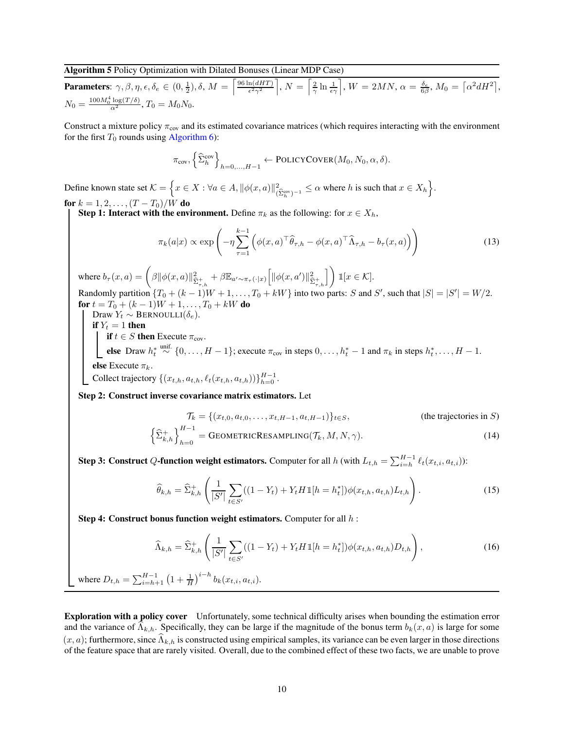**Algorithm 5** Policy Optimization with Dilated Bonuses (Linear MDP Case)

**Parameters**: $\gamma, \beta, \eta, \epsilon, \delta_e \in (0, \frac{1}{2}), \delta$, $M = \left\lceil \frac{96 \ln(dHT)}{\epsilon^2 \gamma^2} \right\rceil$, $N = \left\lceil \frac{2}{\gamma} \ln \frac{1}{\epsilon \gamma} \right\rceil$, $W = 2MN$, $\alpha = \frac{\delta_e}{6\beta}$, $M_0 = \lceil \alpha^2 dH^2 \rceil$, $N_0 = \frac{100 M_0^4 \log(T/\delta)}{\alpha^2}$, $T_0 = M_0 N_0$.

Construct a mixture policy $\pi_{\text{cov}}$ and its estimated covariance matrices (which requires interacting with the environment for the first $T_0$ rounds using Algorithm 6):

$$\pi_{\text{cov}}, \left\{ \widehat{\Sigma}_h^{\text{cov}} \right\}_{h=0,\dots,H-1} \leftarrow \text{POLICYCOVER}(M_0, N_0, \alpha, \delta).$$

Define known state set $\mathcal{K} = \left\{ x \in X : \forall a \in A, \|\phi(x,a)\|^2_{(\widehat{\Sigma}_h^{\text{cov}})^{-1}} \leq \alpha \text{ where } h \text{ is such that } x \in X_h \right\}$.

**for** $k = 1, 2, \dots, (T - T_0)/W$ **do**

**Step 1: Interact with the environment.** Define $\pi_k$ as the following: for $x \in X_h$,

$$\pi_k(a|x) \propto \exp\left( -\eta \sum_{\tau=1}^{k-1} \left( \phi(x,a)^\top \widehat{\theta}_{\tau,h} - \phi(x,a)^\top \widehat{\Lambda}_{\tau,h} - b_\tau(x,a) \right) \right) \tag{13}$$

where $b_\tau(x,a) = \left( \beta \|\phi(x,a)\|^2_{\widehat{\Sigma}^+_{\tau,h}} + \beta \mathbb{E}_{a' \sim \pi_\tau(\cdot|x)} \left[ \|\phi(x,a')\|^2_{\widehat{\Sigma}^+_{\tau,h}} \right] \right) \mathbb{1}[x \in \mathcal{K}]$.

Randomly partition $\{T_0 + (k-1)W + 1, \dots, T_0 + kW\}$ into two parts: $S$ and $S'$, such that $|S| = |S'| = W/2$.

**for** $t = T_0 + (k-1)W + 1, \dots, T_0 + kW$ **do**

Draw $Y_t \sim \text{BERNOULLI}(\delta_e)$.

**if** $Y_t = 1$ **then**

**if** $t \in S$ **then** Execute $\pi_{\text{cov}}$.

**else** Draw $h_t^* \overset{\text{unif.}}{\sim} \{0, \dots, H-1\}$; execute $\pi_{\text{cov}}$ in steps $0, \dots, h_t^* - 1$ and $\pi_k$ in steps $h_t^*, \dots, H-1$.

**else** Execute $\pi_k$.

Collect trajectory $\{(x_{t,h}, a_{t,h}, \ell_t(x_{t,h}, a_{t,h}))\}_{h=0}^{H-1}$.

**Step 2: Construct inverse covariance matrix estimators.** Let

$$\mathcal{T}_k = \{(x_{t,0}, a_{t,0}, \dots, x_{t,H-1}, a_{t,H-1})\}_{t \in S}, \qquad \text{(the trajectories in } S\text{)}$$

$$\left\{ \widehat{\Sigma}^+_{k,h} \right\}_{h=0}^{H-1} = \text{GEOMETRICRESAMPLING}(\mathcal{T}_k, M, N, \gamma). \tag{14}$$

**Step 3: Construct $Q$-function weight estimators.** Computer for all $h$ (with $L_{t,h} = \sum_{i=h}^{H-1} \ell_t(x_{t,i}, a_{t,i})$):

$$\widehat{\theta}_{k,h} = \widehat{\Sigma}^+_{k,h} \left( \frac{1}{|S'|} \sum_{t \in S'} ((1 - Y_t) + Y_t H \mathbb{1}[h = h_t^*]) \phi(x_{t,h}, a_{t,h}) L_{t,h} \right). \tag{15}$$

**Step 4: Construct bonus function weight estimators.** Computer for all $h$ :

$$\widehat{\Lambda}_{k,h} = \widehat{\Sigma}^+_{k,h} \left( \frac{1}{|S'|} \sum_{t \in S'} ((1 - Y_t) + Y_t H \mathbb{1}[h = h_t^*]) \phi(x_{t,h}, a_{t,h}) D_{t,h} \right), \tag{16}$$

where $D_{t,h} = \sum_{i=h+1}^{H-1} \left(1 + \frac{1}{H}\right)^{i-h} b_k(x_{t,i}, a_{t,i})$.

---

**Exploration with a policy cover** Unfortunately, some technical difficulty arises when bounding the estimation error and the variance of $\widehat{\Lambda}_{k,h}$. Specifically, they can be large if the magnitude of the bonus term $b_k(x,a)$ is large for some $(x,a)$; furthermore, since $\widehat{\Lambda}_{k,h}$ is constructed using empirical samples, its variance can be even larger in those directions of the feature space that are rarely visited. Overall, due to the combined effect of these two facts, we are unable to prove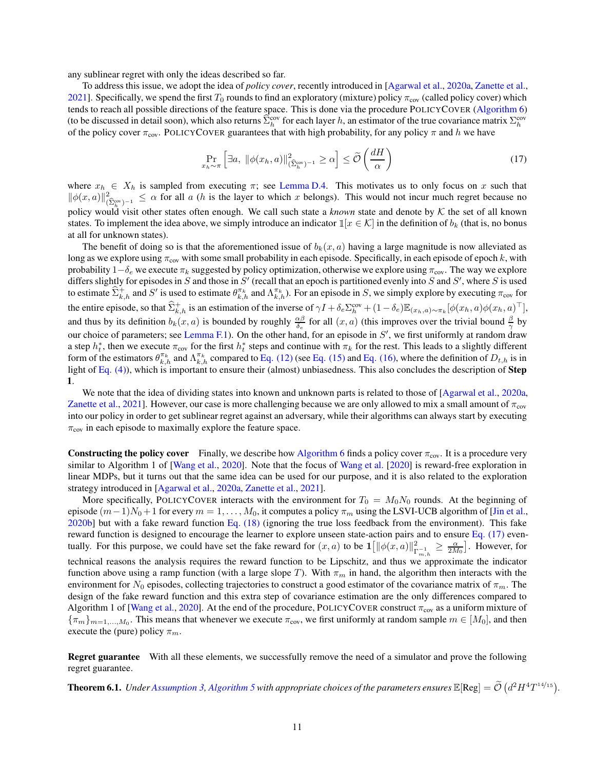any sublinear regret with only the ideas described so far.

To address this issue, we adopt the idea of *policy cover*, recently introduced in [Agarwal et al., 2020a, Zanette et al., 2021]. Specifically, we spend the first $T_0$ rounds to find an exploratory (mixture) policy $\pi_{\text{cov}}$ (called policy cover) which tends to reach all possible directions of the feature space. This is done via the procedure PolicyCover (Algorithm 6) (to be discussed in detail soon), which also returns $\widehat{\Sigma}_h^{\text{cov}}$ for each layer $h$, an estimator of the true covariance matrix $\Sigma_h^{\text{cov}}$ of the policy cover $\pi_{\text{cov}}$. PolicyCover guarantees that with high probability, for any policy $\pi$ and $h$ we have

$$\Pr_{x_h \sim \pi}\left[\exists a,\ \|\phi(x_h, a)\|^2_{(\widehat{\Sigma}_h^{\text{cov}})^{-1}} \geq \alpha\right] \leq \widetilde{\mathcal{O}}\left(\frac{dH}{\alpha}\right) \tag{17}$$

where $x_h \in X_h$ is sampled from executing $\pi$; see Lemma D.4. This motivates us to only focus on $x$ such that $\|\phi(x, a)\|^2_{(\widehat{\Sigma}_h^{\text{cov}})^{-1}} \leq \alpha$ for all $a$ ($h$ is the layer to which $x$ belongs). This would not incur much regret because no policy would visit other states often enough. We call such state a *known* state and denote by $\mathcal{K}$ the set of all known states. To implement the idea above, we simply introduce an indicator $\mathbb{1}[x \in \mathcal{K}]$ in the definition of $b_k$ (that is, no bonus at all for unknown states).

The benefit of doing so is that the aforementioned issue of $b_k(x, a)$ having a large magnitude is now alleviated as long as we explore using $\pi_{\text{cov}}$ with some small probability in each episode. Specifically, in each episode of epoch $k$, with probability $1 - \delta_e$ we execute $\pi_k$ suggested by policy optimization, otherwise we explore using $\pi_{\text{cov}}$. The way we explore differs slightly for episodes in $S$ and those in $S'$ (recall that an epoch is partitioned evenly into $S$ and $S'$, where $S$ is used to estimate $\widehat{\Sigma}_{k,h}^+$ and $S'$ is used to estimate $\theta_{k,h}^{\pi_k}$ and $\Lambda_{k,h}^{\pi_k}$). For an episode in $S$, we simply explore by executing $\pi_{\text{cov}}$ for the entire episode, so that $\widehat{\Sigma}_{k,h}^+$ is an estimation of the inverse of $\gamma I + \delta_e \Sigma_h^{\text{cov}} + (1 - \delta_e)\mathbb{E}_{(x_h, a) \sim \pi_k}[\phi(x_h, a)\phi(x_h, a)^\top]$, and thus by its definition $b_k(x, a)$ is bounded by roughly $\frac{\alpha\beta}{\delta_e}$ for all $(x, a)$ (this improves over the trivial bound $\frac{\beta}{\gamma}$ by our choice of parameters; see Lemma F.1). On the other hand, for an episode in $S'$, we first uniformly at random draw a step $h_t^*$, then we execute $\pi_{\text{cov}}$ for the first $h_t^*$ steps and continue with $\pi_k$ for the rest. This leads to a slightly different form of the estimators $\theta_{k,h}^{\pi_k}$ and $\Lambda_{k,h}^{\pi_k}$ compared to Eq. (12) (see Eq. (15) and Eq. (16), where the definition of $D_{t,h}$ is in light of Eq. (4)), which is important to ensure their (almost) unbiasedness. This also concludes the description of **Step 1**.

We note that the idea of dividing states into known and unknown parts is related to those of [Agarwal et al., 2020a, Zanette et al., 2021]. However, our case is more challenging because we are only allowed to mix a small amount of $\pi_{\text{cov}}$ into our policy in order to get sublinear regret against an adversary, while their algorithms can always start by executing $\pi_{\text{cov}}$ in each episode to maximally explore the feature space.

**Constructing the policy cover** Finally, we describe how Algorithm 6 finds a policy cover $\pi_{\text{cov}}$. It is a procedure very similar to Algorithm 1 of [Wang et al., 2020]. Note that the focus of Wang et al. [2020] is reward-free exploration in linear MDPs, but it turns out that the same idea can be used for our purpose, and it is also related to the exploration strategy introduced in [Agarwal et al., 2020a, Zanette et al., 2021].

More specifically, PolicyCover interacts with the environment for $T_0 = M_0 N_0$ rounds. At the beginning of episode $(m-1)N_0 + 1$ for every $m = 1, \ldots, M_0$, it computes a policy $\pi_m$ using the LSVI-UCB algorithm of [Jin et al., 2020b] but with a fake reward function Eq. (18) (ignoring the true loss feedback from the environment). This fake reward function is designed to encourage the learner to explore unseen state-action pairs and to ensure Eq. (17) eventually. For this purpose, we could have set the fake reward for $(x, a)$ to be $\mathbf{1}\left[\|\phi(x, a)\|^2_{\Gamma_{m,h}^{-1}} \geq \frac{\alpha}{2M_0}\right]$. However, for technical reasons the analysis requires the reward function to be Lipschitz, and thus we approximate the indicator function above using a ramp function (with a large slope $T$). With $\pi_m$ in hand, the algorithm then interacts with the environment for $N_0$ episodes, collecting trajectories to construct a good estimator of the covariance matrix of $\pi_m$. The design of the fake reward function and this extra step of covariance estimation are the only differences compared to Algorithm 1 of [Wang et al., 2020]. At the end of the procedure, PolicyCover construct $\pi_{\text{cov}}$ as a uniform mixture of $\{\pi_m\}_{m=1,\ldots,M_0}$. This means that whenever we execute $\pi_{\text{cov}}$, we first uniformly at random sample $m \in [M_0]$, and then execute the (pure) policy $\pi_m$.

**Regret guarantee** With all these elements, we successfully remove the need of a simulator and prove the following regret guarantee.

**Theorem 6.1.** *Under Assumption 3, Algorithm 5 with appropriate choices of the parameters ensures* $\mathbb{E}[\text{Reg}] = \widetilde{\mathcal{O}}\left(d^2 H^4 T^{14/15}\right)$.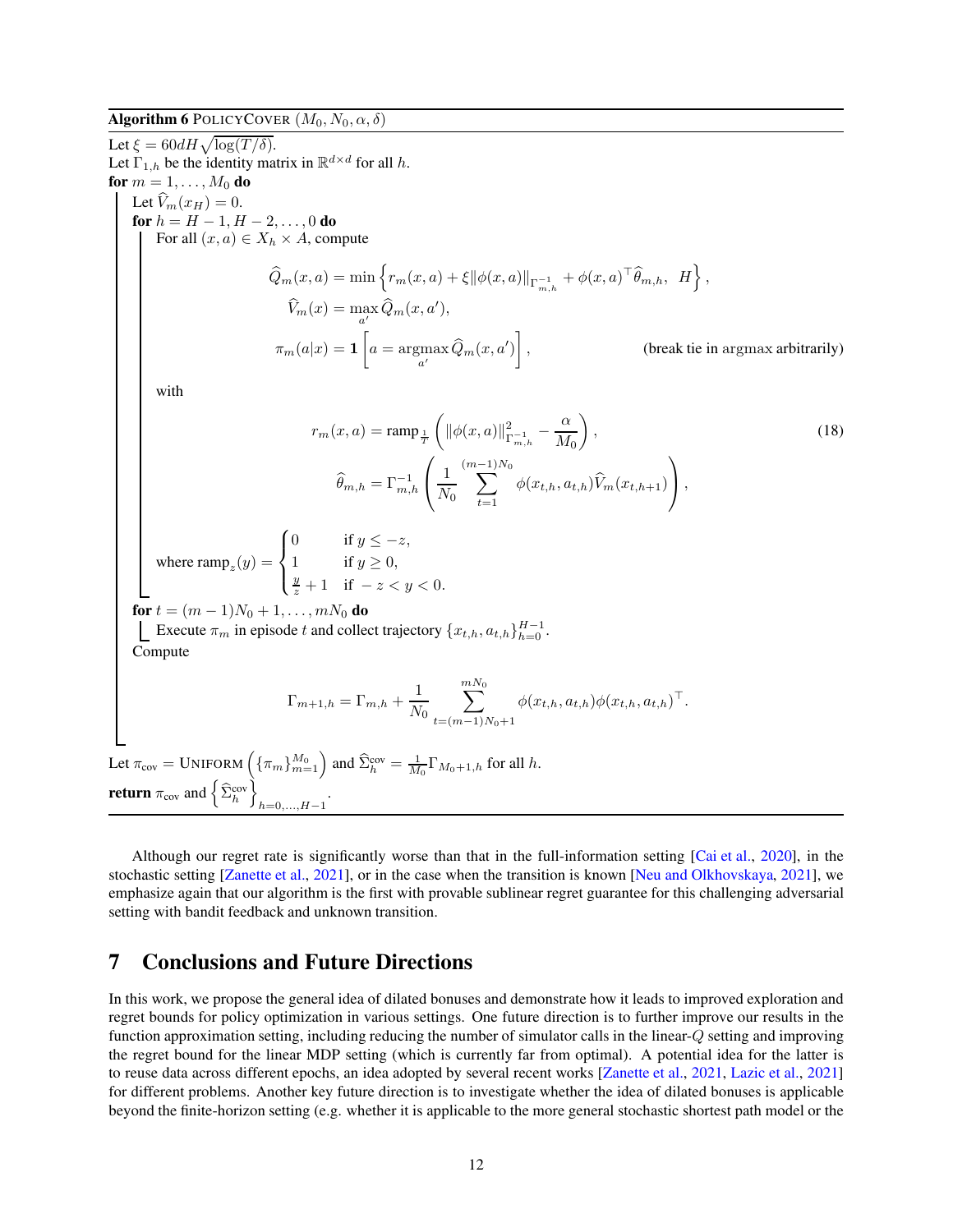**Algorithm 6** POLICYCOVER $(M_0, N_0, \alpha, \delta)$

Let $\xi = 60dH\sqrt{\log(T/\delta)}$.
Let $\Gamma_{1,h}$ be the identity matrix in $\mathbb{R}^{d\times d}$ for all $h$.
**for** $m = 1, \ldots, M_0$ **do**
  Let $\widehat{V}_m(x_H) = 0$.
  **for** $h = H-1, H-2, \ldots, 0$ **do**
    For all $(x, a) \in X_h \times A$, compute

$$
\widehat{Q}_m(x,a) = \min\left\{ r_m(x,a) + \xi\|\phi(x,a)\|_{\Gamma_{m,h}^{-1}} + \phi(x,a)^\top \widehat{\theta}_{m,h},\ \ H \right\},
$$

$$
\widehat{V}_m(x) = \max_{a'} \widehat{Q}_m(x,a'),
$$

$$
\pi_m(a|x) = \mathbf{1}\left[a = \operatorname*{argmax}_{a'} \widehat{Q}_m(x,a')\right], \qquad \text{(break tie in argmax arbitrarily)}
$$

    with

$$
r_m(x,a) = \text{ramp}_{\frac{1}{T}}\left( \|\phi(x,a)\|^2_{\Gamma_{m,h}^{-1}} - \frac{\alpha}{M_0} \right), \tag{18}
$$

$$
\widehat{\theta}_{m,h} = \Gamma_{m,h}^{-1}\left( \frac{1}{N_0}\sum_{t=1}^{(m-1)N_0} \phi(x_{t,h}, a_{t,h})\widehat{V}_m(x_{t,h+1}) \right),
$$

    where $\text{ramp}_z(y) = \begin{cases} 0 & \text{if } y \le -z, \\ 1 & \text{if } y \ge 0, \\ \frac{y}{z} + 1 & \text{if } -z < y < 0. \end{cases}$

  **for** $t = (m-1)N_0 + 1, \ldots, mN_0$ **do**
    Execute $\pi_m$ in episode $t$ and collect trajectory $\{x_{t,h}, a_{t,h}\}_{h=0}^{H-1}$.
  Compute

$$
\Gamma_{m+1,h} = \Gamma_{m,h} + \frac{1}{N_0}\sum_{t=(m-1)N_0+1}^{mN_0} \phi(x_{t,h}, a_{t,h})\phi(x_{t,h}, a_{t,h})^\top.
$$

Let $\pi_{\text{cov}} = \text{UNIFORM}\left(\{\pi_m\}_{m=1}^{M_0}\right)$ and $\widehat{\Sigma}_h^{\text{cov}} = \frac{1}{M_0}\Gamma_{M_0+1,h}$ for all $h$.
**return** $\pi_{\text{cov}}$ and $\left\{\widehat{\Sigma}_h^{\text{cov}}\right\}_{h=0,\ldots,H-1}$.

Although our regret rate is significantly worse than that in the full-information setting [Cai et al., 2020], in the stochastic setting [Zanette et al., 2021], or in the case when the transition is known [Neu and Olkhovskaya, 2021], we emphasize again that our algorithm is the first with provable sublinear regret guarantee for this challenging adversarial setting with bandit feedback and unknown transition.

## 7 Conclusions and Future Directions

In this work, we propose the general idea of dilated bonuses and demonstrate how it leads to improved exploration and regret bounds for policy optimization in various settings. One future direction is to further improve our results in the function approximation setting, including reducing the number of simulator calls in the linear-$Q$ setting and improving the regret bound for the linear MDP setting (which is currently far from optimal). A potential idea for the latter is to reuse data across different epochs, an idea adopted by several recent works [Zanette et al., 2021, Lazic et al., 2021] for different problems. Another key future direction is to investigate whether the idea of dilated bonuses is applicable beyond the finite-horizon setting (e.g. whether it is applicable to the more general stochastic shortest path model or the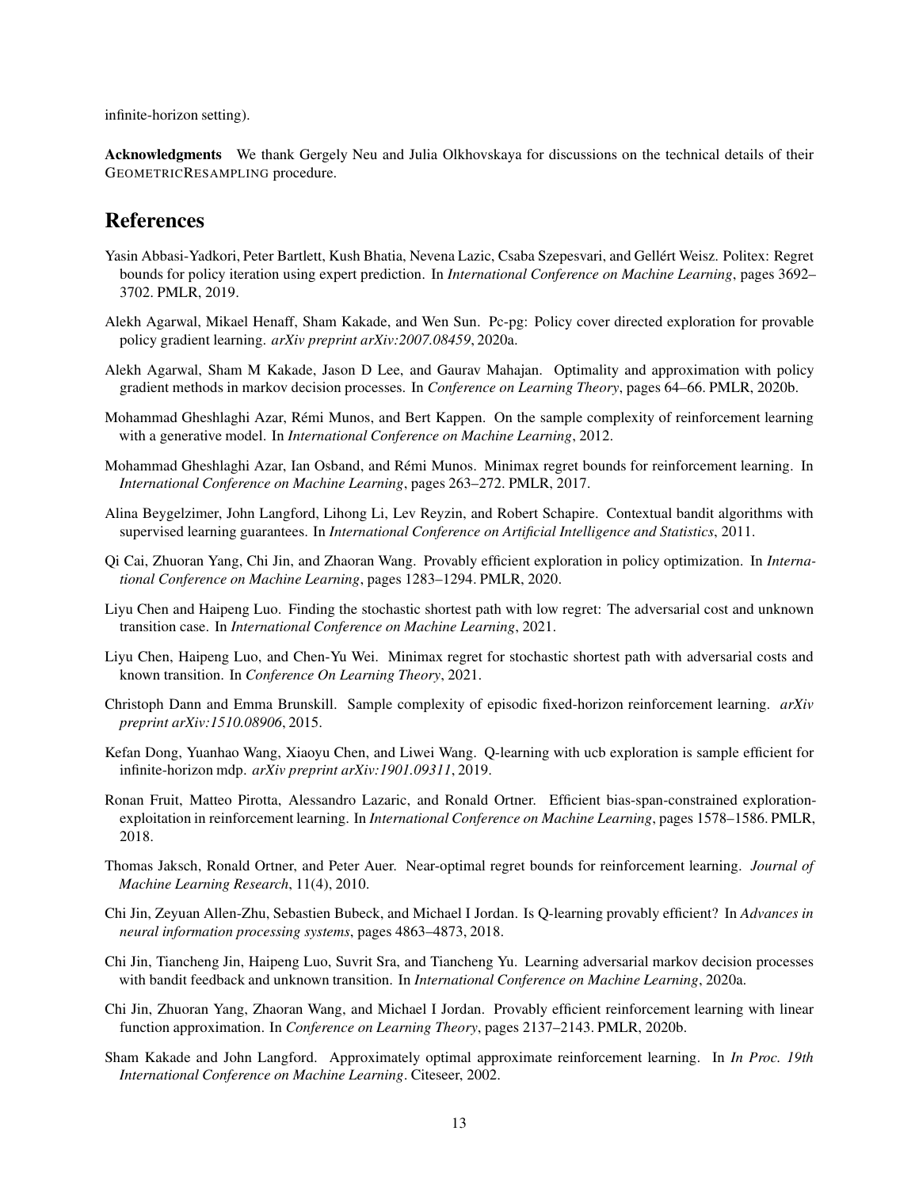infinite-horizon setting).

**Acknowledgments** We thank Gergely Neu and Julia Olkhovskaya for discussions on the technical details of their GeometricResampling procedure.

# References

Yasin Abbasi-Yadkori, Peter Bartlett, Kush Bhatia, Nevena Lazic, Csaba Szepesvari, and Gellért Weisz. Politex: Regret bounds for policy iteration using expert prediction. In *International Conference on Machine Learning*, pages 3692–3702. PMLR, 2019.

Alekh Agarwal, Mikael Henaff, Sham Kakade, and Wen Sun. Pc-pg: Policy cover directed exploration for provable policy gradient learning. *arXiv preprint arXiv:2007.08459*, 2020a.

Alekh Agarwal, Sham M Kakade, Jason D Lee, and Gaurav Mahajan. Optimality and approximation with policy gradient methods in markov decision processes. In *Conference on Learning Theory*, pages 64–66. PMLR, 2020b.

Mohammad Gheshlaghi Azar, Rémi Munos, and Bert Kappen. On the sample complexity of reinforcement learning with a generative model. In *International Conference on Machine Learning*, 2012.

Mohammad Gheshlaghi Azar, Ian Osband, and Rémi Munos. Minimax regret bounds for reinforcement learning. In *International Conference on Machine Learning*, pages 263–272. PMLR, 2017.

Alina Beygelzimer, John Langford, Lihong Li, Lev Reyzin, and Robert Schapire. Contextual bandit algorithms with supervised learning guarantees. In *International Conference on Artificial Intelligence and Statistics*, 2011.

Qi Cai, Zhuoran Yang, Chi Jin, and Zhaoran Wang. Provably efficient exploration in policy optimization. In *International Conference on Machine Learning*, pages 1283–1294. PMLR, 2020.

Liyu Chen and Haipeng Luo. Finding the stochastic shortest path with low regret: The adversarial cost and unknown transition case. In *International Conference on Machine Learning*, 2021.

Liyu Chen, Haipeng Luo, and Chen-Yu Wei. Minimax regret for stochastic shortest path with adversarial costs and known transition. In *Conference On Learning Theory*, 2021.

Christoph Dann and Emma Brunskill. Sample complexity of episodic fixed-horizon reinforcement learning. *arXiv preprint arXiv:1510.08906*, 2015.

Kefan Dong, Yuanhao Wang, Xiaoyu Chen, and Liwei Wang. Q-learning with ucb exploration is sample efficient for infinite-horizon mdp. *arXiv preprint arXiv:1901.09311*, 2019.

Ronan Fruit, Matteo Pirotta, Alessandro Lazaric, and Ronald Ortner. Efficient bias-span-constrained exploration-exploitation in reinforcement learning. In *International Conference on Machine Learning*, pages 1578–1586. PMLR, 2018.

Thomas Jaksch, Ronald Ortner, and Peter Auer. Near-optimal regret bounds for reinforcement learning. *Journal of Machine Learning Research*, 11(4), 2010.

Chi Jin, Zeyuan Allen-Zhu, Sebastien Bubeck, and Michael I Jordan. Is Q-learning provably efficient? In *Advances in neural information processing systems*, pages 4863–4873, 2018.

Chi Jin, Tiancheng Jin, Haipeng Luo, Suvrit Sra, and Tiancheng Yu. Learning adversarial markov decision processes with bandit feedback and unknown transition. In *International Conference on Machine Learning*, 2020a.

Chi Jin, Zhuoran Yang, Zhaoran Wang, and Michael I Jordan. Provably efficient reinforcement learning with linear function approximation. In *Conference on Learning Theory*, pages 2137–2143. PMLR, 2020b.

Sham Kakade and John Langford. Approximately optimal approximate reinforcement learning. In *In Proc. 19th International Conference on Machine Learning*. Citeseer, 2002.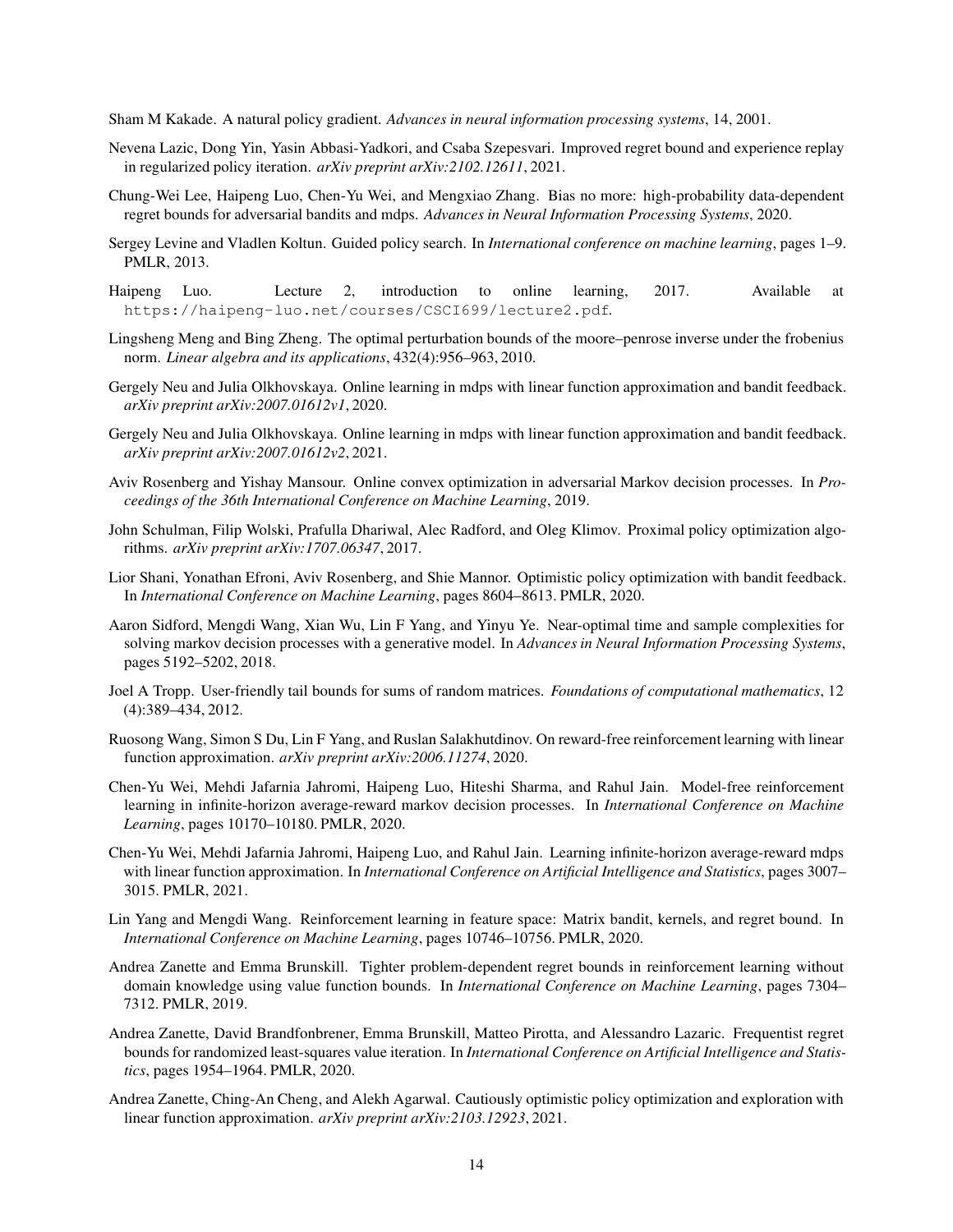Sham M Kakade. A natural policy gradient. *Advances in neural information processing systems*, 14, 2001.

Nevena Lazic, Dong Yin, Yasin Abbasi-Yadkori, and Csaba Szepesvari. Improved regret bound and experience replay in regularized policy iteration. *arXiv preprint arXiv:2102.12611*, 2021.

Chung-Wei Lee, Haipeng Luo, Chen-Yu Wei, and Mengxiao Zhang. Bias no more: high-probability data-dependent regret bounds for adversarial bandits and mdps. *Advances in Neural Information Processing Systems*, 2020.

Sergey Levine and Vladlen Koltun. Guided policy search. In *International conference on machine learning*, pages 1–9. PMLR, 2013.

Haipeng Luo. Lecture 2, introduction to online learning, 2017. Available at https://haipeng-luo.net/courses/CSCI699/lecture2.pdf.

Lingsheng Meng and Bing Zheng. The optimal perturbation bounds of the moore–penrose inverse under the frobenius norm. *Linear algebra and its applications*, 432(4):956–963, 2010.

Gergely Neu and Julia Olkhovskaya. Online learning in mdps with linear function approximation and bandit feedback. *arXiv preprint arXiv:2007.01612v1*, 2020.

Gergely Neu and Julia Olkhovskaya. Online learning in mdps with linear function approximation and bandit feedback. *arXiv preprint arXiv:2007.01612v2*, 2021.

Aviv Rosenberg and Yishay Mansour. Online convex optimization in adversarial Markov decision processes. In *Proceedings of the 36th International Conference on Machine Learning*, 2019.

John Schulman, Filip Wolski, Prafulla Dhariwal, Alec Radford, and Oleg Klimov. Proximal policy optimization algorithms. *arXiv preprint arXiv:1707.06347*, 2017.

Lior Shani, Yonathan Efroni, Aviv Rosenberg, and Shie Mannor. Optimistic policy optimization with bandit feedback. In *International Conference on Machine Learning*, pages 8604–8613. PMLR, 2020.

Aaron Sidford, Mengdi Wang, Xian Wu, Lin F Yang, and Yinyu Ye. Near-optimal time and sample complexities for solving markov decision processes with a generative model. In *Advances in Neural Information Processing Systems*, pages 5192–5202, 2018.

Joel A Tropp. User-friendly tail bounds for sums of random matrices. *Foundations of computational mathematics*, 12 (4):389–434, 2012.

Ruosong Wang, Simon S Du, Lin F Yang, and Ruslan Salakhutdinov. On reward-free reinforcement learning with linear function approximation. *arXiv preprint arXiv:2006.11274*, 2020.

Chen-Yu Wei, Mehdi Jafarnia Jahromi, Haipeng Luo, Hiteshi Sharma, and Rahul Jain. Model-free reinforcement learning in infinite-horizon average-reward markov decision processes. In *International Conference on Machine Learning*, pages 10170–10180. PMLR, 2020.

Chen-Yu Wei, Mehdi Jafarnia Jahromi, Haipeng Luo, and Rahul Jain. Learning infinite-horizon average-reward mdps with linear function approximation. In *International Conference on Artificial Intelligence and Statistics*, pages 3007–3015. PMLR, 2021.

Lin Yang and Mengdi Wang. Reinforcement learning in feature space: Matrix bandit, kernels, and regret bound. In *International Conference on Machine Learning*, pages 10746–10756. PMLR, 2020.

Andrea Zanette and Emma Brunskill. Tighter problem-dependent regret bounds in reinforcement learning without domain knowledge using value function bounds. In *International Conference on Machine Learning*, pages 7304–7312. PMLR, 2019.

Andrea Zanette, David Brandfonbrener, Emma Brunskill, Matteo Pirotta, and Alessandro Lazaric. Frequentist regret bounds for randomized least-squares value iteration. In *International Conference on Artificial Intelligence and Statistics*, pages 1954–1964. PMLR, 2020.

Andrea Zanette, Ching-An Cheng, and Alekh Agarwal. Cautiously optimistic policy optimization and exploration with linear function approximation. *arXiv preprint arXiv:2103.12923*, 2021.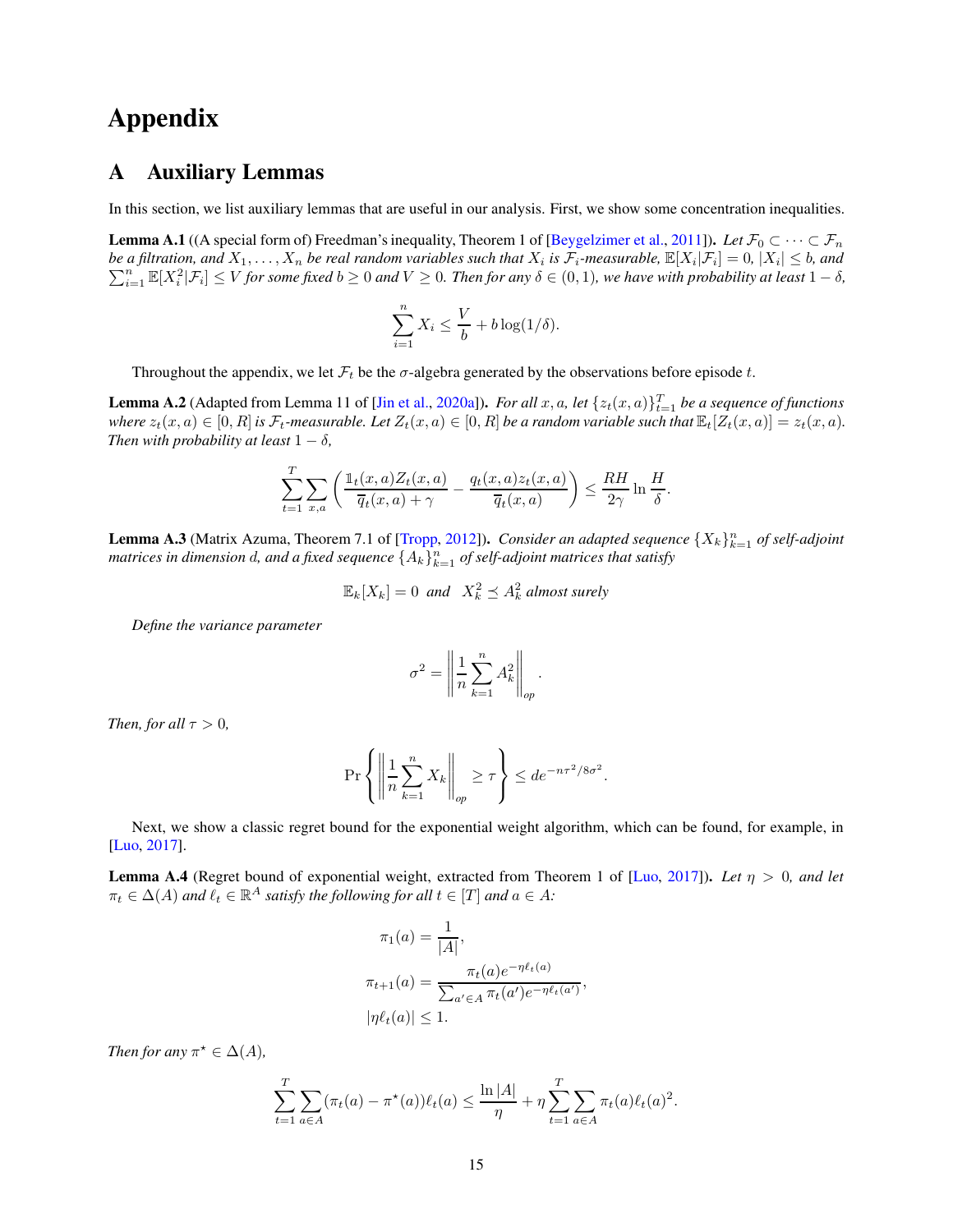# Appendix

## A Auxiliary Lemmas

In this section, we list auxiliary lemmas that are useful in our analysis. First, we show some concentration inequalities.

**Lemma A.1** ((A special form of) Freedman's inequality, Theorem 1 of [Beygelzimer et al., 2011]). *Let $\mathcal{F}_0 \subset \cdots \subset \mathcal{F}_n$ be a filtration, and $X_1, \ldots, X_n$ be real random variables such that $X_i$ is $\mathcal{F}_i$-measurable, $\mathbb{E}[X_i|\mathcal{F}_i] = 0$, $|X_i| \leq b$, and $\sum_{i=1}^n \mathbb{E}[X_i^2|\mathcal{F}_i] \leq V$ for some fixed $b \geq 0$ and $V \geq 0$. Then for any $\delta \in (0,1)$, we have with probability at least $1-\delta$,*

$$\sum_{i=1}^n X_i \leq \frac{V}{b} + b\log(1/\delta).$$

Throughout the appendix, we let $\mathcal{F}_t$ be the $\sigma$-algebra generated by the observations before episode $t$.

**Lemma A.2** (Adapted from Lemma 11 of [Jin et al., 2020a]). *For all $x, a$, let $\{z_t(x,a)\}_{t=1}^T$ be a sequence of functions where $z_t(x,a) \in [0,R]$ is $\mathcal{F}_t$-measurable. Let $Z_t(x,a) \in [0,R]$ be a random variable such that $\mathbb{E}_t[Z_t(x,a)] = z_t(x,a)$. Then with probability at least $1-\delta$,*

$$\sum_{t=1}^T \sum_{x,a} \left( \frac{\mathbb{1}_t(x,a) Z_t(x,a)}{\overline{q}_t(x,a) + \gamma} - \frac{q_t(x,a) z_t(x,a)}{\overline{q}_t(x,a)} \right) \leq \frac{RH}{2\gamma} \ln \frac{H}{\delta}.$$

**Lemma A.3** (Matrix Azuma, Theorem 7.1 of [Tropp, 2012]). *Consider an adapted sequence $\{X_k\}_{k=1}^n$ of self-adjoint matrices in dimension $d$, and a fixed sequence $\{A_k\}_{k=1}^n$ of self-adjoint matrices that satisfy*

$$\mathbb{E}_k[X_k] = 0 \;\; \text{and} \;\; X_k^2 \preceq A_k^2 \text{ almost surely}$$

*Define the variance parameter*

$$\sigma^2 = \left\| \frac{1}{n} \sum_{k=1}^n A_k^2 \right\|_{op}.$$

*Then, for all $\tau > 0$,*

$$\Pr\left\{ \left\| \frac{1}{n} \sum_{k=1}^n X_k \right\|_{op} \geq \tau \right\} \leq d e^{-n\tau^2/8\sigma^2}.$$

Next, we show a classic regret bound for the exponential weight algorithm, which can be found, for example, in [Luo, 2017].

**Lemma A.4** (Regret bound of exponential weight, extracted from Theorem 1 of [Luo, 2017]). *Let $\eta > 0$, and let $\pi_t \in \Delta(A)$ and $\ell_t \in \mathbb{R}^A$ satisfy the following for all $t \in [T]$ and $a \in A$:*

$$\pi_1(a) = \frac{1}{|A|},$$
$$\pi_{t+1}(a) = \frac{\pi_t(a) e^{-\eta \ell_t(a)}}{\sum_{a' \in A} \pi_t(a') e^{-\eta \ell_t(a')}},$$
$$|\eta \ell_t(a)| \leq 1.$$

*Then for any $\pi^\star \in \Delta(A)$,*

$$\sum_{t=1}^T \sum_{a \in A} (\pi_t(a) - \pi^\star(a)) \ell_t(a) \leq \frac{\ln |A|}{\eta} + \eta \sum_{t=1}^T \sum_{a \in A} \pi_t(a) \ell_t(a)^2.$$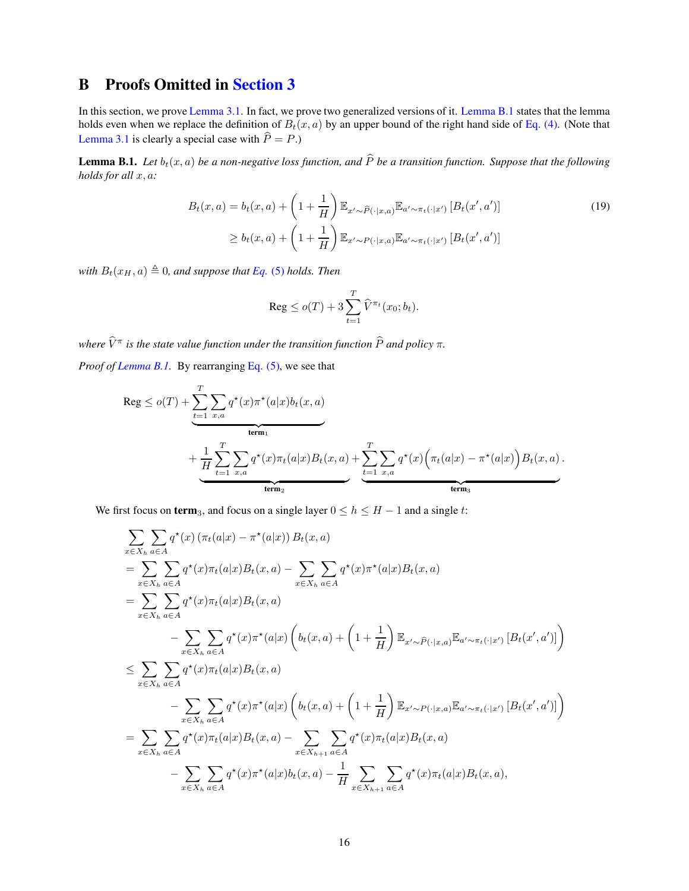# B Proofs Omitted in Section 3

In this section, we prove Lemma 3.1. In fact, we prove two generalized versions of it. Lemma B.1 states that the lemma holds even when we replace the definition of $B_t(x,a)$ by an upper bound of the right hand side of Eq. (4). (Note that Lemma 3.1 is clearly a special case with $\widehat{P} = P$.)

**Lemma B.1.** *Let $b_t(x,a)$ be a non-negative loss function, and $\widehat{P}$ be a transition function. Suppose that the following holds for all $x, a$:*

$$
\begin{aligned}
B_t(x,a) &= b_t(x,a) + \left(1 + \frac{1}{H}\right) \mathbb{E}_{x' \sim \widehat{P}(\cdot|x,a)} \mathbb{E}_{a' \sim \pi_t(\cdot|x')} \left[B_t(x',a')\right] \\
&\geq b_t(x,a) + \left(1 + \frac{1}{H}\right) \mathbb{E}_{x' \sim P(\cdot|x,a)} \mathbb{E}_{a' \sim \pi_t(\cdot|x')} \left[B_t(x',a')\right]
\end{aligned} \tag{19}
$$

*with $B_t(x_H, a) \triangleq 0$, and suppose that Eq. (5) holds. Then*

$$
\text{Reg} \leq o(T) + 3 \sum_{t=1}^{T} \widehat{V}^{\pi_t}(x_0; b_t).
$$

*where $\widehat{V}^{\pi}$ is the state value function under the transition function $\widehat{P}$ and policy $\pi$.*

*Proof of Lemma B.1.* By rearranging Eq. (5), we see that

$$
\begin{aligned}
\text{Reg} \leq o(T) &+ \underbrace{\sum_{t=1}^{T} \sum_{x,a} q^\star(x) \pi^\star(a|x) b_t(x,a)}_{\textbf{term}_1} \\
&+ \underbrace{\frac{1}{H} \sum_{t=1}^{T} \sum_{x,a} q^\star(x) \pi_t(a|x) B_t(x,a)}_{\textbf{term}_2} + \underbrace{\sum_{t=1}^{T} \sum_{x,a} q^\star(x) \Big(\pi_t(a|x) - \pi^\star(a|x)\Big) B_t(x,a)}_{\textbf{term}_3}.
\end{aligned}
$$

We first focus on $\textbf{term}_3$, and focus on a single layer $0 \leq h \leq H-1$ and a single $t$:

$$
\begin{aligned}
&\sum_{x \in X_h} \sum_{a \in A} q^\star(x) \left(\pi_t(a|x) - \pi^\star(a|x)\right) B_t(x,a) \\
&= \sum_{x \in X_h} \sum_{a \in A} q^\star(x) \pi_t(a|x) B_t(x,a) - \sum_{x \in X_h} \sum_{a \in A} q^\star(x) \pi^\star(a|x) B_t(x,a) \\
&= \sum_{x \in X_h} \sum_{a \in A} q^\star(x) \pi_t(a|x) B_t(x,a) \\
&\qquad - \sum_{x \in X_h} \sum_{a \in A} q^\star(x) \pi^\star(a|x) \left( b_t(x,a) + \left(1 + \frac{1}{H}\right) \mathbb{E}_{x' \sim \widehat{P}(\cdot|x,a)} \mathbb{E}_{a' \sim \pi_t(\cdot|x')} \left[B_t(x',a')\right] \right) \\
&\leq \sum_{x \in X_h} \sum_{a \in A} q^\star(x) \pi_t(a|x) B_t(x,a) \\
&\qquad - \sum_{x \in X_h} \sum_{a \in A} q^\star(x) \pi^\star(a|x) \left( b_t(x,a) + \left(1 + \frac{1}{H}\right) \mathbb{E}_{x' \sim P(\cdot|x,a)} \mathbb{E}_{a' \sim \pi_t(\cdot|x')} \left[B_t(x',a')\right] \right) \\
&= \sum_{x \in X_h} \sum_{a \in A} q^\star(x) \pi_t(a|x) B_t(x,a) - \sum_{x \in X_{h+1}} \sum_{a \in A} q^\star(x) \pi_t(a|x) B_t(x,a) \\
&\qquad - \sum_{x \in X_h} \sum_{a \in A} q^\star(x) \pi^\star(a|x) b_t(x,a) - \frac{1}{H} \sum_{x \in X_{h+1}} \sum_{a \in A} q^\star(x) \pi_t(a|x) B_t(x,a),
\end{aligned}
$$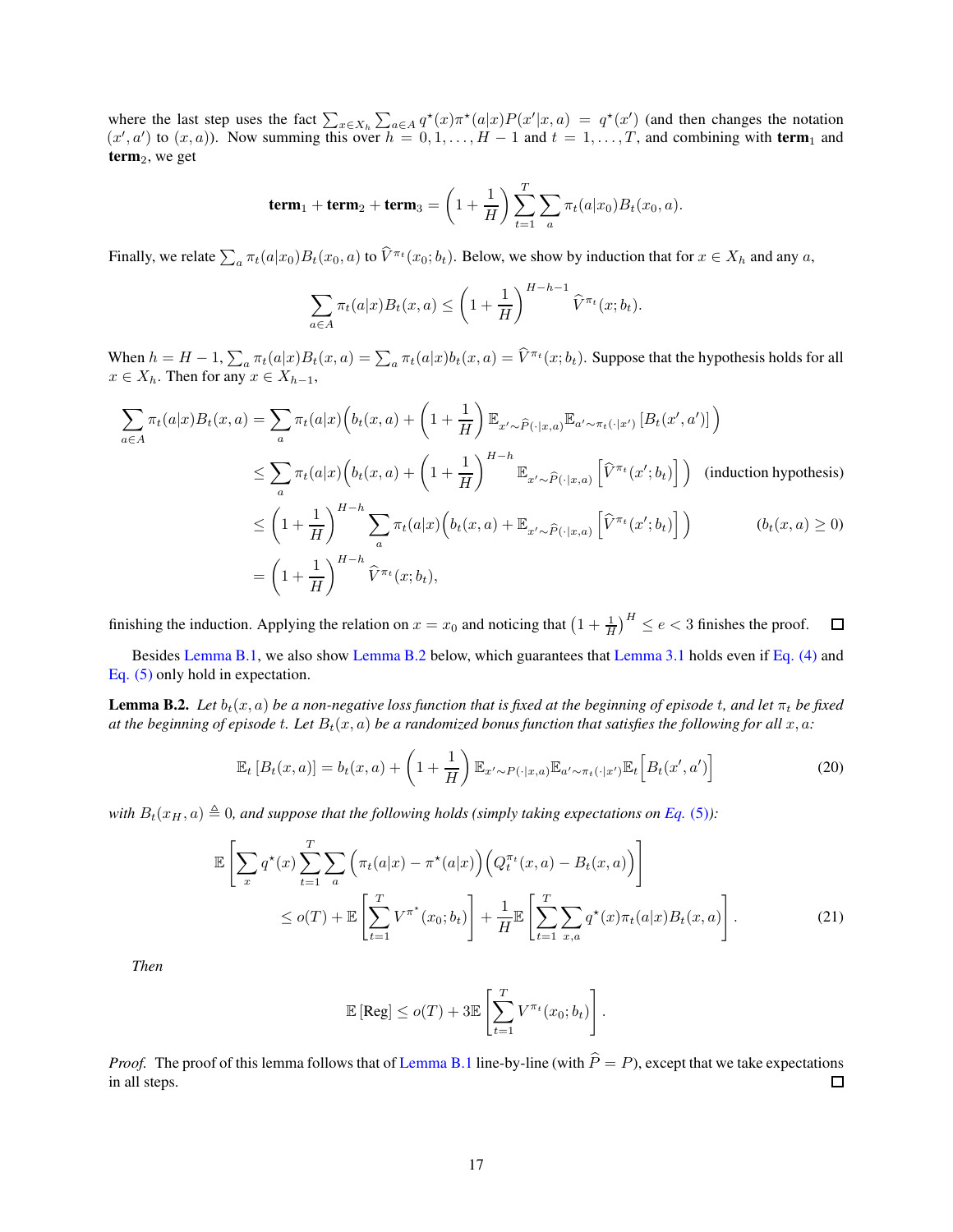where the last step uses the fact $\sum_{x \in X_h} \sum_{a \in A} q^\star(x)\pi^\star(a|x)P(x'|x,a) = q^\star(x')$ (and then changes the notation $(x', a')$ to $(x, a)$). Now summing this over $h = 0, 1, \ldots, H-1$ and $t = 1, \ldots, T$, and combining with **term**$_1$ and **term**$_2$, we get

$$\textbf{term}_1 + \textbf{term}_2 + \textbf{term}_3 = \left(1 + \frac{1}{H}\right) \sum_{t=1}^{T} \sum_a \pi_t(a|x_0) B_t(x_0, a).$$

Finally, we relate $\sum_a \pi_t(a|x_0)B_t(x_0, a)$ to $\widehat{V}^{\pi_t}(x_0; b_t)$. Below, we show by induction that for $x \in X_h$ and any $a$,

$$\sum_{a \in A} \pi_t(a|x) B_t(x, a) \le \left(1 + \frac{1}{H}\right)^{H-h-1} \widehat{V}^{\pi_t}(x; b_t).$$

When $h = H-1$, $\sum_a \pi_t(a|x)B_t(x,a) = \sum_a \pi_t(a|x) b_t(x,a) = \widehat{V}^{\pi_t}(x; b_t)$. Suppose that the hypothesis holds for all $x \in X_h$. Then for any $x \in X_{h-1}$,

$$\begin{aligned}
\sum_{a \in A} \pi_t(a|x) B_t(x,a) &= \sum_a \pi_t(a|x) \Big( b_t(x,a) + \left(1 + \frac{1}{H}\right) \mathbb{E}_{x' \sim \widehat{P}(\cdot|x,a)} \mathbb{E}_{a' \sim \pi_t(\cdot|x')} \left[ B_t(x', a') \right] \Big) \\
&\le \sum_a \pi_t(a|x) \Big( b_t(x,a) + \left(1 + \frac{1}{H}\right)^{H-h} \mathbb{E}_{x' \sim \widehat{P}(\cdot|x,a)} \left[ \widehat{V}^{\pi_t}(x'; b_t) \right] \Big) \quad \text{(induction hypothesis)} \\
&\le \left(1 + \frac{1}{H}\right)^{H-h} \sum_a \pi_t(a|x) \Big( b_t(x,a) + \mathbb{E}_{x' \sim \widehat{P}(\cdot|x,a)} \left[ \widehat{V}^{\pi_t}(x'; b_t) \right] \Big) \qquad (b_t(x,a) \ge 0) \\
&= \left(1 + \frac{1}{H}\right)^{H-h} \widehat{V}^{\pi_t}(x; b_t),
\end{aligned}$$

finishing the induction. Applying the relation on $x = x_0$ and noticing that $\left(1 + \frac{1}{H}\right)^H \le e < 3$ finishes the proof. $\square$

Besides Lemma B.1, we also show Lemma B.2 below, which guarantees that Lemma 3.1 holds even if Eq. (4) and Eq. (5) only hold in expectation.

**Lemma B.2.** *Let $b_t(x,a)$ be a non-negative loss function that is fixed at the beginning of episode $t$, and let $\pi_t$ be fixed at the beginning of episode $t$. Let $B_t(x,a)$ be a randomized bonus function that satisfies the following for all $x, a$:*

$$\mathbb{E}_t\left[B_t(x,a)\right] = b_t(x,a) + \left(1 + \frac{1}{H}\right) \mathbb{E}_{x' \sim P(\cdot|x,a)} \mathbb{E}_{a' \sim \pi_t(\cdot|x')} \mathbb{E}_t\Big[B_t(x', a')\Big] \tag{20}$$

*with $B_t(x_H, a) \triangleq 0$, and suppose that the following holds (simply taking expectations on Eq. (5)):*

$$\begin{aligned}
&\mathbb{E}\left[\sum_x q^\star(x) \sum_{t=1}^{T} \sum_a \Big(\pi_t(a|x) - \pi^\star(a|x)\Big)\Big(Q_t^{\pi_t}(x,a) - B_t(x,a)\Big)\right] \\
&\qquad \le o(T) + \mathbb{E}\left[\sum_{t=1}^{T} V^{\pi^\star}(x_0; b_t)\right] + \frac{1}{H}\mathbb{E}\left[\sum_{t=1}^{T} \sum_{x,a} q^\star(x)\pi_t(a|x)B_t(x,a)\right].
\end{aligned} \tag{21}$$

*Then*

$$\mathbb{E}\left[\text{Reg}\right] \le o(T) + 3\mathbb{E}\left[\sum_{t=1}^{T} V^{\pi_t}(x_0; b_t)\right].$$

*Proof.* The proof of this lemma follows that of Lemma B.1 line-by-line (with $\widehat{P} = P$), except that we take expectations in all steps. $\square$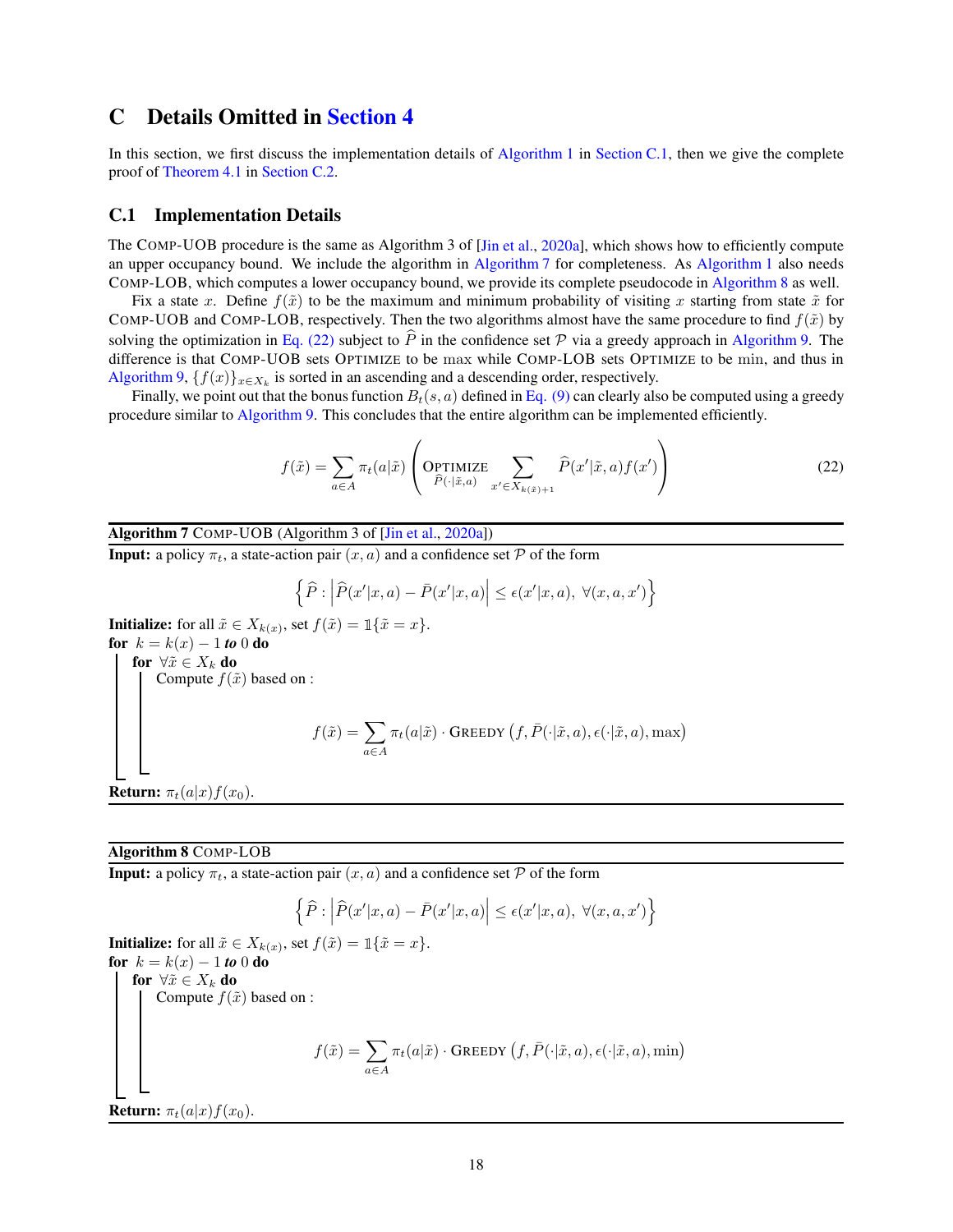# C Details Omitted in Section 4

In this section, we first discuss the implementation details of Algorithm 1 in Section C.1, then we give the complete proof of Theorem 4.1 in Section C.2.

## C.1 Implementation Details

The COMP-UOB procedure is the same as Algorithm 3 of [Jin et al., 2020a], which shows how to efficiently compute an upper occupancy bound. We include the algorithm in Algorithm 7 for completeness. As Algorithm 1 also needs COMP-LOB, which computes a lower occupancy bound, we provide its complete pseudocode in Algorithm 8 as well.

Fix a state $x$. Define $f(\tilde{x})$ to be the maximum and minimum probability of visiting $x$ starting from state $\tilde{x}$ for COMP-UOB and COMP-LOB, respectively. Then the two algorithms almost have the same procedure to find $f(\tilde{x})$ by solving the optimization in Eq. (22) subject to $\widehat{P}$ in the confidence set $\mathcal{P}$ via a greedy approach in Algorithm 9. The difference is that COMP-UOB sets OPTIMIZE to be max while COMP-LOB sets OPTIMIZE to be min, and thus in Algorithm 9, $\{f(x)\}_{x \in X_k}$ is sorted in an ascending and a descending order, respectively.

Finally, we point out that the bonus function $B_t(s,a)$ defined in Eq. (9) can clearly also be computed using a greedy procedure similar to Algorithm 9. This concludes that the entire algorithm can be implemented efficiently.

$$f(\tilde{x}) = \sum_{a \in A} \pi_t(a|\tilde{x}) \left( \underset{\widehat{P}(\cdot|\tilde{x},a)}{\text{OPTIMIZE}} \sum_{x' \in X_{k(\tilde{x})+1}} \widehat{P}(x'|\tilde{x},a) f(x') \right) \tag{22}$$

---

**Algorithm 7** COMP-UOB (Algorithm 3 of [Jin et al., 2020a])

**Input:** a policy $\pi_t$, a state-action pair $(x,a)$ and a confidence set $\mathcal{P}$ of the form

$$\left\{ \widehat{P} : \left| \widehat{P}(x'|x,a) - \bar{P}(x'|x,a) \right| \leq \epsilon(x'|x,a), \ \forall (x,a,x') \right\}$$

**Initialize:** for all $\tilde{x} \in X_{k(x)}$, set $f(\tilde{x}) = \mathbb{1}\{\tilde{x} = x\}$.

**for** $k = k(x) - 1$ ***to*** $0$ **do**
  **for** $\forall \tilde{x} \in X_k$ **do**
    Compute $f(\tilde{x})$ based on :

$$f(\tilde{x}) = \sum_{a \in A} \pi_t(a|\tilde{x}) \cdot \text{GREEDY}\left(f, \bar{P}(\cdot|\tilde{x},a), \epsilon(\cdot|\tilde{x},a), \max\right)$$

**Return:** $\pi_t(a|x) f(x_0)$.

---

**Algorithm 8** COMP-LOB

**Input:** a policy $\pi_t$, a state-action pair $(x,a)$ and a confidence set $\mathcal{P}$ of the form

$$\left\{ \widehat{P} : \left| \widehat{P}(x'|x,a) - \bar{P}(x'|x,a) \right| \leq \epsilon(x'|x,a), \ \forall (x,a,x') \right\}$$

**Initialize:** for all $\tilde{x} \in X_{k(x)}$, set $f(\tilde{x}) = \mathbb{1}\{\tilde{x} = x\}$.

**for** $k = k(x) - 1$ ***to*** $0$ **do**
  **for** $\forall \tilde{x} \in X_k$ **do**
    Compute $f(\tilde{x})$ based on :

$$f(\tilde{x}) = \sum_{a \in A} \pi_t(a|\tilde{x}) \cdot \text{GREEDY}\left(f, \bar{P}(\cdot|\tilde{x},a), \epsilon(\cdot|\tilde{x},a), \min\right)$$

**Return:** $\pi_t(a|x) f(x_0)$.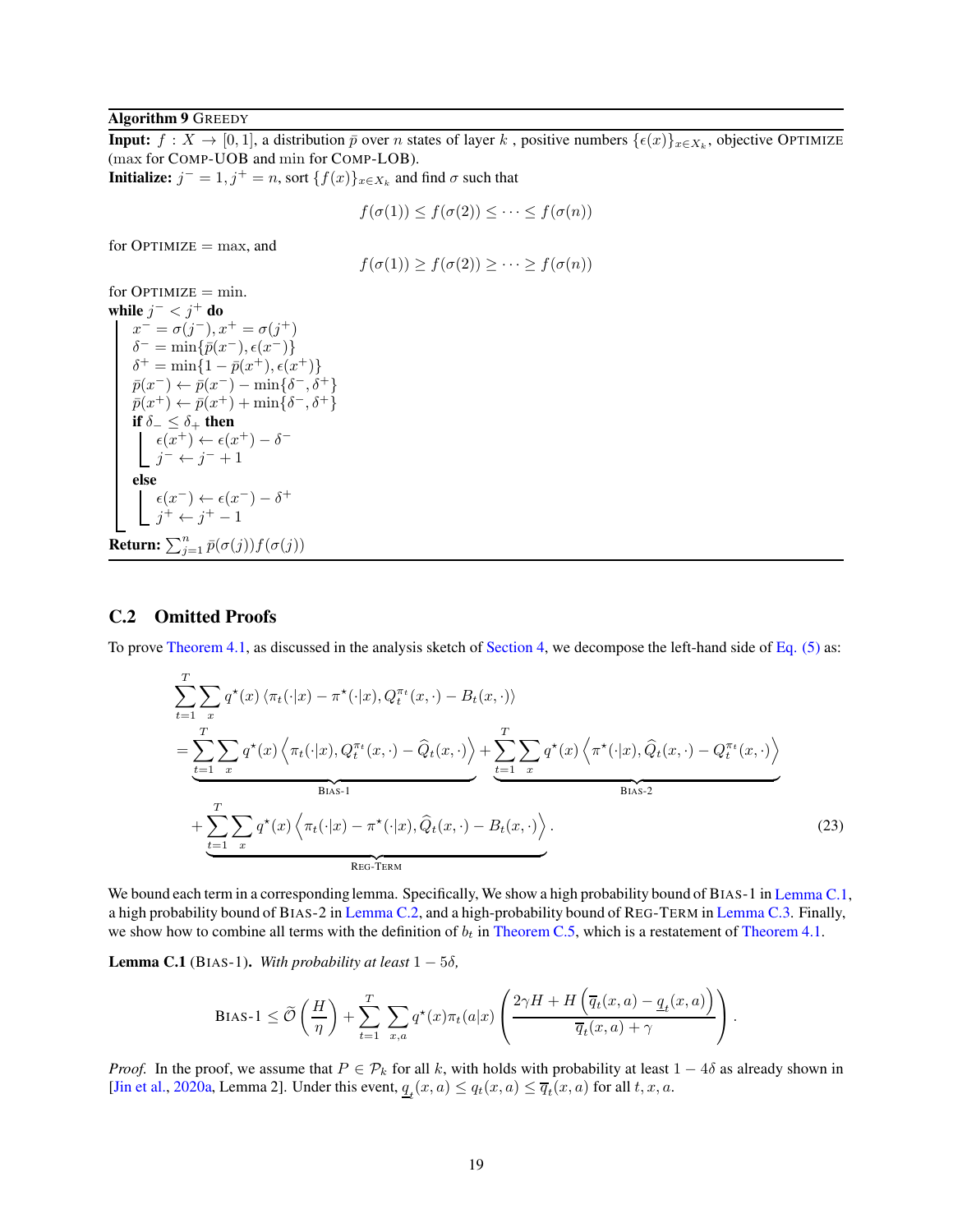**Algorithm 9** GREEDY

**Input:** $f : X \to [0,1]$, a distribution $\bar{p}$ over $n$ states of layer $k$ , positive numbers $\{\epsilon(x)\}_{x \in X_k}$, objective OPTIMIZE ($\max$ for COMP-UOB and $\min$ for COMP-LOB).

**Initialize:** $j^- = 1, j^+ = n$, sort $\{f(x)\}_{x \in X_k}$ and find $\sigma$ such that

$$f(\sigma(1)) \le f(\sigma(2)) \le \cdots \le f(\sigma(n))$$

for OPTIMIZE $= \max$, and

$$f(\sigma(1)) \ge f(\sigma(2)) \ge \cdots \ge f(\sigma(n))$$

for OPTIMIZE $= \min$.

**while** $j^- < j^+$ **do**

- $x^- = \sigma(j^-), x^+ = \sigma(j^+)$
- $\delta^- = \min\{\bar{p}(x^-), \epsilon(x^-)\}$
- $\delta^+ = \min\{1 - \bar{p}(x^+), \epsilon(x^+)\}$
- $\bar{p}(x^-) \leftarrow \bar{p}(x^-) - \min\{\delta^-, \delta^+\}$
- $\bar{p}(x^+) \leftarrow \bar{p}(x^+) + \min\{\delta^-, \delta^+\}$
- **if** $\delta_- \le \delta_+$ **then**
  - $\epsilon(x^+) \leftarrow \epsilon(x^+) - \delta^-$
  - $j^- \leftarrow j^- + 1$
- **else**
  - $\epsilon(x^-) \leftarrow \epsilon(x^-) - \delta^+$
  - $j^+ \leftarrow j^+ - 1$

**Return:** $\sum_{j=1}^n \bar{p}(\sigma(j)) f(\sigma(j))$

## C.2 Omitted Proofs

To prove Theorem 4.1, as discussed in the analysis sketch of Section 4, we decompose the left-hand side of Eq. (5) as:

$$\begin{aligned}
&\sum_{t=1}^{T}\sum_{x} q^\star(x) \left\langle \pi_t(\cdot|x) - \pi^\star(\cdot|x), Q_t^{\pi_t}(x,\cdot) - B_t(x,\cdot)\right\rangle \\
&= \underbrace{\sum_{t=1}^{T}\sum_{x} q^\star(x) \left\langle \pi_t(\cdot|x), Q_t^{\pi_t}(x,\cdot) - \widehat{Q}_t(x,\cdot)\right\rangle}_{\textsc{Bias-1}} + \underbrace{\sum_{t=1}^{T}\sum_{x} q^\star(x) \left\langle \pi^\star(\cdot|x), \widehat{Q}_t(x,\cdot) - Q_t^{\pi_t}(x,\cdot)\right\rangle}_{\textsc{Bias-2}} \\
&\quad + \underbrace{\sum_{t=1}^{T}\sum_{x} q^\star(x) \left\langle \pi_t(\cdot|x) - \pi^\star(\cdot|x), \widehat{Q}_t(x,\cdot) - B_t(x,\cdot)\right\rangle}_{\textsc{Reg-Term}}. \qquad (23)
\end{aligned}$$

We bound each term in a corresponding lemma. Specifically, We show a high probability bound of BIAS-1 in Lemma C.1, a high probability bound of BIAS-2 in Lemma C.2, and a high-probability bound of REG-TERM in Lemma C.3. Finally, we show how to combine all terms with the definition of $b_t$ in Theorem C.5, which is a restatement of Theorem 4.1.

**Lemma C.1** (BIAS-1)**.** *With probability at least* $1 - 5\delta$*,*

$$\textsc{Bias-1} \le \widetilde{\mathcal{O}}\left(\frac{H}{\eta}\right) + \sum_{t=1}^{T}\sum_{x,a} q^\star(x)\pi_t(a|x)\left(\frac{2\gamma H + H\left(\overline{q}_t(x,a) - \underline{q}_t(x,a)\right)}{\overline{q}_t(x,a) + \gamma}\right).$$

*Proof.* In the proof, we assume that $P \in \mathcal{P}_k$ for all $k$, with holds with probability at least $1 - 4\delta$ as already shown in [Jin et al., 2020a, Lemma 2]. Under this event, $\underline{q}_t(x,a) \le q_t(x,a) \le \overline{q}_t(x,a)$ for all $t, x, a$.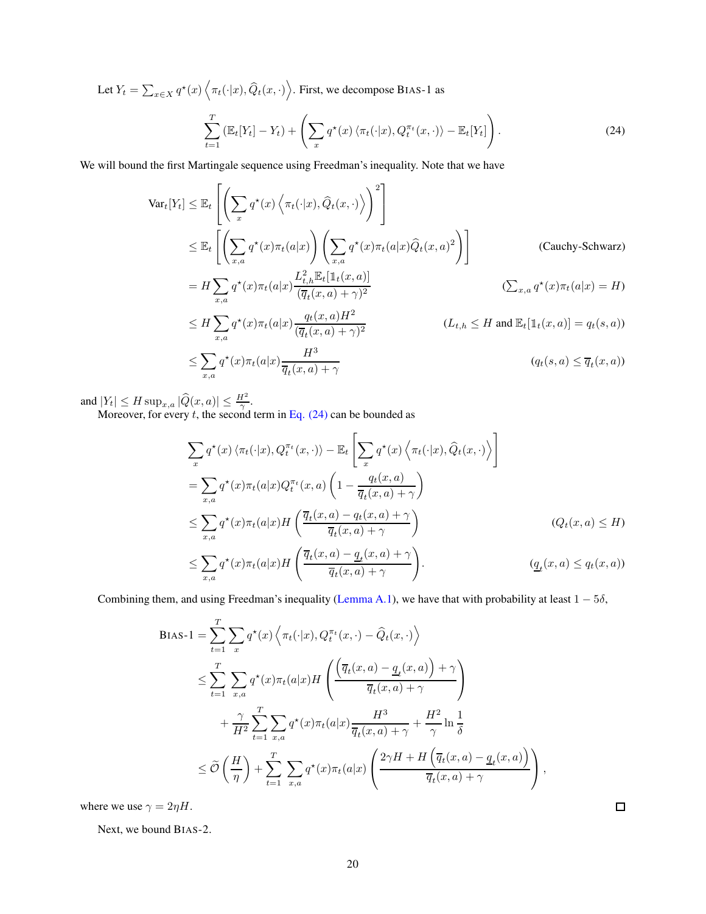Let $Y_t = \sum_{x \in X} q^\star(x) \left\langle \pi_t(\cdot|x), \widehat{Q}_t(x, \cdot) \right\rangle$. First, we decompose BIAS-1 as

$$\sum_{t=1}^{T} \left(\mathbb{E}_t[Y_t] - Y_t\right) + \left( \sum_x q^\star(x) \left\langle \pi_t(\cdot|x), Q_t^{\pi_t}(x, \cdot) \right\rangle - \mathbb{E}_t[Y_t] \right). \tag{24}$$

We will bound the first Martingale sequence using Freedman's inequality. Note that we have

$$\begin{aligned}
\mathrm{Var}_t[Y_t] &\leq \mathbb{E}_t\left[ \left( \sum_x q^\star(x) \left\langle \pi_t(\cdot|x), \widehat{Q}_t(x, \cdot) \right\rangle \right)^2 \right] \\
&\leq \mathbb{E}_t\left[ \left( \sum_{x,a} q^\star(x)\pi_t(a|x) \right) \left( \sum_{x,a} q^\star(x)\pi_t(a|x) \widehat{Q}_t(x,a)^2 \right) \right] && \text{(Cauchy-Schwarz)} \\
&= H \sum_{x,a} q^\star(x)\pi_t(a|x) \frac{L_{t,h}^2 \mathbb{E}_t[\mathbb{1}_t(x,a)]}{(\overline{q}_t(x,a)+\gamma)^2} && \left(\textstyle\sum_{x,a} q^\star(x)\pi_t(a|x) = H\right) \\
&\leq H \sum_{x,a} q^\star(x)\pi_t(a|x) \frac{q_t(x,a) H^2}{(\overline{q}_t(x,a)+\gamma)^2} && (L_{t,h} \leq H \text{ and } \mathbb{E}_t[\mathbb{1}_t(x,a)] = q_t(s,a)) \\
&\leq \sum_{x,a} q^\star(x)\pi_t(a|x) \frac{H^3}{\overline{q}_t(x,a)+\gamma} && (q_t(s,a) \leq \overline{q}_t(x,a))
\end{aligned}$$

and $|Y_t| \leq H \sup_{x,a} |\widehat{Q}(x,a)| \leq \frac{H^2}{\gamma}$.

Moreover, for every $t$, the second term in Eq. (24) can be bounded as

$$\begin{aligned}
&\sum_x q^\star(x) \left\langle \pi_t(\cdot|x), Q_t^{\pi_t}(x, \cdot) \right\rangle - \mathbb{E}_t\left[ \sum_x q^\star(x) \left\langle \pi_t(\cdot|x), \widehat{Q}_t(x, \cdot) \right\rangle \right] \\
&= \sum_{x,a} q^\star(x)\pi_t(a|x) Q_t^{\pi_t}(x,a) \left( 1 - \frac{q_t(x,a)}{\overline{q}_t(x,a)+\gamma} \right) \\
&\leq \sum_{x,a} q^\star(x)\pi_t(a|x) H \left( \frac{\overline{q}_t(x,a) - q_t(x,a) + \gamma}{\overline{q}_t(x,a)+\gamma} \right) && (Q_t(x,a) \leq H) \\
&\leq \sum_{x,a} q^\star(x)\pi_t(a|x) H \left( \frac{\overline{q}_t(x,a) - \underline{q}_t(x,a) + \gamma}{\overline{q}_t(x,a)+\gamma} \right). && (\underline{q}_t(x,a) \leq q_t(x,a))
\end{aligned}$$

Combining them, and using Freedman's inequality (Lemma A.1), we have that with probability at least $1 - 5\delta$,

$$\begin{aligned}
\text{BIAS-1} &= \sum_{t=1}^{T} \sum_x q^\star(x) \left\langle \pi_t(\cdot|x), Q_t^{\pi_t}(x, \cdot) - \widehat{Q}_t(x, \cdot) \right\rangle \\
&\leq \sum_{t=1}^{T} \sum_{x,a} q^\star(x)\pi_t(a|x) H \left( \frac{\left(\overline{q}_t(x,a) - \underline{q}_t(x,a)\right) + \gamma}{\overline{q}_t(x,a)+\gamma} \right) \\
&\quad + \frac{\gamma}{H^2} \sum_{t=1}^{T} \sum_{x,a} q^\star(x)\pi_t(a|x) \frac{H^3}{\overline{q}_t(x,a)+\gamma} + \frac{H^2}{\gamma} \ln \frac{1}{\delta} \\
&\leq \widetilde{\mathcal{O}}\left( \frac{H}{\eta} \right) + \sum_{t=1}^{T} \sum_{x,a} q^\star(x)\pi_t(a|x) \left( \frac{2\gamma H + H\left(\overline{q}_t(x,a) - \underline{q}_t(x,a)\right)}{\overline{q}_t(x,a)+\gamma} \right),
\end{aligned}$$

where we use $\gamma = 2\eta H$. $\square$

Next, we bound BIAS-2.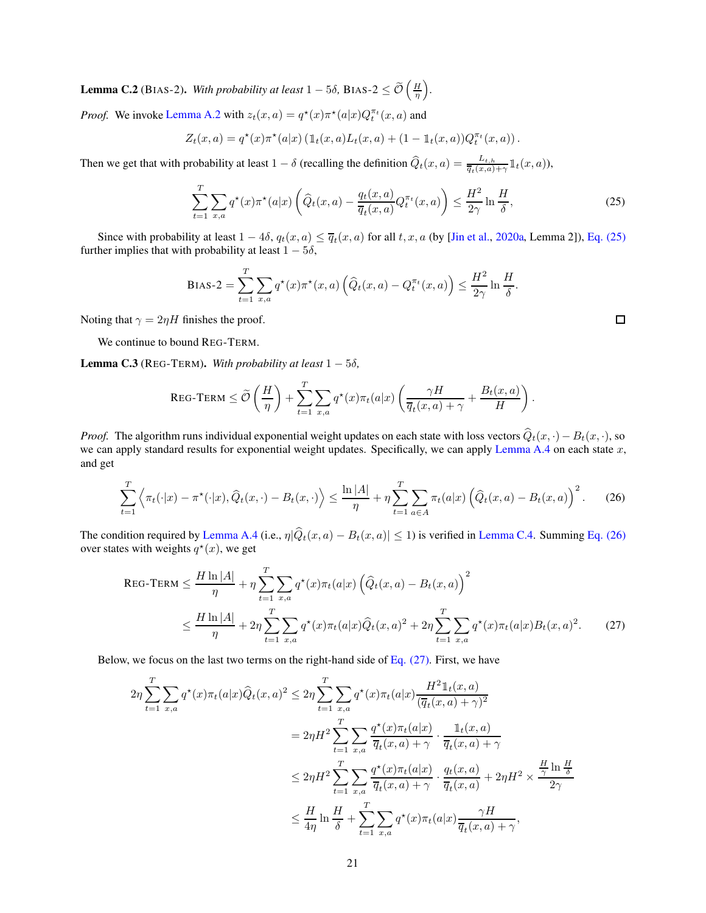**Lemma C.2** (BIAS-2)**.** *With probability at least $1 - 5\delta$, BIAS-2 $\leq \widetilde{\mathcal{O}}\left(\frac{H}{\eta}\right)$.*

*Proof.* We invoke Lemma A.2 with $z_t(x,a) = q^\star(x)\pi^\star(a|x)Q_t^{\pi_t}(x,a)$ and

$$Z_t(x,a) = q^\star(x)\pi^\star(a|x)\left(\mathbb{1}_t(x,a)L_t(x,a) + (1 - \mathbb{1}_t(x,a))Q_t^{\pi_t}(x,a)\right).$$

Then we get that with probability at least $1 - \delta$ (recalling the definition $\widehat{Q}_t(x,a) = \frac{L_{t,h}}{\overline{q}_t(x,a)+\gamma}\mathbb{1}_t(x,a)$),

$$\sum_{t=1}^{T}\sum_{x,a} q^\star(x)\pi^\star(a|x)\left(\widehat{Q}_t(x,a) - \frac{q_t(x,a)}{\overline{q}_t(x,a)}Q_t^{\pi_t}(x,a)\right) \leq \frac{H^2}{2\gamma}\ln\frac{H}{\delta}, \tag{25}$$

Since with probability at least $1 - 4\delta$, $q_t(x,a) \leq \overline{q}_t(x,a)$ for all $t, x, a$ (by [Jin et al., 2020a, Lemma 2]), Eq. (25) further implies that with probability at least $1 - 5\delta$,

$$\text{BIAS-2} = \sum_{t=1}^{T}\sum_{x,a} q^\star(x)\pi^\star(x,a)\left(\widehat{Q}_t(x,a) - Q_t^{\pi_t}(x,a)\right) \leq \frac{H^2}{2\gamma}\ln\frac{H}{\delta}.$$

Noting that $\gamma = 2\eta H$ finishes the proof. □

We continue to bound REG-TERM.

**Lemma C.3** (REG-TERM)**.** *With probability at least $1 - 5\delta$,*

$$\text{REG-TERM} \leq \widetilde{\mathcal{O}}\left(\frac{H}{\eta}\right) + \sum_{t=1}^{T}\sum_{x,a} q^\star(x)\pi_t(a|x)\left(\frac{\gamma H}{\overline{q}_t(x,a)+\gamma} + \frac{B_t(x,a)}{H}\right).$$

*Proof.* The algorithm runs individual exponential weight updates on each state with loss vectors $\widehat{Q}_t(x,\cdot) - B_t(x,\cdot)$, so we can apply standard results for exponential weight updates. Specifically, we can apply Lemma A.4 on each state $x$, and get

$$\sum_{t=1}^{T}\left\langle \pi_t(\cdot|x) - \pi^\star(\cdot|x), \widehat{Q}_t(x,\cdot) - B_t(x,\cdot)\right\rangle \leq \frac{\ln|A|}{\eta} + \eta\sum_{t=1}^{T}\sum_{a\in A}\pi_t(a|x)\left(\widehat{Q}_t(x,a) - B_t(x,a)\right)^2. \tag{26}$$

The condition required by Lemma A.4 (i.e., $\eta|\widehat{Q}_t(x,a) - B_t(x,a)| \leq 1$) is verified in Lemma C.4. Summing Eq. (26) over states with weights $q^\star(x)$, we get

$$\begin{aligned}
\text{REG-TERM} &\leq \frac{H\ln|A|}{\eta} + \eta\sum_{t=1}^{T}\sum_{x,a} q^\star(x)\pi_t(a|x)\left(\widehat{Q}_t(x,a) - B_t(x,a)\right)^2 \\
&\leq \frac{H\ln|A|}{\eta} + 2\eta\sum_{t=1}^{T}\sum_{x,a} q^\star(x)\pi_t(a|x)\widehat{Q}_t(x,a)^2 + 2\eta\sum_{t=1}^{T}\sum_{x,a} q^\star(x)\pi_t(a|x)B_t(x,a)^2. 
\end{aligned} \tag{27}$$

Below, we focus on the last two terms on the right-hand side of Eq. (27). First, we have

$$\begin{aligned}
2\eta\sum_{t=1}^{T}\sum_{x,a} q^\star(x)\pi_t(a|x)\widehat{Q}_t(x,a)^2 &\leq 2\eta\sum_{t=1}^{T}\sum_{x,a} q^\star(x)\pi_t(a|x)\frac{H^2\mathbb{1}_t(x,a)}{(\overline{q}_t(x,a)+\gamma)^2} \\
&= 2\eta H^2\sum_{t=1}^{T}\sum_{x,a}\frac{q^\star(x)\pi_t(a|x)}{\overline{q}_t(x,a)+\gamma}\cdot\frac{\mathbb{1}_t(x,a)}{\overline{q}_t(x,a)+\gamma} \\
&\leq 2\eta H^2\sum_{t=1}^{T}\sum_{x,a}\frac{q^\star(x)\pi_t(a|x)}{\overline{q}_t(x,a)+\gamma}\cdot\frac{q_t(x,a)}{\overline{q}_t(x,a)} + 2\eta H^2 \times \frac{\frac{H}{\gamma}\ln\frac{H}{\delta}}{2\gamma} \\
&\leq \frac{H}{4\eta}\ln\frac{H}{\delta} + \sum_{t=1}^{T}\sum_{x,a} q^\star(x)\pi_t(a|x)\frac{\gamma H}{\overline{q}_t(x,a)+\gamma},
\end{aligned}$$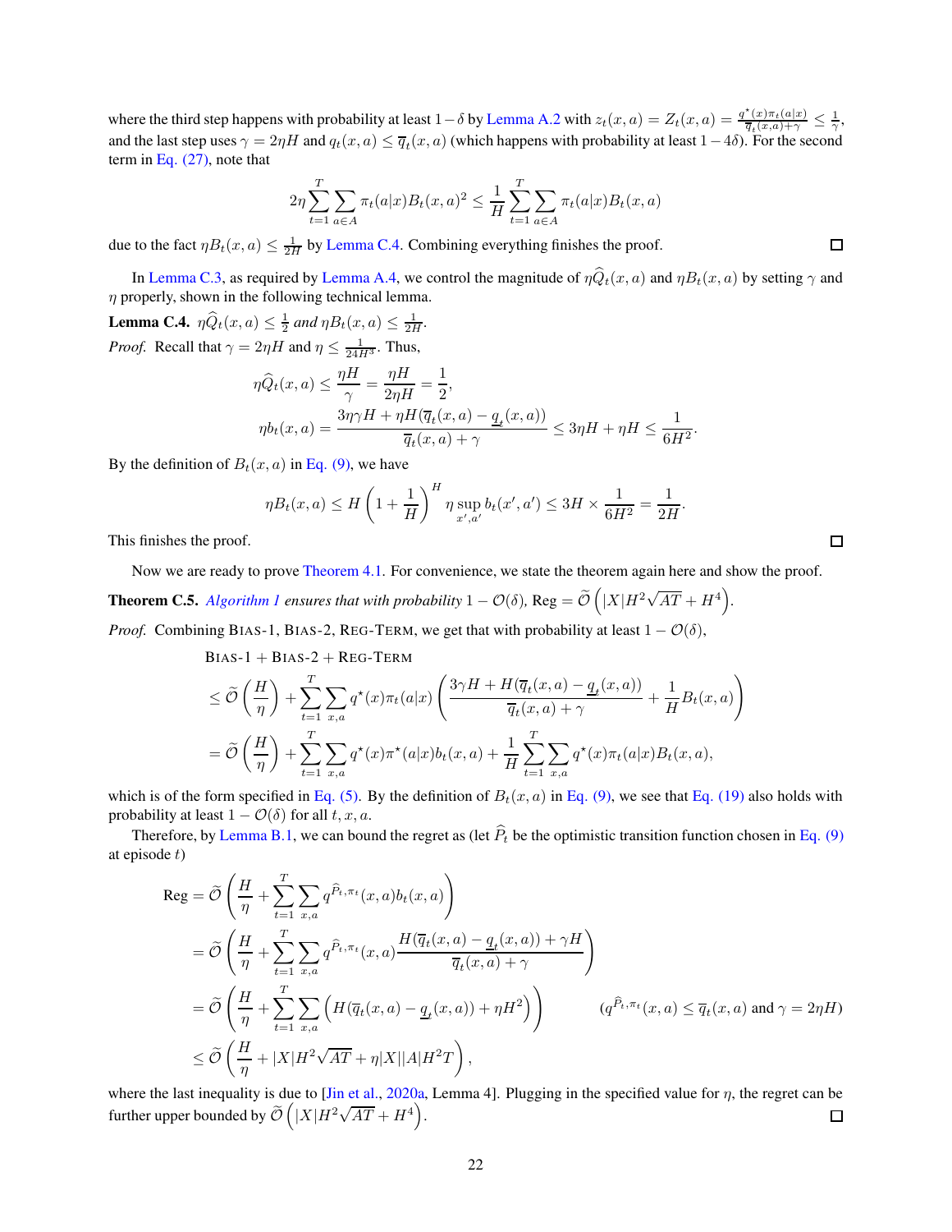where the third step happens with probability at least $1-\delta$ by Lemma A.2 with $z_t(x,a) = Z_t(x,a) = \frac{q^\star(x)\pi_t(a|x)}{\overline{q}_t(x,a)+\gamma} \le \frac{1}{\gamma}$, and the last step uses $\gamma = 2\eta H$ and $q_t(x,a) \le \overline{q}_t(x,a)$ (which happens with probability at least $1-4\delta$). For the second term in Eq. (27), note that

$$2\eta \sum_{t=1}^{T} \sum_{a\in A} \pi_t(a|x) B_t(x,a)^2 \le \frac{1}{H} \sum_{t=1}^{T} \sum_{a\in A} \pi_t(a|x) B_t(x,a)$$

due to the fact $\eta B_t(x,a) \le \frac{1}{2H}$ by Lemma C.4. Combining everything finishes the proof. □

In Lemma C.3, as required by Lemma A.4, we control the magnitude of $\eta \widehat{Q}_t(x,a)$ and $\eta B_t(x,a)$ by setting $\gamma$ and $\eta$ properly, shown in the following technical lemma.

**Lemma C.4.** *$\eta \widehat{Q}_t(x,a) \le \frac{1}{2}$ and $\eta B_t(x,a) \le \frac{1}{2H}$.*

*Proof.* Recall that $\gamma = 2\eta H$ and $\eta \le \frac{1}{24H^3}$. Thus,

$$\eta \widehat{Q}_t(x,a) \le \frac{\eta H}{\gamma} = \frac{\eta H}{2\eta H} = \frac{1}{2},$$

$$\eta b_t(x,a) = \frac{3\eta\gamma H + \eta H(\overline{q}_t(x,a) - \underline{q}_t(x,a))}{\overline{q}_t(x,a)+\gamma} \le 3\eta H + \eta H \le \frac{1}{6H^2}.$$

By the definition of $B_t(x,a)$ in Eq. (9), we have

$$\eta B_t(x,a) \le H\left(1+\frac{1}{H}\right)^H \eta \sup_{x',a'} b_t(x',a') \le 3H \times \frac{1}{6H^2} = \frac{1}{2H}.$$

This finishes the proof. □

Now we are ready to prove Theorem 4.1. For convenience, we state the theorem again here and show the proof.

**Theorem C.5.** *Algorithm 1 ensures that with probability $1-\mathcal{O}(\delta)$, $\text{Reg} = \widetilde{\mathcal{O}}\left(|X|H^2\sqrt{AT} + H^4\right)$.*

*Proof.* Combining BIAS-1, BIAS-2, REG-TERM, we get that with probability at least $1-\mathcal{O}(\delta)$,

$$\begin{aligned}
&\text{BIAS-1} + \text{BIAS-2} + \text{REG-TERM} \\
&\le \widetilde{\mathcal{O}}\left(\frac{H}{\eta}\right) + \sum_{t=1}^{T}\sum_{x,a} q^\star(x)\pi_t(a|x)\left(\frac{3\gamma H + H(\overline{q}_t(x,a) - \underline{q}_t(x,a))}{\overline{q}_t(x,a)+\gamma} + \frac{1}{H}B_t(x,a)\right) \\
&= \widetilde{\mathcal{O}}\left(\frac{H}{\eta}\right) + \sum_{t=1}^{T}\sum_{x,a} q^\star(x)\pi^\star(a|x) b_t(x,a) + \frac{1}{H}\sum_{t=1}^{T}\sum_{x,a} q^\star(x)\pi_t(a|x)B_t(x,a),
\end{aligned}$$

which is of the form specified in Eq. (5). By the definition of $B_t(x,a)$ in Eq. (9), we see that Eq. (19) also holds with probability at least $1-\mathcal{O}(\delta)$ for all $t,x,a$.

Therefore, by Lemma B.1, we can bound the regret as (let $\widehat{P}_t$ be the optimistic transition function chosen in Eq. (9) at episode $t$)

$$\begin{aligned}
\text{Reg} &= \widetilde{\mathcal{O}}\left(\frac{H}{\eta} + \sum_{t=1}^{T}\sum_{x,a} q^{\widehat{P}_t,\pi_t}(x,a) b_t(x,a)\right) \\
&= \widetilde{\mathcal{O}}\left(\frac{H}{\eta} + \sum_{t=1}^{T}\sum_{x,a} q^{\widehat{P}_t,\pi_t}(x,a)\frac{H(\overline{q}_t(x,a) - \underline{q}_t(x,a)) + \gamma H}{\overline{q}_t(x,a)+\gamma}\right) \\
&= \widetilde{\mathcal{O}}\left(\frac{H}{\eta} + \sum_{t=1}^{T}\sum_{x,a}\left(H(\overline{q}_t(x,a) - \underline{q}_t(x,a)) + \eta H^2\right)\right) \qquad (q^{\widehat{P}_t,\pi_t}(x,a) \le \overline{q}_t(x,a) \text{ and } \gamma = 2\eta H) \\
&\le \widetilde{\mathcal{O}}\left(\frac{H}{\eta} + |X|H^2\sqrt{AT} + \eta|X||A|H^2 T\right),
\end{aligned}$$

where the last inequality is due to [Jin et al., 2020a, Lemma 4]. Plugging in the specified value for $\eta$, the regret can be further upper bounded by $\widetilde{\mathcal{O}}\left(|X|H^2\sqrt{AT} + H^4\right)$. □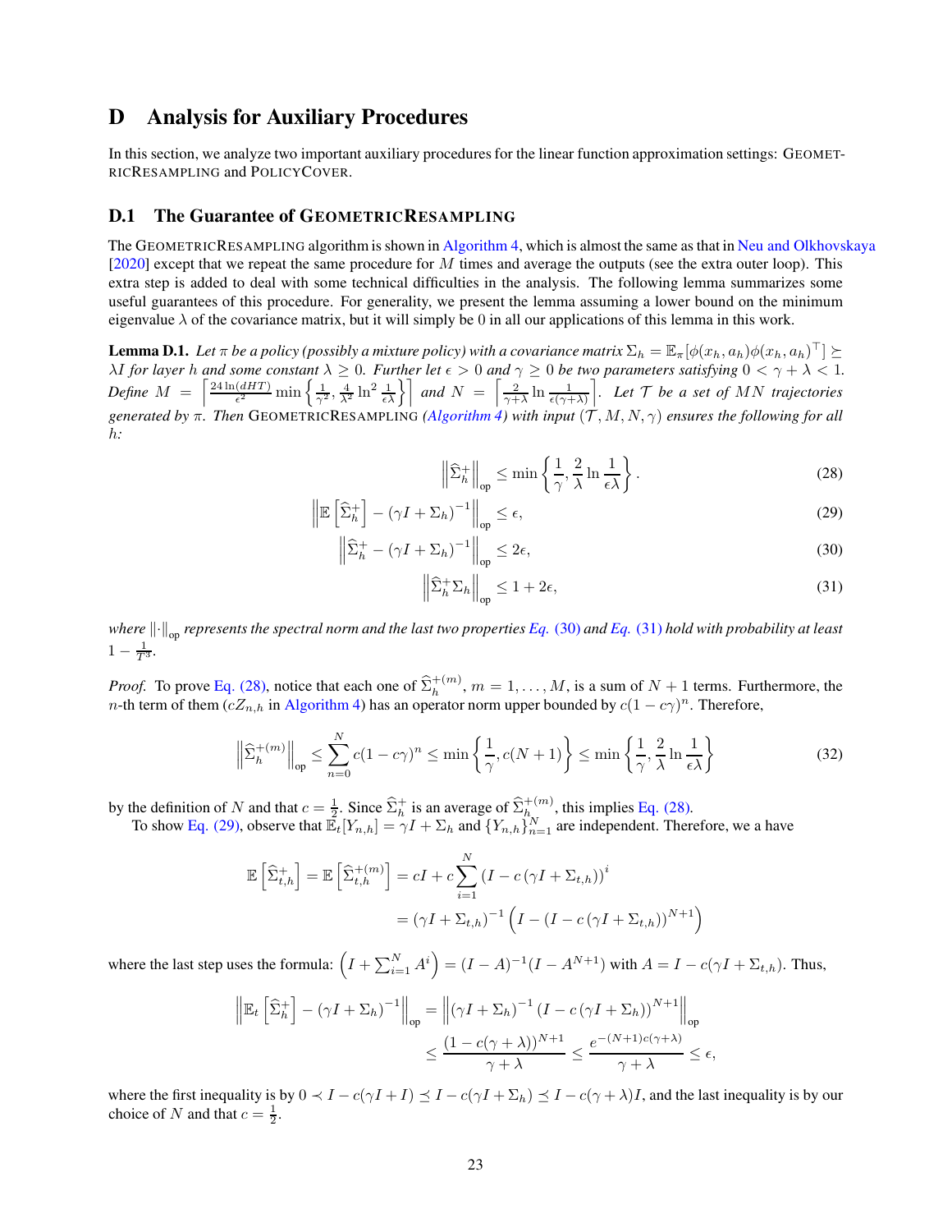# D Analysis for Auxiliary Procedures

In this section, we analyze two important auxiliary procedures for the linear function approximation settings: GEOMETRICRESAMPLING and POLICYCOVER.

## D.1 The Guarantee of GEOMETRICRESAMPLING

The GEOMETRICRESAMPLING algorithm is shown in Algorithm 4, which is almost the same as that in Neu and Olkhovskaya [2020] except that we repeat the same procedure for $M$ times and average the outputs (see the extra outer loop). This extra step is added to deal with some technical difficulties in the analysis. The following lemma summarizes some useful guarantees of this procedure. For generality, we present the lemma assuming a lower bound on the minimum eigenvalue $\lambda$ of the covariance matrix, but it will simply be 0 in all our applications of this lemma in this work.

**Lemma D.1.** *Let $\pi$ be a policy (possibly a mixture policy) with a covariance matrix $\Sigma_h = \mathbb{E}_\pi[\phi(x_h, a_h)\phi(x_h, a_h)^\top] \succeq \lambda I$ for layer $h$ and some constant $\lambda \geq 0$. Further let $\epsilon > 0$ and $\gamma \geq 0$ be two parameters satisfying $0 < \gamma + \lambda < 1$. Define $M = \left\lceil \frac{24 \ln(dHT)}{\epsilon^2} \min\left\{\frac{1}{\gamma^2}, \frac{4}{\lambda^2} \ln^2 \frac{1}{\epsilon\lambda}\right\}\right\rceil$ and $N = \left\lceil \frac{2}{\gamma+\lambda} \ln \frac{1}{\epsilon(\gamma+\lambda)}\right\rceil$. Let $\mathcal{T}$ be a set of $MN$ trajectories generated by $\pi$. Then GEOMETRICRESAMPLING (Algorithm 4) with input $(\mathcal{T}, M, N, \gamma)$ ensures the following for all $h$:*

$$
\left\|\widehat{\Sigma}_h^+\right\|_{\text{op}} \leq \min\left\{\frac{1}{\gamma}, \frac{2}{\lambda} \ln \frac{1}{\epsilon\lambda}\right\}. \tag{28}
$$

$$
\left\|\mathbb{E}\left[\widehat{\Sigma}_h^+\right] - (\gamma I + \Sigma_h)^{-1}\right\|_{\text{op}} \leq \epsilon, \tag{29}
$$

$$
\left\|\widehat{\Sigma}_h^+ - (\gamma I + \Sigma_h)^{-1}\right\|_{\text{op}} \leq 2\epsilon, \tag{30}
$$

$$
\left\|\widehat{\Sigma}_h^+ \Sigma_h\right\|_{\text{op}} \leq 1 + 2\epsilon, \tag{31}
$$

*where $\|\cdot\|_{\text{op}}$ represents the spectral norm and the last two properties Eq. (30) and Eq. (31) hold with probability at least $1 - \frac{1}{T^3}$.*

*Proof.* To prove Eq. (28), notice that each one of $\widehat{\Sigma}_h^{+(m)}$, $m = 1, \ldots, M$, is a sum of $N+1$ terms. Furthermore, the $n$-th term of them ($cZ_{n,h}$ in Algorithm 4) has an operator norm upper bounded by $c(1 - c\gamma)^n$. Therefore,

$$
\left\|\widehat{\Sigma}_h^{+(m)}\right\|_{\text{op}} \leq \sum_{n=0}^{N} c(1-c\gamma)^n \leq \min\left\{\frac{1}{\gamma}, c(N+1)\right\} \leq \min\left\{\frac{1}{\gamma}, \frac{2}{\lambda} \ln \frac{1}{\epsilon\lambda}\right\} \tag{32}
$$

by the definition of $N$ and that $c = \frac{1}{2}$. Since $\widehat{\Sigma}_h^+$ is an average of $\widehat{\Sigma}_h^{+(m)}$, this implies Eq. (28).

To show Eq. (29), observe that $\mathbb{E}_t[Y_{n,h}] = \gamma I + \Sigma_h$ and $\{Y_{n,h}\}_{n=1}^N$ are independent. Therefore, we a have

$$
\begin{aligned}
\mathbb{E}\left[\widehat{\Sigma}_{t,h}^+\right] = \mathbb{E}\left[\widehat{\Sigma}_{t,h}^{+(m)}\right] &= cI + c\sum_{i=1}^{N} \left(I - c\left(\gamma I + \Sigma_{t,h}\right)\right)^i \\
&= \left(\gamma I + \Sigma_{t,h}\right)^{-1}\left(I - \left(I - c\left(\gamma I + \Sigma_{t,h}\right)\right)^{N+1}\right)
\end{aligned}
$$

where the last step uses the formula: $\left(I + \sum_{i=1}^N A^i\right) = (I - A)^{-1}(I - A^{N+1})$ with $A = I - c(\gamma I + \Sigma_{t,h})$. Thus,

$$
\begin{aligned}
\left\|\mathbb{E}_t\left[\widehat{\Sigma}_h^+\right] - (\gamma I + \Sigma_h)^{-1}\right\|_{\text{op}} &= \left\|\left(\gamma I + \Sigma_h\right)^{-1}\left(I - c\left(\gamma I + \Sigma_h\right)\right)^{N+1}\right\|_{\text{op}} \\
&\leq \frac{(1 - c(\gamma + \lambda))^{N+1}}{\gamma + \lambda} \leq \frac{e^{-(N+1)c(\gamma+\lambda)}}{\gamma + \lambda} \leq \epsilon,
\end{aligned}
$$

where the first inequality is by $0 \prec I - c(\gamma I + I) \preceq I - c(\gamma I + \Sigma_h) \preceq I - c(\gamma + \lambda)I$, and the last inequality is by our choice of $N$ and that $c = \frac{1}{2}$.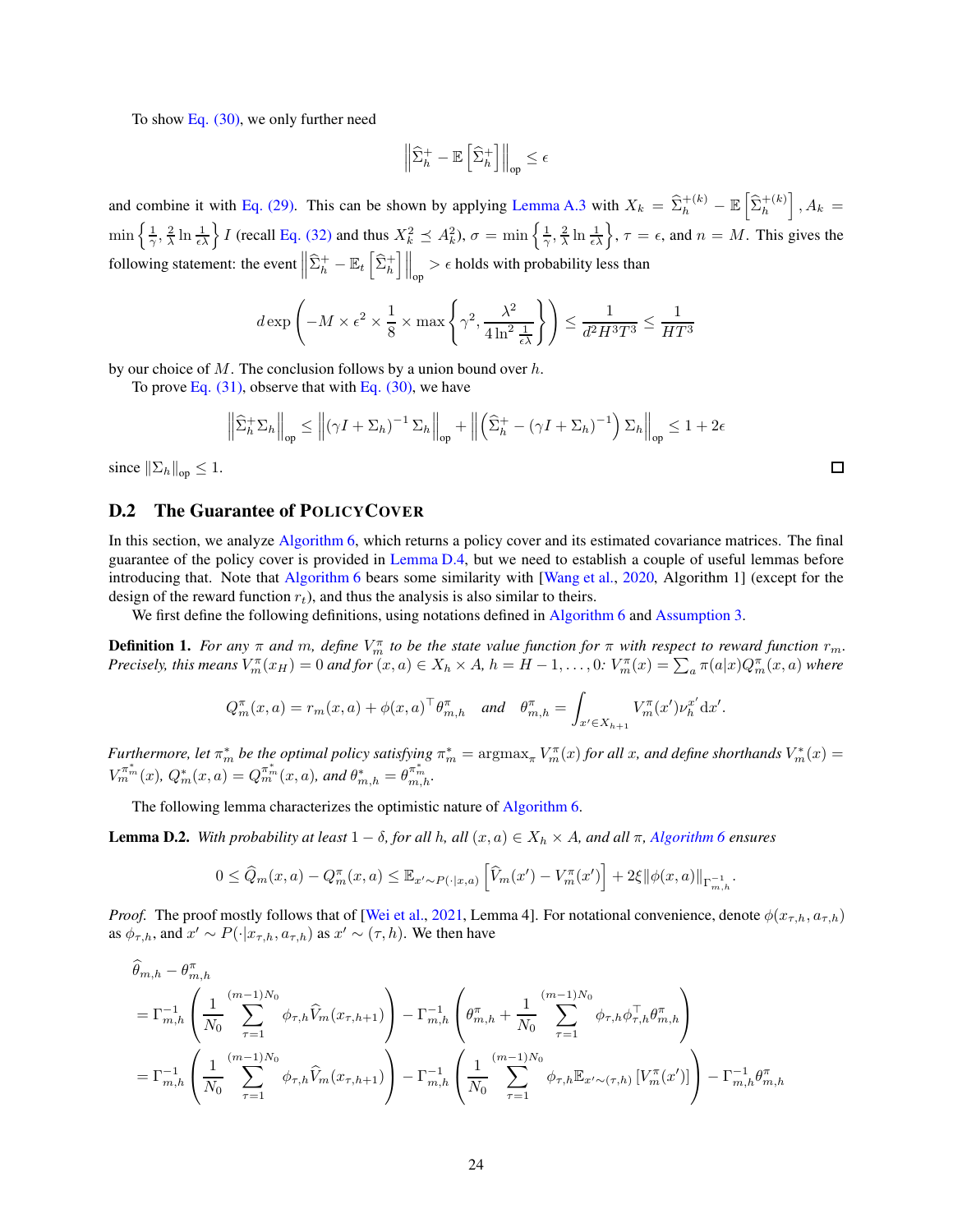To show Eq. (30), we only further need

$$\left\| \widehat{\Sigma}_h^+ - \mathbb{E}\left[\widehat{\Sigma}_h^+\right] \right\|_{\text{op}} \le \epsilon$$

and combine it with Eq. (29). This can be shown by applying Lemma A.3 with $X_k = \widehat{\Sigma}_h^{+(k)} - \mathbb{E}\left[\widehat{\Sigma}_h^{+(k)}\right]$, $A_k = \min\left\{\frac{1}{\gamma}, \frac{2}{\lambda}\ln\frac{1}{\epsilon\lambda}\right\} I$ (recall Eq. (32) and thus $X_k^2 \preceq A_k^2$), $\sigma = \min\left\{\frac{1}{\gamma}, \frac{2}{\lambda}\ln\frac{1}{\epsilon\lambda}\right\}$, $\tau = \epsilon$, and $n = M$. This gives the following statement: the event $\left\| \widehat{\Sigma}_h^+ - \mathbb{E}_t\left[\widehat{\Sigma}_h^+\right] \right\|_{\text{op}} > \epsilon$ holds with probability less than

$$d \exp\left( -M \times \epsilon^2 \times \frac{1}{8} \times \max\left\{ \gamma^2, \frac{\lambda^2}{4\ln^2\frac{1}{\epsilon\lambda}} \right\} \right) \le \frac{1}{d^2 H^3 T^3} \le \frac{1}{HT^3}$$

by our choice of $M$. The conclusion follows by a union bound over $h$.

To prove Eq. (31), observe that with Eq. (30), we have

$$\left\| \widehat{\Sigma}_h^+ \Sigma_h \right\|_{\text{op}} \le \left\| (\gamma I + \Sigma_h)^{-1} \Sigma_h \right\|_{\text{op}} + \left\| \left( \widehat{\Sigma}_h^+ - (\gamma I + \Sigma_h)^{-1} \right) \Sigma_h \right\|_{\text{op}} \le 1 + 2\epsilon$$

since $\|\Sigma_h\|_{\text{op}} \le 1$. ∎

## D.2 The Guarantee of PolicyCover

In this section, we analyze Algorithm 6, which returns a policy cover and its estimated covariance matrices. The final guarantee of the policy cover is provided in Lemma D.4, but we need to establish a couple of useful lemmas before introducing that. Note that Algorithm 6 bears some similarity with [Wang et al., 2020, Algorithm 1] (except for the design of the reward function $r_t$), and thus the analysis is also similar to theirs.

We first define the following definitions, using notations defined in Algorithm 6 and Assumption 3.

**Definition 1.** *For any $\pi$ and $m$, define $V_m^\pi$ to be the state value function for $\pi$ with respect to reward function $r_m$. Precisely, this means $V_m^\pi(x_H) = 0$ and for $(x, a) \in X_h \times A$, $h = H-1, \ldots, 0$: $V_m^\pi(x) = \sum_a \pi(a|x) Q_m^\pi(x, a)$ where*

$$Q_m^\pi(x, a) = r_m(x, a) + \phi(x, a)^\top \theta_{m,h}^\pi \quad \text{and} \quad \theta_{m,h}^\pi = \int_{x' \in X_{h+1}} V_m^\pi(x') \nu_h^{x'} \mathrm{d}x'.$$

*Furthermore, let $\pi_m^*$ be the optimal policy satisfying $\pi_m^* = \operatorname{argmax}_\pi V_m^\pi(x)$ for all $x$, and define shorthands $V_m^*(x) = V_m^{\pi_m^*}(x)$, $Q_m^*(x, a) = Q_m^{\pi_m^*}(x, a)$, and $\theta_{m,h}^* = \theta_{m,h}^{\pi_m^*}$.*

The following lemma characterizes the optimistic nature of Algorithm 6.

**Lemma D.2.** *With probability at least $1 - \delta$, for all $h$, all $(x, a) \in X_h \times A$, and all $\pi$, Algorithm 6 ensures*

$$0 \le \widehat{Q}_m(x, a) - Q_m^\pi(x, a) \le \mathbb{E}_{x' \sim P(\cdot|x,a)}\left[ \widehat{V}_m(x') - V_m^\pi(x') \right] + 2\xi \|\phi(x, a)\|_{\Gamma_{m,h}^{-1}}.$$

*Proof.* The proof mostly follows that of [Wei et al., 2021, Lemma 4]. For notational convenience, denote $\phi(x_{\tau,h}, a_{\tau,h})$ as $\phi_{\tau,h}$, and $x' \sim P(\cdot|x_{\tau,h}, a_{\tau,h})$ as $x' \sim (\tau, h)$. We then have

$$\begin{aligned}
&\widehat{\theta}_{m,h} - \theta_{m,h}^\pi \\
&= \Gamma_{m,h}^{-1} \left( \frac{1}{N_0} \sum_{\tau=1}^{(m-1)N_0} \phi_{\tau,h} \widehat{V}_m(x_{\tau,h+1}) \right) - \Gamma_{m,h}^{-1} \left( \theta_{m,h}^\pi + \frac{1}{N_0} \sum_{\tau=1}^{(m-1)N_0} \phi_{\tau,h} \phi_{\tau,h}^\top \theta_{m,h}^\pi \right) \\
&= \Gamma_{m,h}^{-1} \left( \frac{1}{N_0} \sum_{\tau=1}^{(m-1)N_0} \phi_{\tau,h} \widehat{V}_m(x_{\tau,h+1}) \right) - \Gamma_{m,h}^{-1} \left( \frac{1}{N_0} \sum_{\tau=1}^{(m-1)N_0} \phi_{\tau,h} \mathbb{E}_{x' \sim (\tau,h)}\left[ V_m^\pi(x') \right] \right) - \Gamma_{m,h}^{-1} \theta_{m,h}^\pi
\end{aligned}$$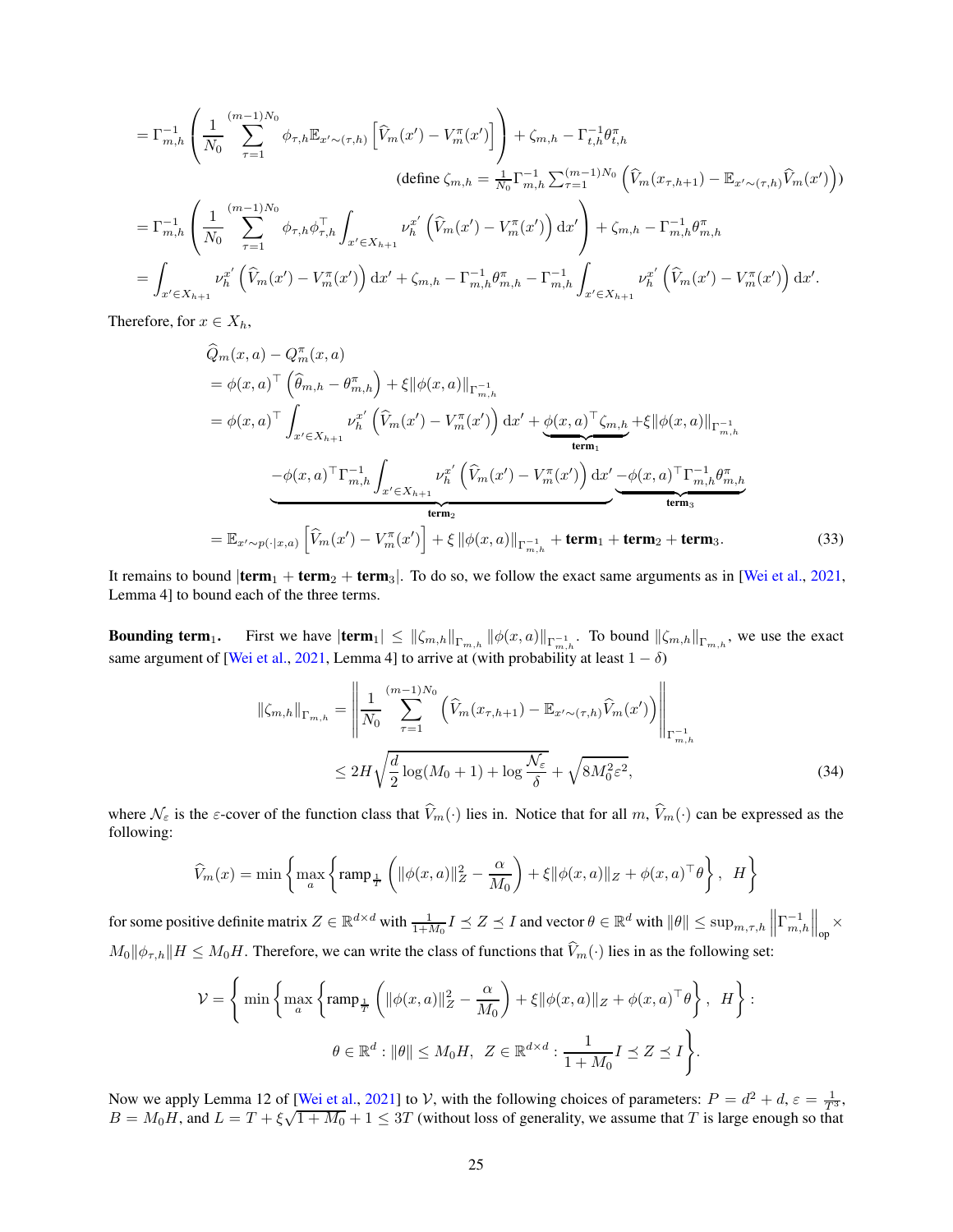$$
= \Gamma_{m,h}^{-1}\left(\frac{1}{N_0}\sum_{\tau=1}^{(m-1)N_0}\phi_{\tau,h}\mathbb{E}_{x'\sim(\tau,h)}\left[\widehat{V}_m(x') - V_m^\pi(x')\right]\right) + \zeta_{m,h} - \Gamma_{t,h}^{-1}\theta_{t,h}^\pi
$$

$$
\text{(define } \zeta_{m,h} = \tfrac{1}{N_0}\Gamma_{m,h}^{-1}\textstyle\sum_{\tau=1}^{(m-1)N_0}\left(\widehat{V}_m(x_{\tau,h+1}) - \mathbb{E}_{x'\sim(\tau,h)}\widehat{V}_m(x')\right))
$$

$$
= \Gamma_{m,h}^{-1}\left(\frac{1}{N_0}\sum_{\tau=1}^{(m-1)N_0}\phi_{\tau,h}\phi_{\tau,h}^\top\int_{x'\in X_{h+1}}\nu_h^{x'}\left(\widehat{V}_m(x') - V_m^\pi(x')\right)\mathrm{d}x'\right) + \zeta_{m,h} - \Gamma_{m,h}^{-1}\theta_{m,h}^\pi
$$

$$
= \int_{x'\in X_{h+1}}\nu_h^{x'}\left(\widehat{V}_m(x') - V_m^\pi(x')\right)\mathrm{d}x' + \zeta_{m,h} - \Gamma_{m,h}^{-1}\theta_{m,h}^\pi - \Gamma_{m,h}^{-1}\int_{x'\in X_{h+1}}\nu_h^{x'}\left(\widehat{V}_m(x') - V_m^\pi(x')\right)\mathrm{d}x'.
$$

Therefore, for $x \in X_h$,

$$
\begin{aligned}
&\widehat{Q}_m(x,a) - Q_m^\pi(x,a)\\
&= \phi(x,a)^\top\left(\widehat{\theta}_{m,h} - \theta_{m,h}^\pi\right) + \xi\|\phi(x,a)\|_{\Gamma_{m,h}^{-1}}\\
&= \phi(x,a)^\top\int_{x'\in X_{h+1}}\nu_h^{x'}\left(\widehat{V}_m(x') - V_m^\pi(x')\right)\mathrm{d}x' + \underbrace{\phi(x,a)^\top\zeta_{m,h}}_{\textbf{term}_1} + \xi\|\phi(x,a)\|_{\Gamma_{m,h}^{-1}}\\
&\quad \underbrace{-\phi(x,a)^\top\Gamma_{m,h}^{-1}\int_{x'\in X_{h+1}}\nu_h^{x'}\left(\widehat{V}_m(x') - V_m^\pi(x')\right)\mathrm{d}x'}_{\textbf{term}_2}\ \underbrace{-\phi(x,a)^\top\Gamma_{m,h}^{-1}\theta_{m,h}^\pi}_{\textbf{term}_3}\\
&= \mathbb{E}_{x'\sim p(\cdot|x,a)}\left[\widehat{V}_m(x') - V_m^\pi(x')\right] + \xi\|\phi(x,a)\|_{\Gamma_{m,h}^{-1}} + \textbf{term}_1 + \textbf{term}_2 + \textbf{term}_3.
\end{aligned}
\tag{33}
$$

It remains to bound $|\textbf{term}_1 + \textbf{term}_2 + \textbf{term}_3|$. To do so, we follow the exact same arguments as in [Wei et al., 2021, Lemma 4] to bound each of the three terms.

**Bounding $\textbf{term}_1$.** First we have $|\textbf{term}_1| \le \|\zeta_{m,h}\|_{\Gamma_{m,h}}\|\phi(x,a)\|_{\Gamma_{m,h}^{-1}}$. To bound $\|\zeta_{m,h}\|_{\Gamma_{m,h}}$, we use the exact same argument of [Wei et al., 2021, Lemma 4] to arrive at (with probability at least $1-\delta$)

$$
\begin{aligned}
\|\zeta_{m,h}\|_{\Gamma_{m,h}} &= \left\|\frac{1}{N_0}\sum_{\tau=1}^{(m-1)N_0}\left(\widehat{V}_m(x_{\tau,h+1}) - \mathbb{E}_{x'\sim(\tau,h)}\widehat{V}_m(x')\right)\right\|_{\Gamma_{m,h}^{-1}}\\
&\le 2H\sqrt{\frac{d}{2}\log(M_0+1) + \log\frac{\mathcal{N}_\varepsilon}{\delta}} + \sqrt{8M_0^2\varepsilon^2},
\end{aligned}
\tag{34}
$$

where $\mathcal{N}_\varepsilon$ is the $\varepsilon$-cover of the function class that $\widehat{V}_m(\cdot)$ lies in. Notice that for all $m$, $\widehat{V}_m(\cdot)$ can be expressed as the following:

$$
\widehat{V}_m(x) = \min\left\{\max_a\left\{\mathrm{ramp}_{\frac{1}{T}}\left(\|\phi(x,a)\|_Z^2 - \frac{\alpha}{M_0}\right) + \xi\|\phi(x,a)\|_Z + \phi(x,a)^\top\theta\right\},\ H\right\}
$$

for some positive definite matrix $Z \in \mathbb{R}^{d\times d}$ with $\frac{1}{1+M_0}I \preceq Z \preceq I$ and vector $\theta \in \mathbb{R}^d$ with $\|\theta\| \le \sup_{m,\tau,h}\left\|\Gamma_{m,h}^{-1}\right\|_{\mathrm{op}} \times M_0\|\phi_{\tau,h}\|H \le M_0H$. Therefore, we can write the class of functions that $\widehat{V}_m(\cdot)$ lies in as the following set:

$$
\begin{aligned}
\mathcal{V} = \Bigg\{&\min\left\{\max_a\left\{\mathrm{ramp}_{\frac{1}{T}}\left(\|\phi(x,a)\|_Z^2 - \frac{\alpha}{M_0}\right) + \xi\|\phi(x,a)\|_Z + \phi(x,a)^\top\theta\right\},\ H\right\}:\\
&\theta \in \mathbb{R}^d : \|\theta\| \le M_0H,\ Z \in \mathbb{R}^{d\times d} : \frac{1}{1+M_0}I \preceq Z \preceq I\Bigg\}.
\end{aligned}
$$

Now we apply Lemma 12 of [Wei et al., 2021] to $\mathcal{V}$, with the following choices of parameters: $P = d^2 + d$, $\varepsilon = \frac{1}{T^3}$, $B = M_0H$, and $L = T + \xi\sqrt{1+M_0} + 1 \le 3T$ (without loss of generality, we assume that $T$ is large enough so that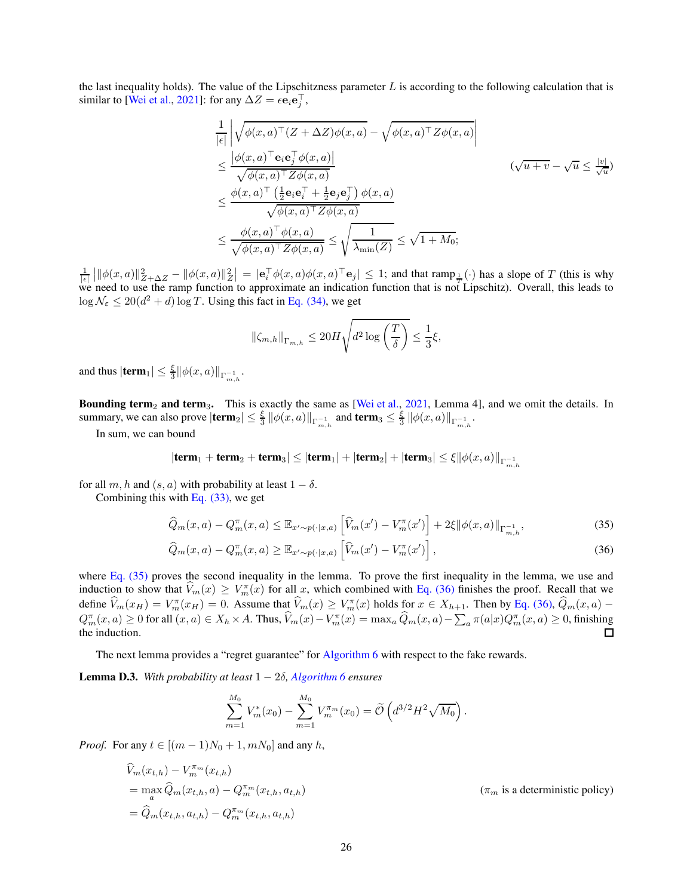the last inequality holds). The value of the Lipschitzness parameter $L$ is according to the following calculation that is similar to [Wei et al., 2021]: for any $\Delta Z = \epsilon \mathbf{e}_i \mathbf{e}_j^\top$,

$$
\begin{aligned}
&\frac{1}{|\epsilon|}\left|\sqrt{\phi(x,a)^\top (Z+\Delta Z)\phi(x,a)} - \sqrt{\phi(x,a)^\top Z \phi(x,a)}\right| \\
&\leq \frac{\left|\phi(x,a)^\top \mathbf{e}_i \mathbf{e}_j^\top \phi(x,a)\right|}{\sqrt{\phi(x,a)^\top Z \phi(x,a)}} && (\sqrt{u+v}-\sqrt{u} \leq \tfrac{|v|}{\sqrt{u}}) \\
&\leq \frac{\phi(x,a)^\top \left(\frac{1}{2}\mathbf{e}_i \mathbf{e}_i^\top + \frac{1}{2}\mathbf{e}_j \mathbf{e}_j^\top\right)\phi(x,a)}{\sqrt{\phi(x,a)^\top Z \phi(x,a)}} \\
&\leq \frac{\phi(x,a)^\top \phi(x,a)}{\sqrt{\phi(x,a)^\top Z \phi(x,a)}} \leq \sqrt{\frac{1}{\lambda_{\min}(Z)}} \leq \sqrt{1+M_0};
\end{aligned}
$$

$\frac{1}{|\epsilon|}\left|\|\phi(x,a)\|^2_{Z+\Delta Z} - \|\phi(x,a)\|^2_Z\right| = |\mathbf{e}_i^\top \phi(x,a)\phi(x,a)^\top \mathbf{e}_j| \leq 1$; and that $\text{ramp}_{\frac{1}{T}}(\cdot)$ has a slope of $T$ (this is why we need to use the ramp function to approximate an indication function that is not Lipschitz). Overall, this leads to $\log \mathcal{N}_\varepsilon \leq 20(d^2+d)\log T$. Using this fact in Eq. (34), we get

$$
\|\zeta_{m,h}\|_{\Gamma_{m,h}} \leq 20H\sqrt{d^2 \log\left(\frac{T}{\delta}\right)} \leq \frac{1}{3}\xi,
$$

and thus $|\textbf{term}_1| \leq \frac{\xi}{3}\|\phi(x,a)\|_{\Gamma^{-1}_{m,h}}$.

**Bounding $\textbf{term}_2$ and $\textbf{term}_3$.** This is exactly the same as [Wei et al., 2021, Lemma 4], and we omit the details. In summary, we can also prove $|\textbf{term}_2| \leq \frac{\xi}{3}\|\phi(x,a)\|_{\Gamma^{-1}_{m,h}}$ and $\textbf{term}_3 \leq \frac{\xi}{3}\|\phi(x,a)\|_{\Gamma^{-1}_{m,h}}$.

In sum, we can bound

$$
|\textbf{term}_1 + \textbf{term}_2 + \textbf{term}_3| \leq |\textbf{term}_1| + |\textbf{term}_2| + |\textbf{term}_3| \leq \xi\|\phi(x,a)\|_{\Gamma^{-1}_{m,h}}
$$

for all $m, h$ and $(s,a)$ with probability at least $1-\delta$.

Combining this with Eq. (33), we get

$$
\widehat{Q}_m(x,a) - Q^\pi_m(x,a) \leq \mathbb{E}_{x'\sim p(\cdot|x,a)}\left[\widehat{V}_m(x') - V^\pi_m(x')\right] + 2\xi\|\phi(x,a)\|_{\Gamma^{-1}_{m,h}}, \tag{35}
$$

$$
\widehat{Q}_m(x,a) - Q^\pi_m(x,a) \geq \mathbb{E}_{x'\sim p(\cdot|x,a)}\left[\widehat{V}_m(x') - V^\pi_m(x')\right], \tag{36}
$$

where Eq. (35) proves the second inequality in the lemma. To prove the first inequality in the lemma, we use and induction to show that $\widehat{V}_m(x) \geq V^\pi_m(x)$ for all $x$, which combined with Eq. (36) finishes the proof. Recall that we define $\widehat{V}_m(x_H) = V^\pi_m(x_H) = 0$. Assume that $\widehat{V}_m(x) \geq V^\pi_m(x)$ holds for $x \in X_{h+1}$. Then by Eq. (36), $\widehat{Q}_m(x,a) - Q^\pi_m(x,a) \geq 0$ for all $(x,a) \in X_h \times A$. Thus, $\widehat{V}_m(x) - V^\pi_m(x) = \max_a \widehat{Q}_m(x,a) - \sum_a \pi(a|x)Q^\pi_m(x,a) \geq 0$, finishing the induction. □

The next lemma provides a "regret guarantee" for Algorithm 6 with respect to the fake rewards.

**Lemma D.3.** *With probability at least $1-2\delta$, Algorithm 6 ensures*

$$
\sum_{m=1}^{M_0} V^*_m(x_0) - \sum_{m=1}^{M_0} V^{\pi_m}_m(x_0) = \widetilde{\mathcal{O}}\left(d^{3/2}H^2\sqrt{M_0}\right).
$$

*Proof.* For any $t \in [(m-1)N_0+1, mN_0]$ and any $h$,

$$
\begin{aligned}
&\widehat{V}_m(x_{t,h}) - V^{\pi_m}_m(x_{t,h}) \\
&= \max_a \widehat{Q}_m(x_{t,h},a) - Q^{\pi_m}_m(x_{t,h},a_{t,h}) && (\pi_m \text{ is a deterministic policy}) \\
&= \widehat{Q}_m(x_{t,h},a_{t,h}) - Q^{\pi_m}_m(x_{t,h},a_{t,h})
\end{aligned}
$$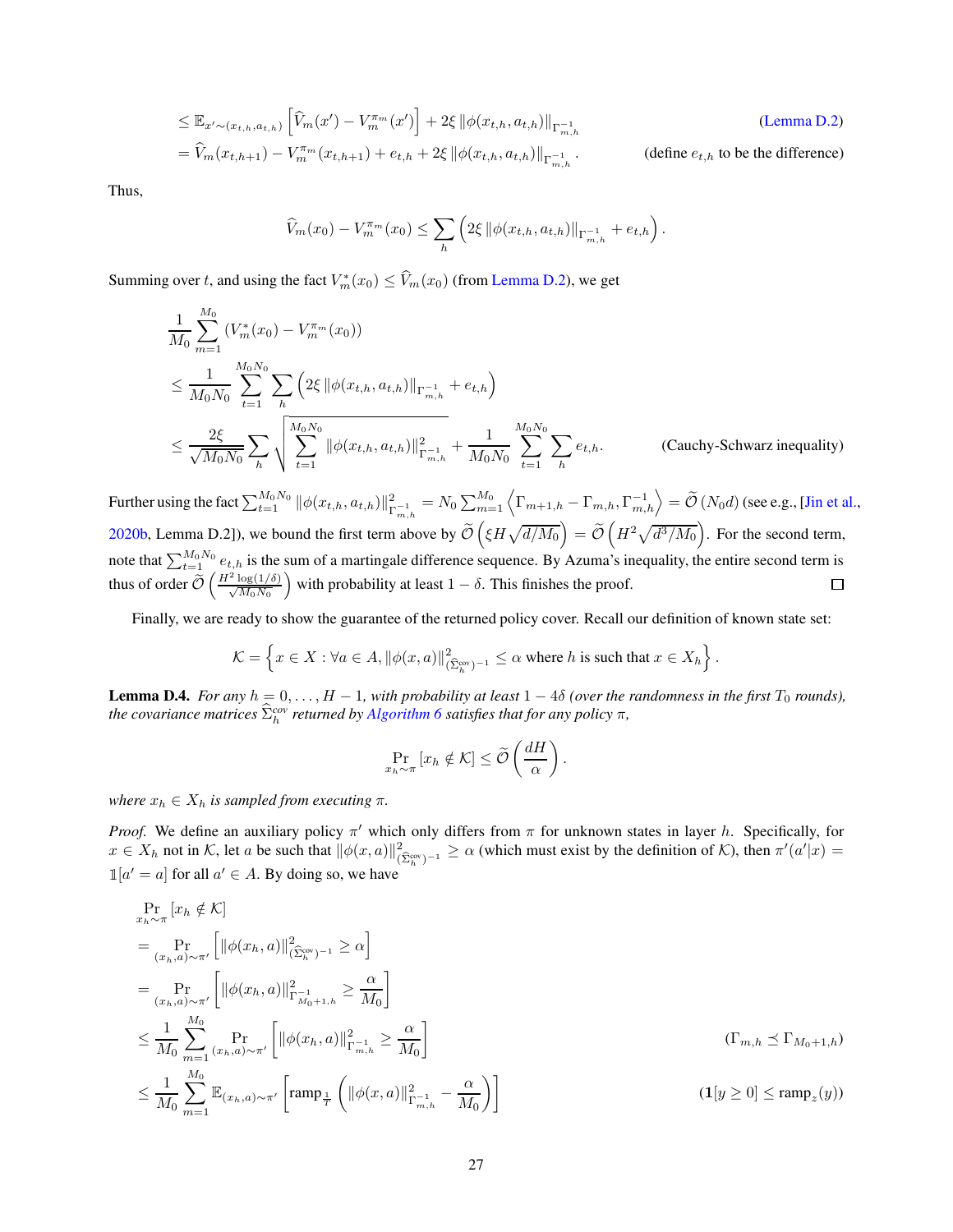$$
\begin{aligned}
&\leq \mathbb{E}_{x'\sim(x_{t,h},a_{t,h})}\left[\widehat{V}_m(x') - V_m^{\pi_m}(x')\right] + 2\xi\left\|\phi(x_{t,h},a_{t,h})\right\|_{\Gamma_{m,h}^{-1}} && \text{(Lemma D.2)} \\
&= \widehat{V}_m(x_{t,h+1}) - V_m^{\pi_m}(x_{t,h+1}) + e_{t,h} + 2\xi\left\|\phi(x_{t,h},a_{t,h})\right\|_{\Gamma_{m,h}^{-1}}. && \text{(define } e_{t,h} \text{ to be the difference)}
\end{aligned}
$$

Thus,

$$
\widehat{V}_m(x_0) - V_m^{\pi_m}(x_0) \leq \sum_h \left(2\xi\left\|\phi(x_{t,h},a_{t,h})\right\|_{\Gamma_{m,h}^{-1}} + e_{t,h}\right).
$$

Summing over $t$, and using the fact $V_m^*(x_0) \leq \widehat{V}_m(x_0)$ (from Lemma D.2), we get

$$
\begin{aligned}
&\frac{1}{M_0}\sum_{m=1}^{M_0}\left(V_m^*(x_0) - V_m^{\pi_m}(x_0)\right) \\
&\leq \frac{1}{M_0N_0}\sum_{t=1}^{M_0N_0}\sum_h\left(2\xi\left\|\phi(x_{t,h},a_{t,h})\right\|_{\Gamma_{m,h}^{-1}} + e_{t,h}\right) \\
&\leq \frac{2\xi}{\sqrt{M_0N_0}}\sum_h\sqrt{\sum_{t=1}^{M_0N_0}\left\|\phi(x_{t,h},a_{t,h})\right\|_{\Gamma_{m,h}^{-1}}^2} + \frac{1}{M_0N_0}\sum_{t=1}^{M_0N_0}\sum_h e_{t,h}. && \text{(Cauchy-Schwarz inequality)}
\end{aligned}
$$

Further using the fact $\sum_{t=1}^{M_0N_0}\left\|\phi(x_{t,h},a_{t,h})\right\|_{\Gamma_{m,h}^{-1}}^2 = N_0\sum_{m=1}^{M_0}\left\langle \Gamma_{m+1,h} - \Gamma_{m,h}, \Gamma_{m,h}^{-1}\right\rangle = \widetilde{\mathcal{O}}\left(N_0 d\right)$ (see e.g., [Jin et al., 2020b, Lemma D.2]), we bound the first term above by $\widetilde{\mathcal{O}}\left(\xi H\sqrt{d/M_0}\right) = \widetilde{\mathcal{O}}\left(H^2\sqrt{d^3/M_0}\right)$. For the second term, note that $\sum_{t=1}^{M_0N_0} e_{t,h}$ is the sum of a martingale difference sequence. By Azuma's inequality, the entire second term is thus of order $\widetilde{\mathcal{O}}\left(\frac{H^2\log(1/\delta)}{\sqrt{M_0N_0}}\right)$ with probability at least $1-\delta$. This finishes the proof. ∎

Finally, we are ready to show the guarantee of the returned policy cover. Recall our definition of known state set:

$$
\mathcal{K} = \left\{x \in X : \forall a \in A, \left\|\phi(x,a)\right\|_{(\widehat{\Sigma}_h^{\text{cov}})^{-1}}^2 \leq \alpha \text{ where } h \text{ is such that } x \in X_h\right\}.
$$

**Lemma D.4.** *For any $h = 0, \ldots, H-1$, with probability at least $1-4\delta$ (over the randomness in the first $T_0$ rounds), the covariance matrices $\widehat{\Sigma}_h^{cov}$ returned by Algorithm 6 satisfies that for any policy $\pi$,*

$$
\Pr_{x_h\sim\pi}\left[x_h \notin \mathcal{K}\right] \leq \widetilde{\mathcal{O}}\left(\frac{dH}{\alpha}\right).
$$

*where $x_h \in X_h$ is sampled from executing $\pi$.*

*Proof.* We define an auxiliary policy $\pi'$ which only differs from $\pi$ for unknown states in layer $h$. Specifically, for $x \in X_h$ not in $\mathcal{K}$, let $a$ be such that $\left\|\phi(x,a)\right\|_{(\widehat{\Sigma}_h^{\text{cov}})^{-1}}^2 \geq \alpha$ (which must exist by the definition of $\mathcal{K}$), then $\pi'(a'|x) = \mathbb{1}[a' = a]$ for all $a' \in A$. By doing so, we have

$$
\begin{aligned}
&\Pr_{x_h\sim\pi}\left[x_h \notin \mathcal{K}\right] \\
&= \Pr_{(x_h,a)\sim\pi'}\left[\left\|\phi(x_h,a)\right\|_{(\widehat{\Sigma}_h^{\text{cov}})^{-1}}^2 \geq \alpha\right] \\
&= \Pr_{(x_h,a)\sim\pi'}\left[\left\|\phi(x_h,a)\right\|_{\Gamma_{M_0+1,h}^{-1}}^2 \geq \frac{\alpha}{M_0}\right] \\
&\leq \frac{1}{M_0}\sum_{m=1}^{M_0}\Pr_{(x_h,a)\sim\pi'}\left[\left\|\phi(x_h,a)\right\|_{\Gamma_{m,h}^{-1}}^2 \geq \frac{\alpha}{M_0}\right] && (\Gamma_{m,h} \preceq \Gamma_{M_0+1,h}) \\
&\leq \frac{1}{M_0}\sum_{m=1}^{M_0}\mathbb{E}_{(x_h,a)\sim\pi'}\left[\text{ramp}_{\frac{1}{T}}\left(\left\|\phi(x,a)\right\|_{\Gamma_{m,h}^{-1}}^2 - \frac{\alpha}{M_0}\right)\right] && (\mathbf{1}[y \geq 0] \leq \text{ramp}_z(y))
\end{aligned}
$$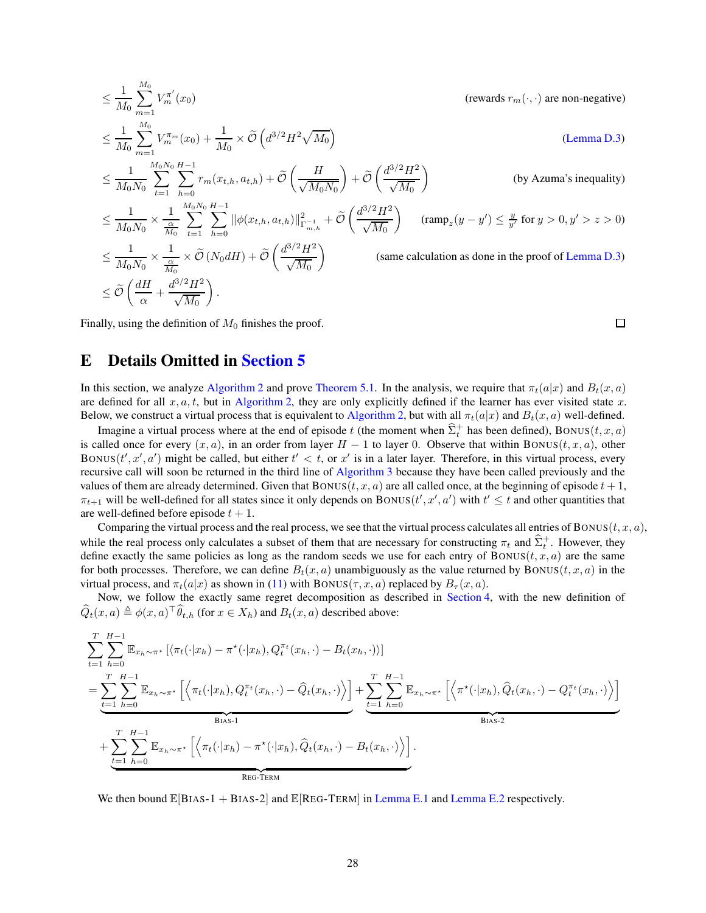$$
\begin{aligned}
&\leq \frac{1}{M_0}\sum_{m=1}^{M_0} V_m^{\pi'}(x_0) && \text{(rewards } r_m(\cdot,\cdot) \text{ are non-negative)}\\
&\leq \frac{1}{M_0}\sum_{m=1}^{M_0} V_m^{\pi_m}(x_0) + \frac{1}{M_0}\times \widetilde{\mathcal{O}}\left(d^{3/2}H^2\sqrt{M_0}\right) && \text{(Lemma D.3)}\\
&\leq \frac{1}{M_0 N_0}\sum_{t=1}^{M_0N_0}\sum_{h=0}^{H-1} r_m(x_{t,h},a_{t,h}) + \widetilde{\mathcal{O}}\left(\frac{H}{\sqrt{M_0N_0}}\right) + \widetilde{\mathcal{O}}\left(\frac{d^{3/2}H^2}{\sqrt{M_0}}\right) && \text{(by Azuma's inequality)}\\
&\leq \frac{1}{M_0N_0}\times\frac{1}{\frac{\alpha}{M_0}}\sum_{t=1}^{M_0N_0}\sum_{h=0}^{H-1}\|\phi(x_{t,h},a_{t,h})\|^2_{\Gamma^{-1}_{m,h}} + \widetilde{\mathcal{O}}\left(\frac{d^{3/2}H^2}{\sqrt{M_0}}\right) && (\text{ramp}_z(y-y')\leq \tfrac{y}{y'} \text{ for } y>0, y'>z>0)\\
&\leq \frac{1}{M_0N_0}\times\frac{1}{\frac{\alpha}{M_0}}\times\widetilde{\mathcal{O}}\left(N_0dH\right) + \widetilde{\mathcal{O}}\left(\frac{d^{3/2}H^2}{\sqrt{M_0}}\right) && \text{(same calculation as done in the proof of Lemma D.3)}\\
&\leq \widetilde{\mathcal{O}}\left(\frac{dH}{\alpha} + \frac{d^{3/2}H^2}{\sqrt{M_0}}\right).
\end{aligned}
$$

Finally, using the definition of $M_0$ finishes the proof. □

# E Details Omitted in Section 5

In this section, we analyze Algorithm 2 and prove Theorem 5.1. In the analysis, we require that $\pi_t(a|x)$ and $B_t(x,a)$ are defined for all $x, a, t$, but in Algorithm 2, they are only explicitly defined if the learner has ever visited state $x$. Below, we construct a virtual process that is equivalent to Algorithm 2, but with all $\pi_t(a|x)$ and $B_t(x,a)$ well-defined.

Imagine a virtual process where at the end of episode $t$ (the moment when $\widehat{\Sigma}_t^+$ has been defined), $\textsc{Bonus}(t,x,a)$ is called once for every $(x,a)$, in an order from layer $H-1$ to layer 0. Observe that within $\textsc{Bonus}(t,x,a)$, other $\textsc{Bonus}(t',x',a')$ might be called, but either $t' < t$, or $x'$ is in a later layer. Therefore, in this virtual process, every recursive call will soon be returned in the third line of Algorithm 3 because they have been called previously and the values of them are already determined. Given that $\textsc{Bonus}(t,x,a)$ are all called once, at the beginning of episode $t+1$, $\pi_{t+1}$ will be well-defined for all states since it only depends on $\textsc{Bonus}(t',x',a')$ with $t'\leq t$ and other quantities that are well-defined before episode $t+1$.

Comparing the virtual process and the real process, we see that the virtual process calculates all entries of $\textsc{Bonus}(t,x,a)$, while the real process only calculates a subset of them that are necessary for constructing $\pi_t$ and $\widehat{\Sigma}_t^+$. However, they define exactly the same policies as long as the random seeds we use for each entry of $\textsc{Bonus}(t,x,a)$ are the same for both processes. Therefore, we can define $B_t(x,a)$ unambiguously as the value returned by $\textsc{Bonus}(t,x,a)$ in the virtual process, and $\pi_t(a|x)$ as shown in (11) with $\textsc{Bonus}(\tau,x,a)$ replaced by $B_\tau(x,a)$.

Now, we follow the exactly same regret decomposition as described in Section 4, with the new definition of $\widehat{Q}_t(x,a) \triangleq \phi(x,a)^\top\widehat{\theta}_{t,h}$ (for $x\in X_h$) and $B_t(x,a)$ described above:

$$
\begin{aligned}
&\sum_{t=1}^{T}\sum_{h=0}^{H-1}\mathbb{E}_{x_h\sim\pi^\star}\left[\langle \pi_t(\cdot|x_h)-\pi^\star(\cdot|x_h), Q_t^{\pi_t}(x_h,\cdot)-B_t(x_h,\cdot)\rangle\right]\\
&=\underbrace{\sum_{t=1}^{T}\sum_{h=0}^{H-1}\mathbb{E}_{x_h\sim\pi^\star}\left[\left\langle \pi_t(\cdot|x_h), Q_t^{\pi_t}(x_h,\cdot)-\widehat{Q}_t(x_h,\cdot)\right\rangle\right]}_{\textsc{Bias-1}} + \underbrace{\sum_{t=1}^{T}\sum_{h=0}^{H-1}\mathbb{E}_{x_h\sim\pi^\star}\left[\left\langle \pi^\star(\cdot|x_h), \widehat{Q}_t(x_h,\cdot)-Q_t^{\pi_t}(x_h,\cdot)\right\rangle\right]}_{\textsc{Bias-2}}\\
&\quad+\underbrace{\sum_{t=1}^{T}\sum_{h=0}^{H-1}\mathbb{E}_{x_h\sim\pi^\star}\left[\left\langle \pi_t(\cdot|x_h)-\pi^\star(\cdot|x_h), \widehat{Q}_t(x_h,\cdot)-B_t(x_h,\cdot)\right\rangle\right]}_{\textsc{Reg-Term}}.
\end{aligned}
$$

We then bound $\mathbb{E}[\textsc{Bias-1}+\textsc{Bias-2}]$ and $\mathbb{E}[\textsc{Reg-Term}]$ in Lemma E.1 and Lemma E.2 respectively.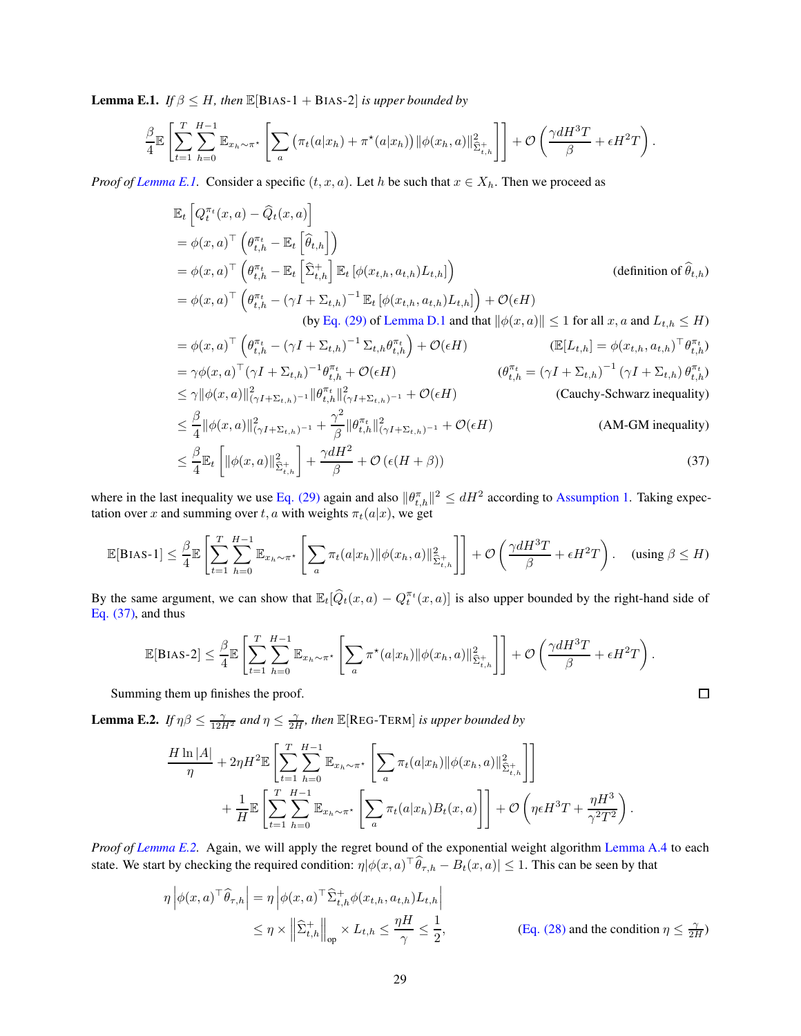**Lemma E.1.** *If $\beta \le H$, then $\mathbb{E}[\text{BIAS-1} + \text{BIAS-2}]$ is upper bounded by*

$$
\frac{\beta}{4}\mathbb{E}\left[\sum_{t=1}^{T}\sum_{h=0}^{H-1}\mathbb{E}_{x_h\sim\pi^\star}\left[\sum_a\left(\pi_t(a|x_h)+\pi^\star(a|x_h)\right)\|\phi(x_h,a)\|^2_{\widehat{\Sigma}^+_{t,h}}\right]\right]+\mathcal{O}\left(\frac{\gamma d H^3 T}{\beta}+\epsilon H^2 T\right).
$$

*Proof of Lemma E.1.* Consider a specific $(t,x,a)$. Let $h$ be such that $x \in X_h$. Then we proceed as

$$
\begin{aligned}
&\mathbb{E}_t\left[Q_t^{\pi_t}(x,a)-\widehat{Q}_t(x,a)\right] \\
&= \phi(x,a)^\top\left(\theta^{\pi_t}_{t,h}-\mathbb{E}_t\left[\widehat{\theta}_{t,h}\right]\right) \\
&= \phi(x,a)^\top\left(\theta^{\pi_t}_{t,h}-\mathbb{E}_t\left[\widehat{\Sigma}^+_{t,h}\right]\mathbb{E}_t\left[\phi(x_{t,h},a_{t,h})L_{t,h}\right]\right) && \text{(definition of } \widehat{\theta}_{t,h}\text{)} \\
&= \phi(x,a)^\top\left(\theta^{\pi_t}_{t,h}-\left(\gamma I+\Sigma_{t,h}\right)^{-1}\mathbb{E}_t\left[\phi(x_{t,h},a_{t,h})L_{t,h}\right]\right)+\mathcal{O}(\epsilon H) \\
&\qquad\qquad \text{(by Eq. (29) of Lemma D.1 and that } \|\phi(x,a)\|\le 1 \text{ for all } x,a \text{ and } L_{t,h}\le H\text{)} \\
&= \phi(x,a)^\top\left(\theta^{\pi_t}_{t,h}-\left(\gamma I+\Sigma_{t,h}\right)^{-1}\Sigma_{t,h}\theta^{\pi_t}_{t,h}\right)+\mathcal{O}(\epsilon H) && (\mathbb{E}[L_{t,h}]=\phi(x_{t,h},a_{t,h})^\top\theta^{\pi_t}_{t,h}) \\
&= \gamma\phi(x,a)^\top(\gamma I+\Sigma_{t,h})^{-1}\theta^{\pi_t}_{t,h}+\mathcal{O}(\epsilon H) && (\theta^{\pi_t}_{t,h}=\left(\gamma I+\Sigma_{t,h}\right)^{-1}\left(\gamma I+\Sigma_{t,h}\right)\theta^{\pi_t}_{t,h}) \\
&\le \gamma\|\phi(x,a)\|^2_{(\gamma I+\Sigma_{t,h})^{-1}}\|\theta^{\pi_t}_{t,h}\|^2_{(\gamma I+\Sigma_{t,h})^{-1}}+\mathcal{O}(\epsilon H) && \text{(Cauchy-Schwarz inequality)} \\
&\le \frac{\beta}{4}\|\phi(x,a)\|^2_{(\gamma I+\Sigma_{t,h})^{-1}}+\frac{\gamma^2}{\beta}\|\theta^{\pi_t}_{t,h}\|^2_{(\gamma I+\Sigma_{t,h})^{-1}}+\mathcal{O}(\epsilon H) && \text{(AM-GM inequality)} \\
&\le \frac{\beta}{4}\mathbb{E}_t\left[\|\phi(x,a)\|^2_{\widehat{\Sigma}^+_{t,h}}\right]+\frac{\gamma d H^2}{\beta}+\mathcal{O}\left(\epsilon(H+\beta)\right) && (37)
\end{aligned}
$$

where in the last inequality we use Eq. (29) again and also $\|\theta^\pi_{t,h}\|^2 \le dH^2$ according to Assumption 1. Taking expectation over $x$ and summing over $t, a$ with weights $\pi_t(a|x)$, we get

$$
\mathbb{E}[\text{BIAS-1}] \le \frac{\beta}{4}\mathbb{E}\left[\sum_{t=1}^{T}\sum_{h=0}^{H-1}\mathbb{E}_{x_h\sim\pi^\star}\left[\sum_a\pi_t(a|x_h)\|\phi(x_h,a)\|^2_{\widehat{\Sigma}^+_{t,h}}\right]\right]+\mathcal{O}\left(\frac{\gamma d H^3 T}{\beta}+\epsilon H^2 T\right). \quad (\text{using } \beta\le H)
$$

By the same argument, we can show that $\mathbb{E}_t[\widehat{Q}_t(x,a)-Q_t^{\pi_t}(x,a)]$ is also upper bounded by the right-hand side of Eq. (37), and thus

$$
\mathbb{E}[\text{BIAS-2}] \le \frac{\beta}{4}\mathbb{E}\left[\sum_{t=1}^{T}\sum_{h=0}^{H-1}\mathbb{E}_{x_h\sim\pi^\star}\left[\sum_a\pi^\star(a|x_h)\|\phi(x_h,a)\|^2_{\widehat{\Sigma}^+_{t,h}}\right]\right]+\mathcal{O}\left(\frac{\gamma d H^3 T}{\beta}+\epsilon H^2 T\right).
$$

Summing them up finishes the proof. ∎

**Lemma E.2.** *If $\eta\beta \le \frac{\gamma}{12H^2}$ and $\eta \le \frac{\gamma}{2H}$, then $\mathbb{E}[\text{REG-TERM}]$ is upper bounded by*

$$
\begin{aligned}
&\frac{H\ln|A|}{\eta}+2\eta H^2\mathbb{E}\left[\sum_{t=1}^{T}\sum_{h=0}^{H-1}\mathbb{E}_{x_h\sim\pi^\star}\left[\sum_a\pi_t(a|x_h)\|\phi(x_h,a)\|^2_{\widehat{\Sigma}^+_{t,h}}\right]\right] \\
&\qquad +\frac{1}{H}\mathbb{E}\left[\sum_{t=1}^{T}\sum_{h=0}^{H-1}\mathbb{E}_{x_h\sim\pi^\star}\left[\sum_a\pi_t(a|x_h)B_t(x,a)\right]\right]+\mathcal{O}\left(\eta\epsilon H^3 T+\frac{\eta H^3}{\gamma^2 T^2}\right).
\end{aligned}
$$

*Proof of Lemma E.2.* Again, we will apply the regret bound of the exponential weight algorithm Lemma A.4 to each state. We start by checking the required condition: $\eta|\phi(x,a)^\top\widehat{\theta}_{\tau,h}-B_t(x,a)|\le 1$. This can be seen by that

$$
\begin{aligned}
\eta\left|\phi(x,a)^\top\widehat{\theta}_{\tau,h}\right| &= \eta\left|\phi(x,a)^\top\widehat{\Sigma}^+_{t,h}\phi(x_{t,h},a_{t,h})L_{t,h}\right| \\
&\le \eta\times\left\|\widehat{\Sigma}^+_{t,h}\right\|_{\text{op}}\times L_{t,h}\le\frac{\eta H}{\gamma}\le\frac{1}{2}, && \text{(Eq. (28) and the condition } \eta\le\tfrac{\gamma}{2H}\text{)}
\end{aligned}
$$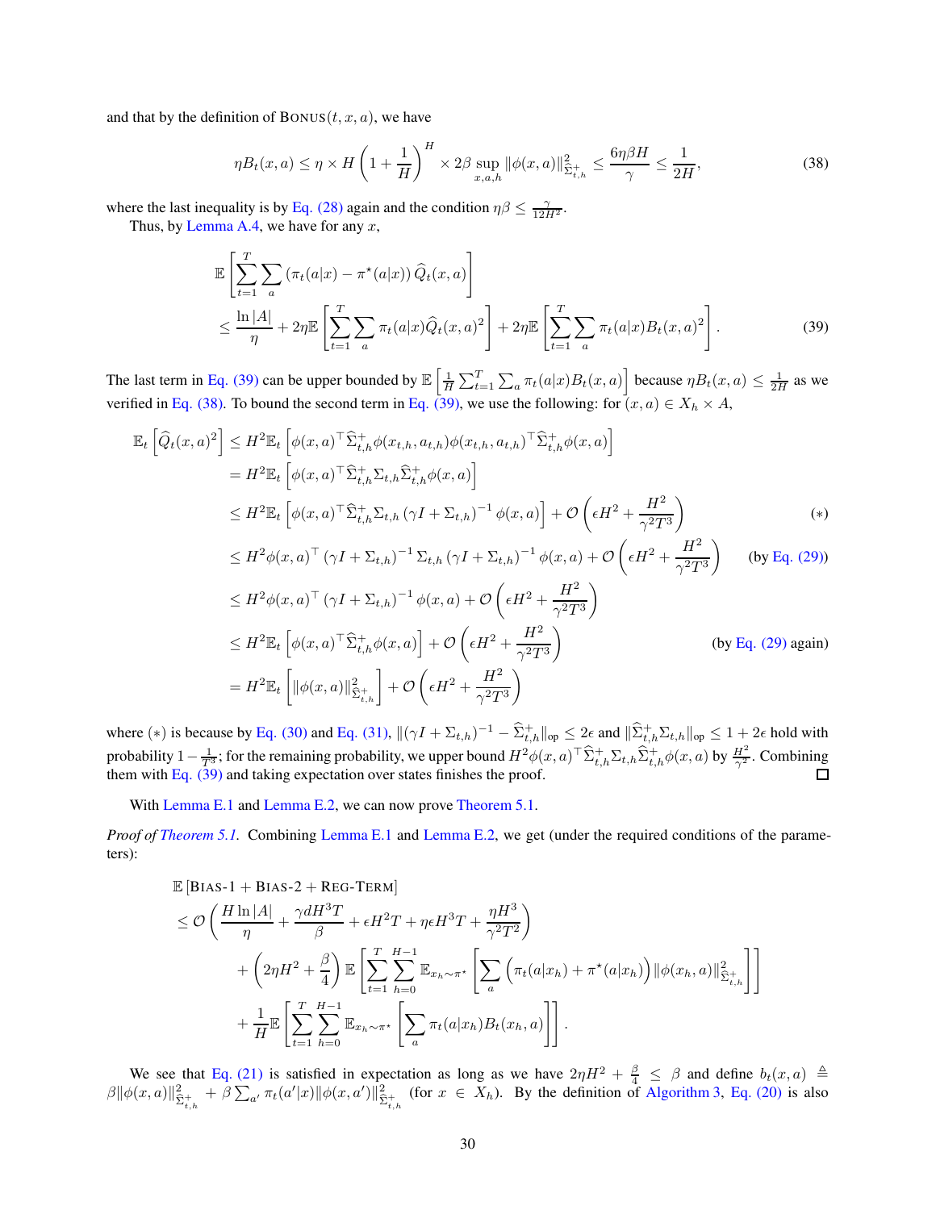and that by the definition of $\textsc{Bonus}(t, x, a)$, we have

$$
\eta B_t(x,a) \le \eta \times H\left(1+\frac{1}{H}\right)^H \times 2\beta \sup_{x,a,h} \|\phi(x,a)\|^2_{\widehat{\Sigma}^+_{t,h}} \le \frac{6\eta\beta H}{\gamma} \le \frac{1}{2H}, \tag{38}
$$

where the last inequality is by Eq. (28) again and the condition $\eta\beta \le \frac{\gamma}{12H^2}$.

Thus, by Lemma A.4, we have for any $x$,

$$
\begin{aligned}
&\mathbb{E}\left[\sum_{t=1}^T \sum_a \left(\pi_t(a|x) - \pi^\star(a|x)\right)\widehat{Q}_t(x,a)\right] \\
&\le \frac{\ln|A|}{\eta} + 2\eta\mathbb{E}\left[\sum_{t=1}^T \sum_a \pi_t(a|x)\widehat{Q}_t(x,a)^2\right] + 2\eta\mathbb{E}\left[\sum_{t=1}^T \sum_a \pi_t(a|x)B_t(x,a)^2\right].
\end{aligned} \tag{39}
$$

The last term in Eq. (39) can be upper bounded by $\mathbb{E}\left[\frac{1}{H}\sum_{t=1}^T \sum_a \pi_t(a|x)B_t(x,a)\right]$ because $\eta B_t(x,a) \le \frac{1}{2H}$ as we verified in Eq. (38). To bound the second term in Eq. (39), we use the following: for $(x,a) \in X_h \times A$,

$$
\begin{aligned}
\mathbb{E}_t\left[\widehat{Q}_t(x,a)^2\right] &\le H^2\mathbb{E}_t\left[\phi(x,a)^\top \widehat{\Sigma}^+_{t,h}\phi(x_{t,h},a_{t,h})\phi(x_{t,h},a_{t,h})^\top \widehat{\Sigma}^+_{t,h}\phi(x,a)\right] \\
&= H^2\mathbb{E}_t\left[\phi(x,a)^\top \widehat{\Sigma}^+_{t,h}\Sigma_{t,h}\widehat{\Sigma}^+_{t,h}\phi(x,a)\right] \\
&\le H^2\mathbb{E}_t\left[\phi(x,a)^\top \widehat{\Sigma}^+_{t,h}\Sigma_{t,h}\left(\gamma I + \Sigma_{t,h}\right)^{-1}\phi(x,a)\right] + \mathcal{O}\left(\epsilon H^2 + \frac{H^2}{\gamma^2 T^3}\right) && (*) \\
&\le H^2\phi(x,a)^\top \left(\gamma I + \Sigma_{t,h}\right)^{-1}\Sigma_{t,h}\left(\gamma I + \Sigma_{t,h}\right)^{-1}\phi(x,a) + \mathcal{O}\left(\epsilon H^2 + \frac{H^2}{\gamma^2 T^3}\right) && \text{(by Eq. (29))} \\
&\le H^2\phi(x,a)^\top \left(\gamma I + \Sigma_{t,h}\right)^{-1}\phi(x,a) + \mathcal{O}\left(\epsilon H^2 + \frac{H^2}{\gamma^2 T^3}\right) \\
&\le H^2\mathbb{E}_t\left[\phi(x,a)^\top \widehat{\Sigma}^+_{t,h}\phi(x,a)\right] + \mathcal{O}\left(\epsilon H^2 + \frac{H^2}{\gamma^2 T^3}\right) && \text{(by Eq. (29) again)} \\
&= H^2\mathbb{E}_t\left[\|\phi(x,a)\|^2_{\widehat{\Sigma}^+_{t,h}}\right] + \mathcal{O}\left(\epsilon H^2 + \frac{H^2}{\gamma^2 T^3}\right)
\end{aligned}
$$

where $(*)$ is because by Eq. (30) and Eq. (31), $\|(\gamma I + \Sigma_{t,h})^{-1} - \widehat{\Sigma}^+_{t,h}\|_{\text{op}} \le 2\epsilon$ and $\|\widehat{\Sigma}^+_{t,h}\Sigma_{t,h}\|_{\text{op}} \le 1 + 2\epsilon$ hold with probability $1 - \frac{1}{T^3}$; for the remaining probability, we upper bound $H^2\phi(x,a)^\top \widehat{\Sigma}^+_{t,h}\Sigma_{t,h}\widehat{\Sigma}^+_{t,h}\phi(x,a)$ by $\frac{H^2}{\gamma^2}$. Combining them with Eq. (39) and taking expectation over states finishes the proof. ☐

With Lemma E.1 and Lemma E.2, we can now prove Theorem 5.1.

*Proof of Theorem 5.1.* Combining Lemma E.1 and Lemma E.2, we get (under the required conditions of the parameters):

$$
\begin{aligned}
&\mathbb{E}\left[\textsc{Bias-1} + \textsc{Bias-2} + \textsc{Reg-Term}\right] \\
&\le \mathcal{O}\left(\frac{H\ln|A|}{\eta} + \frac{\gamma d H^3 T}{\beta} + \epsilon H^2 T + \eta\epsilon H^3 T + \frac{\eta H^3}{\gamma^2 T^2}\right) \\
&\quad + \left(2\eta H^2 + \frac{\beta}{4}\right)\mathbb{E}\left[\sum_{t=1}^T \sum_{h=0}^{H-1} \mathbb{E}_{x_h\sim\pi^\star}\left[\sum_a \left(\pi_t(a|x_h) + \pi^\star(a|x_h)\right)\|\phi(x_h,a)\|^2_{\widehat{\Sigma}^+_{t,h}}\right]\right] \\
&\quad + \frac{1}{H}\mathbb{E}\left[\sum_{t=1}^T \sum_{h=0}^{H-1} \mathbb{E}_{x_h\sim\pi^\star}\left[\sum_a \pi_t(a|x_h)B_t(x_h,a)\right]\right].
\end{aligned}
$$

We see that Eq. (21) is satisfied in expectation as long as we have $2\eta H^2 + \frac{\beta}{4} \le \beta$ and define $b_t(x,a) \triangleq \beta\|\phi(x,a)\|^2_{\widehat{\Sigma}^+_{t,h}} + \beta\sum_{a'} \pi_t(a'|x)\|\phi(x,a')\|^2_{\widehat{\Sigma}^+_{t,h}}$ (for $x \in X_h$). By the definition of Algorithm 3, Eq. (20) is also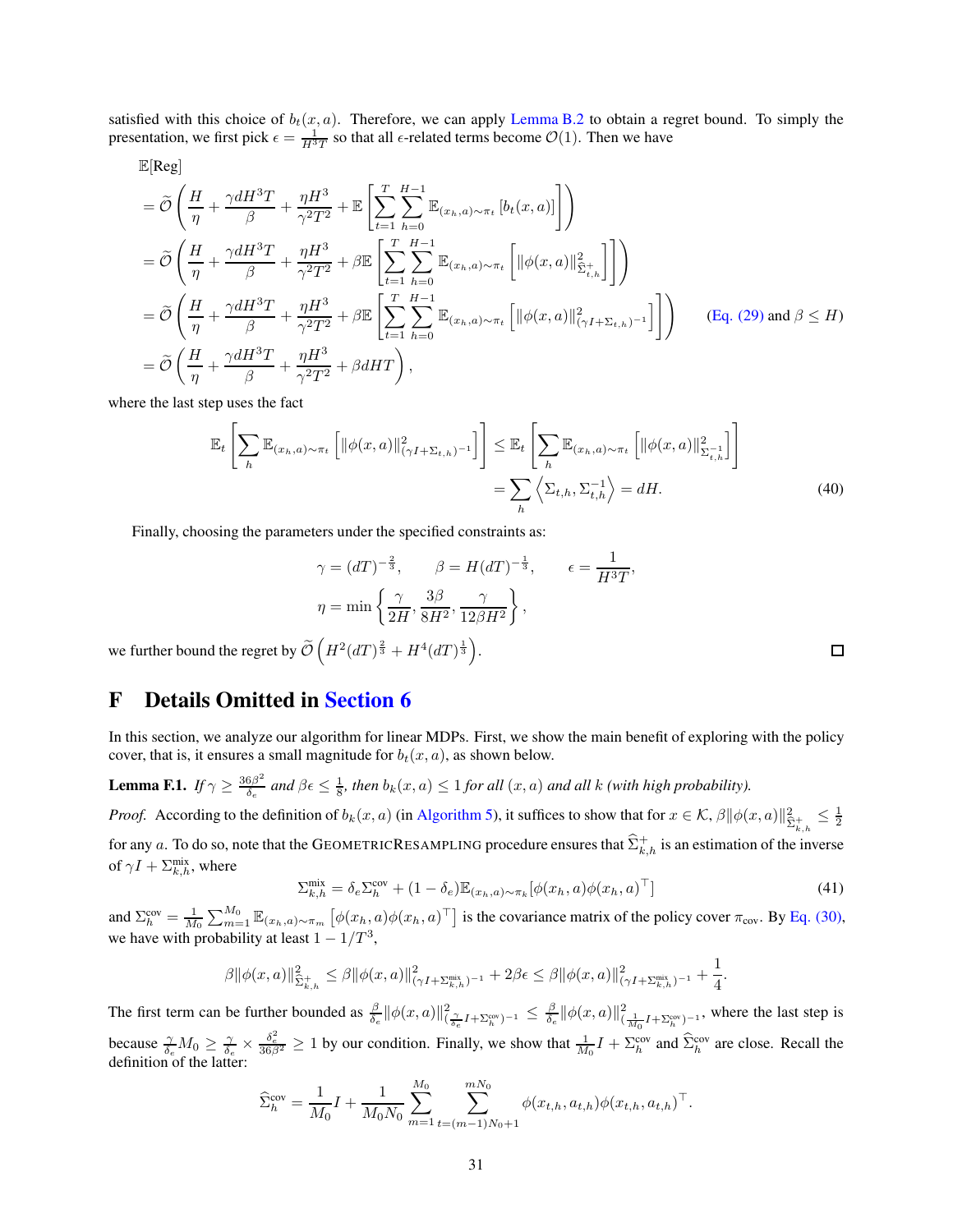satisfied with this choice of $b_t(x, a)$. Therefore, we can apply Lemma B.2 to obtain a regret bound. To simply the presentation, we first pick $\epsilon = \frac{1}{H^3 T}$ so that all $\epsilon$-related terms become $\mathcal{O}(1)$. Then we have

$$
\begin{aligned}
&\mathbb{E}[\text{Reg}] \\
&= \widetilde{\mathcal{O}}\left( \frac{H}{\eta} + \frac{\gamma d H^3 T}{\beta} + \frac{\eta H^3}{\gamma^2 T^2} + \mathbb{E}\left[ \sum_{t=1}^{T} \sum_{h=0}^{H-1} \mathbb{E}_{(x_h, a) \sim \pi_t} \left[ b_t(x, a) \right] \right] \right) \\
&= \widetilde{\mathcal{O}}\left( \frac{H}{\eta} + \frac{\gamma d H^3 T}{\beta} + \frac{\eta H^3}{\gamma^2 T^2} + \beta \mathbb{E}\left[ \sum_{t=1}^{T} \sum_{h=0}^{H-1} \mathbb{E}_{(x_h, a) \sim \pi_t} \left[ \|\phi(x, a)\|^2_{\widehat{\Sigma}^+_{t,h}} \right] \right] \right) \\
&= \widetilde{\mathcal{O}}\left( \frac{H}{\eta} + \frac{\gamma d H^3 T}{\beta} + \frac{\eta H^3}{\gamma^2 T^2} + \beta \mathbb{E}\left[ \sum_{t=1}^{T} \sum_{h=0}^{H-1} \mathbb{E}_{(x_h, a) \sim \pi_t} \left[ \|\phi(x, a)\|^2_{(\gamma I + \Sigma_{t,h})^{-1}} \right] \right] \right) \qquad \text{(Eq. (29) and } \beta \le H) \\
&= \widetilde{\mathcal{O}}\left( \frac{H}{\eta} + \frac{\gamma d H^3 T}{\beta} + \frac{\eta H^3}{\gamma^2 T^2} + \beta d H T \right),
\end{aligned}
$$

where the last step uses the fact

$$
\begin{aligned}
\mathbb{E}_t\left[ \sum_h \mathbb{E}_{(x_h, a) \sim \pi_t} \left[ \|\phi(x, a)\|^2_{(\gamma I + \Sigma_{t,h})^{-1}} \right] \right] &\le \mathbb{E}_t\left[ \sum_h \mathbb{E}_{(x_h, a) \sim \pi_t} \left[ \|\phi(x, a)\|^2_{\Sigma^{-1}_{t,h}} \right] \right] \\
&= \sum_h \left\langle \Sigma_{t,h}, \Sigma^{-1}_{t,h} \right\rangle = dH. \qquad (40)
\end{aligned}
$$

Finally, choosing the parameters under the specified constraints as:

$$
\gamma = (dT)^{-\frac{2}{3}}, \qquad \beta = H(dT)^{-\frac{1}{3}}, \qquad \epsilon = \frac{1}{H^3 T},
$$
$$
\eta = \min\left\{ \frac{\gamma}{2H}, \frac{3\beta}{8H^2}, \frac{\gamma}{12\beta H^2} \right\},
$$

we further bound the regret by $\widetilde{\mathcal{O}}\left( H^2 (dT)^{\frac{2}{3}} + H^4 (dT)^{\frac{1}{3}} \right)$. $\square$

# F Details Omitted in Section 6

In this section, we analyze our algorithm for linear MDPs. First, we show the main benefit of exploring with the policy cover, that is, it ensures a small magnitude for $b_t(x, a)$, as shown below.

**Lemma F.1.** *If $\gamma \ge \frac{36\beta^2}{\delta_e}$ and $\beta\epsilon \le \frac{1}{8}$, then $b_k(x, a) \le 1$ for all $(x, a)$ and all $k$ (with high probability).*

*Proof.* According to the definition of $b_k(x, a)$ (in Algorithm 5), it suffices to show that for $x \in \mathcal{K}$, $\beta \|\phi(x, a)\|^2_{\widehat{\Sigma}^+_{k,h}} \le \frac{1}{2}$ for any $a$. To do so, note that the GeometricResampling procedure ensures that $\widehat{\Sigma}^+_{k,h}$ is an estimation of the inverse of $\gamma I + \Sigma^{\text{mix}}_{k,h}$, where

$$
\Sigma^{\text{mix}}_{k,h} = \delta_e \Sigma^{\text{cov}}_h + (1 - \delta_e) \mathbb{E}_{(x_h, a) \sim \pi_k} [\phi(x_h, a)\phi(x_h, a)^\top] \qquad (41)
$$

and $\Sigma^{\text{cov}}_h = \frac{1}{M_0} \sum_{m=1}^{M_0} \mathbb{E}_{(x_h, a) \sim \pi_m} \left[ \phi(x_h, a)\phi(x_h, a)^\top \right]$ is the covariance matrix of the policy cover $\pi_{\text{cov}}$. By Eq. (30), we have with probability at least $1 - 1/T^3$,

$$
\beta \|\phi(x, a)\|^2_{\widehat{\Sigma}^+_{k,h}} \le \beta \|\phi(x, a)\|^2_{(\gamma I + \Sigma^{\text{mix}}_{k,h})^{-1}} + 2\beta\epsilon \le \beta \|\phi(x, a)\|^2_{(\gamma I + \Sigma^{\text{mix}}_{k,h})^{-1}} + \frac{1}{4}.
$$

The first term can be further bounded as $\frac{\beta}{\delta_e} \|\phi(x, a)\|^2_{(\frac{\gamma}{\delta_e} I + \Sigma^{\text{cov}}_h)^{-1}} \le \frac{\beta}{\delta_e} \|\phi(x, a)\|^2_{(\frac{1}{M_0} I + \Sigma^{\text{cov}}_h)^{-1}}$, where the last step is because $\frac{\gamma}{\delta_e} M_0 \ge \frac{\gamma}{\delta_e} \times \frac{\delta_e^2}{36\beta^2} \ge 1$ by our condition. Finally, we show that $\frac{1}{M_0} I + \Sigma^{\text{cov}}_h$ and $\widehat{\Sigma}^{\text{cov}}_h$ are close. Recall the definition of the latter:

$$
\widehat{\Sigma}^{\text{cov}}_h = \frac{1}{M_0} I + \frac{1}{M_0 N_0} \sum_{m=1}^{M_0} \sum_{t=(m-1)N_0+1}^{mN_0} \phi(x_{t,h}, a_{t,h})\phi(x_{t,h}, a_{t,h})^\top.
$$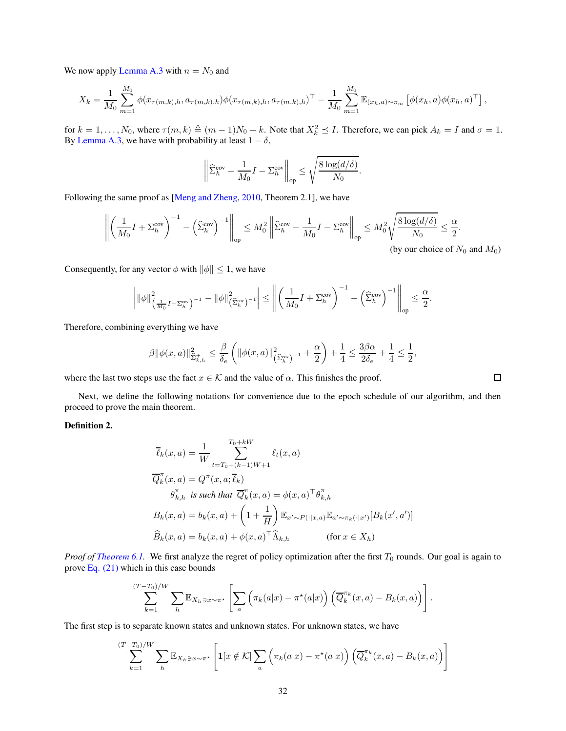We now apply Lemma A.3 with $n = N_0$ and

$$X_k = \frac{1}{M_0}\sum_{m=1}^{M_0} \phi(x_{\tau(m,k),h}, a_{\tau(m,k),h})\phi(x_{\tau(m,k),h}, a_{\tau(m,k),h})^\top - \frac{1}{M_0}\sum_{m=1}^{M_0} \mathbb{E}_{(x_h,a)\sim\pi_m}\left[\phi(x_h,a)\phi(x_h,a)^\top\right],$$

for $k = 1, \ldots, N_0$, where $\tau(m,k) \triangleq (m-1)N_0 + k$. Note that $X_k^2 \preceq I$. Therefore, we can pick $A_k = I$ and $\sigma = 1$. By Lemma A.3, we have with probability at least $1-\delta$,

$$\left\|\widehat{\Sigma}_h^{\text{cov}} - \frac{1}{M_0}I - \Sigma_h^{\text{cov}}\right\|_{\text{op}} \le \sqrt{\frac{8\log(d/\delta)}{N_0}}.$$

Following the same proof as [Meng and Zheng, 2010, Theorem 2.1], we have

$$\left\|\left(\frac{1}{M_0}I + \Sigma_h^{\text{cov}}\right)^{-1} - \left(\widehat{\Sigma}_h^{\text{cov}}\right)^{-1}\right\|_{\text{op}} \le M_0^2\left\|\widehat{\Sigma}_h^{\text{cov}} - \frac{1}{M_0}I - \Sigma_h^{\text{cov}}\right\|_{\text{op}} \le M_0^2\sqrt{\frac{8\log(d/\delta)}{N_0}} \le \frac{\alpha}{2}.$$

(by our choice of $N_0$ and $M_0$)

Consequently, for any vector $\phi$ with $\|\phi\| \le 1$, we have

$$\left|\|\phi\|^2_{\left(\frac{1}{M_0}I + \Sigma_h^{\text{cov}}\right)^{-1}} - \|\phi\|^2_{\left(\widehat{\Sigma}_h^{\text{cov}}\right)^{-1}}\right| \le \left\|\left(\frac{1}{M_0}I + \Sigma_h^{\text{cov}}\right)^{-1} - \left(\widehat{\Sigma}_h^{\text{cov}}\right)^{-1}\right\|_{\text{op}} \le \frac{\alpha}{2}.$$

Therefore, combining everything we have

$$\beta\|\phi(x,a)\|^2_{\widehat{\Sigma}^+_{k,h}} \le \frac{\beta}{\delta_e}\left(\|\phi(x,a)\|^2_{\left(\widehat{\Sigma}_h^{\text{cov}}\right)^{-1}} + \frac{\alpha}{2}\right) + \frac{1}{4} \le \frac{3\beta\alpha}{2\delta_e} + \frac{1}{4} \le \frac{1}{2},$$

where the last two steps use the fact $x \in \mathcal{K}$ and the value of $\alpha$. This finishes the proof. $\square$

Next, we define the following notations for convenience due to the epoch schedule of our algorithm, and then proceed to prove the main theorem.

**Definition 2.**

$$\overline{\ell}_k(x,a) = \frac{1}{W}\sum_{t=T_0+(k-1)W+1}^{T_0+kW} \ell_t(x,a)$$

$$\overline{Q}_k^\pi(x,a) = Q^\pi(x,a;\overline{\ell}_k)$$

$$\overline{\theta}_{k,h}^\pi \text{ is such that } \overline{Q}_k^\pi(x,a) = \phi(x,a)^\top\overline{\theta}_{k,h}^\pi$$

$$B_k(x,a) = b_k(x,a) + \left(1 + \frac{1}{H}\right)\mathbb{E}_{x'\sim P(\cdot|x,a)}\mathbb{E}_{a'\sim\pi_k(\cdot|x')}[B_k(x',a')]$$

$$\widehat{B}_k(x,a) = b_k(x,a) + \phi(x,a)^\top\widehat{\Lambda}_{k,h} \qquad \text{(for } x \in X_h\text{)}$$

*Proof of Theorem 6.1.* We first analyze the regret of policy optimization after the first $T_0$ rounds. Our goal is again to prove Eq. (21) which in this case bounds

$$\sum_{k=1}^{(T-T_0)/W}\sum_h \mathbb{E}_{X_h\ni x\sim\pi^\star}\left[\sum_a \left(\pi_k(a|x) - \pi^\star(a|x)\right)\left(\overline{Q}_k^{\pi_k}(x,a) - B_k(x,a)\right)\right].$$

The first step is to separate known states and unknown states. For unknown states, we have

$$\sum_{k=1}^{(T-T_0)/W}\sum_h \mathbb{E}_{X_h\ni x\sim\pi^\star}\left[\mathbf{1}[x\notin\mathcal{K}]\sum_a \left(\pi_k(a|x) - \pi^\star(a|x)\right)\left(\overline{Q}_k^{\pi_k}(x,a) - B_k(x,a)\right)\right]$$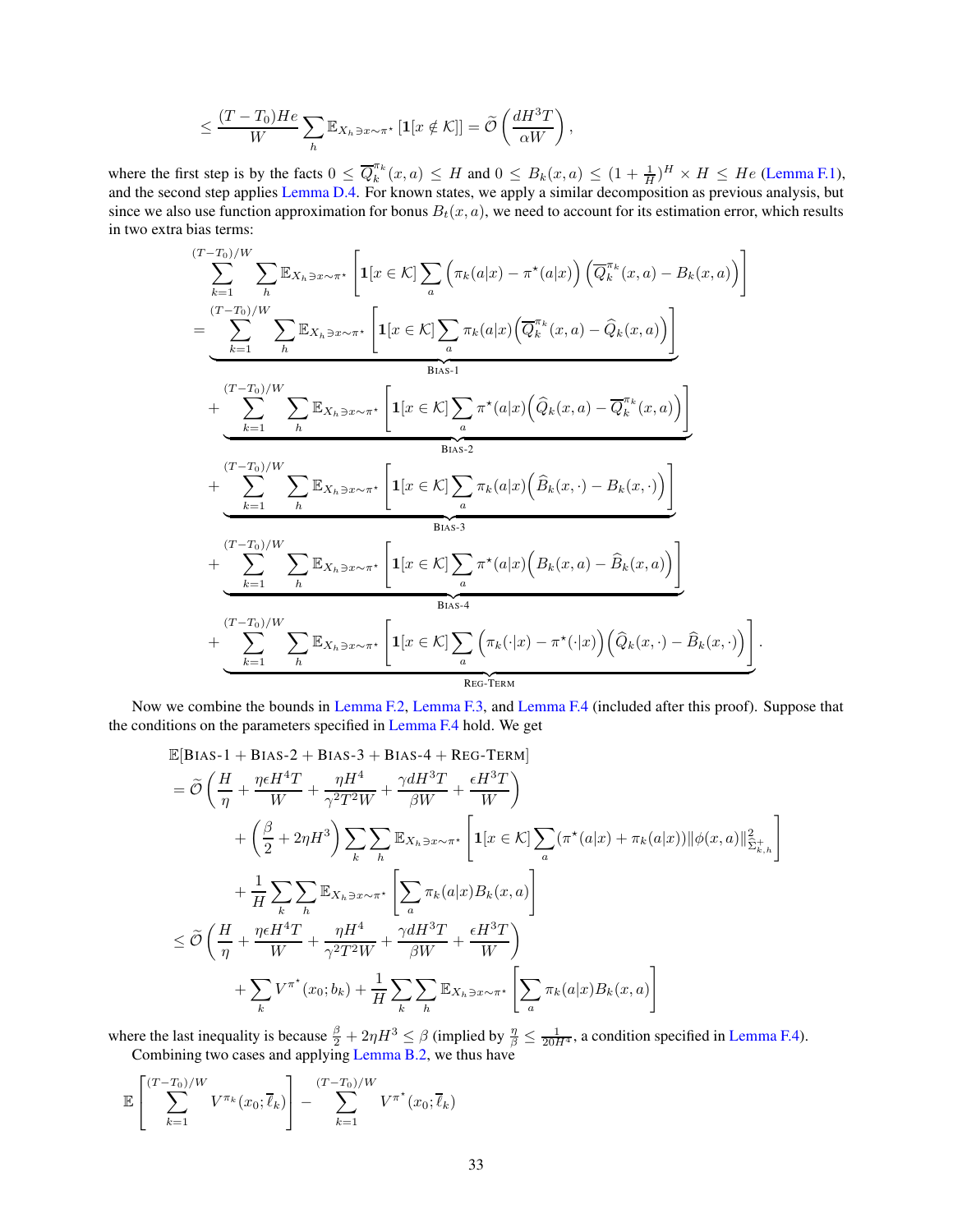$$
\leq \frac{(T-T_0)He}{W} \sum_h \mathbb{E}_{X_h \ni x \sim \pi^\star} \left[ \mathbf{1}[x \notin \mathcal{K}] \right] = \widetilde{\mathcal{O}}\left( \frac{dH^3 T}{\alpha W} \right),
$$

where the first step is by the facts $0 \leq \overline{Q}_k^{\pi_k}(x,a) \leq H$ and $0 \leq B_k(x,a) \leq (1+\frac{1}{H})^H \times H \leq He$ (Lemma F.1), and the second step applies Lemma D.4. For known states, we apply a similar decomposition as previous analysis, but since we also use function approximation for bonus $B_t(x,a)$, we need to account for its estimation error, which results in two extra bias terms:

$$
\begin{aligned}
&\sum_{k=1}^{(T-T_0)/W} \sum_h \mathbb{E}_{X_h \ni x \sim \pi^\star} \left[ \mathbf{1}[x \in \mathcal{K}] \sum_a \Big( \pi_k(a|x) - \pi^\star(a|x) \Big) \Big( \overline{Q}_k^{\pi_k}(x,a) - B_k(x,a) \Big) \right] \\
&= \underbrace{\sum_{k=1}^{(T-T_0)/W} \sum_h \mathbb{E}_{X_h \ni x \sim \pi^\star} \left[ \mathbf{1}[x \in \mathcal{K}] \sum_a \pi_k(a|x) \Big( \overline{Q}_k^{\pi_k}(x,a) - \widehat{Q}_k(x,a) \Big) \right]}_{\textsc{Bias-1}} \\
&\quad + \underbrace{\sum_{k=1}^{(T-T_0)/W} \sum_h \mathbb{E}_{X_h \ni x \sim \pi^\star} \left[ \mathbf{1}[x \in \mathcal{K}] \sum_a \pi^\star(a|x) \Big( \widehat{Q}_k(x,a) - \overline{Q}_k^{\pi_k}(x,a) \Big) \right]}_{\textsc{Bias-2}} \\
&\quad + \underbrace{\sum_{k=1}^{(T-T_0)/W} \sum_h \mathbb{E}_{X_h \ni x \sim \pi^\star} \left[ \mathbf{1}[x \in \mathcal{K}] \sum_a \pi_k(a|x) \Big( \widehat{B}_k(x,\cdot) - B_k(x,\cdot) \Big) \right]}_{\textsc{Bias-3}} \\
&\quad + \underbrace{\sum_{k=1}^{(T-T_0)/W} \sum_h \mathbb{E}_{X_h \ni x \sim \pi^\star} \left[ \mathbf{1}[x \in \mathcal{K}] \sum_a \pi^\star(a|x) \Big( B_k(x,a) - \widehat{B}_k(x,a) \Big) \right]}_{\textsc{Bias-4}} \\
&\quad + \underbrace{\sum_{k=1}^{(T-T_0)/W} \sum_h \mathbb{E}_{X_h \ni x \sim \pi^\star} \left[ \mathbf{1}[x \in \mathcal{K}] \sum_a \Big( \pi_k(\cdot|x) - \pi^\star(\cdot|x) \Big) \Big( \widehat{Q}_k(x,\cdot) - \widehat{B}_k(x,\cdot) \Big) \right]}_{\textsc{Reg-Term}}.
\end{aligned}
$$

Now we combine the bounds in Lemma F.2, Lemma F.3, and Lemma F.4 (included after this proof). Suppose that the conditions on the parameters specified in Lemma F.4 hold. We get

$$
\begin{aligned}
&\mathbb{E}[\textsc{Bias-1} + \textsc{Bias-2} + \textsc{Bias-3} + \textsc{Bias-4} + \textsc{Reg-Term}] \\
&= \widetilde{\mathcal{O}}\left( \frac{H}{\eta} + \frac{\eta \epsilon H^4 T}{W} + \frac{\eta H^4}{\gamma^2 T^2 W} + \frac{\gamma d H^3 T}{\beta W} + \frac{\epsilon H^3 T}{W} \right) \\
&\quad + \left( \frac{\beta}{2} + 2\eta H^3 \right) \sum_k \sum_h \mathbb{E}_{X_h \ni x \sim \pi^\star} \left[ \mathbf{1}[x \in \mathcal{K}] \sum_a (\pi^\star(a|x) + \pi_k(a|x)) \|\phi(x,a)\|^2_{\widehat{\Sigma}^+_{k,h}} \right] \\
&\quad + \frac{1}{H} \sum_k \sum_h \mathbb{E}_{X_h \ni x \sim \pi^\star} \left[ \sum_a \pi_k(a|x) B_k(x,a) \right] \\
&\leq \widetilde{\mathcal{O}}\left( \frac{H}{\eta} + \frac{\eta \epsilon H^4 T}{W} + \frac{\eta H^4}{\gamma^2 T^2 W} + \frac{\gamma d H^3 T}{\beta W} + \frac{\epsilon H^3 T}{W} \right) \\
&\quad + \sum_k V^{\pi^\star}(x_0; b_k) + \frac{1}{H} \sum_k \sum_h \mathbb{E}_{X_h \ni x \sim \pi^\star} \left[ \sum_a \pi_k(a|x) B_k(x,a) \right]
\end{aligned}
$$

where the last inequality is because $\frac{\beta}{2} + 2\eta H^3 \leq \beta$ (implied by $\frac{\eta}{\beta} \leq \frac{1}{20H^4}$, a condition specified in Lemma F.4).

Combining two cases and applying Lemma B.2, we thus have

$$
\mathbb{E}\left[ \sum_{k=1}^{(T-T_0)/W} V^{\pi_k}(x_0; \overline{\ell}_k) \right] - \sum_{k=1}^{(T-T_0)/W} V^{\pi^\star}(x_0; \overline{\ell}_k)
$$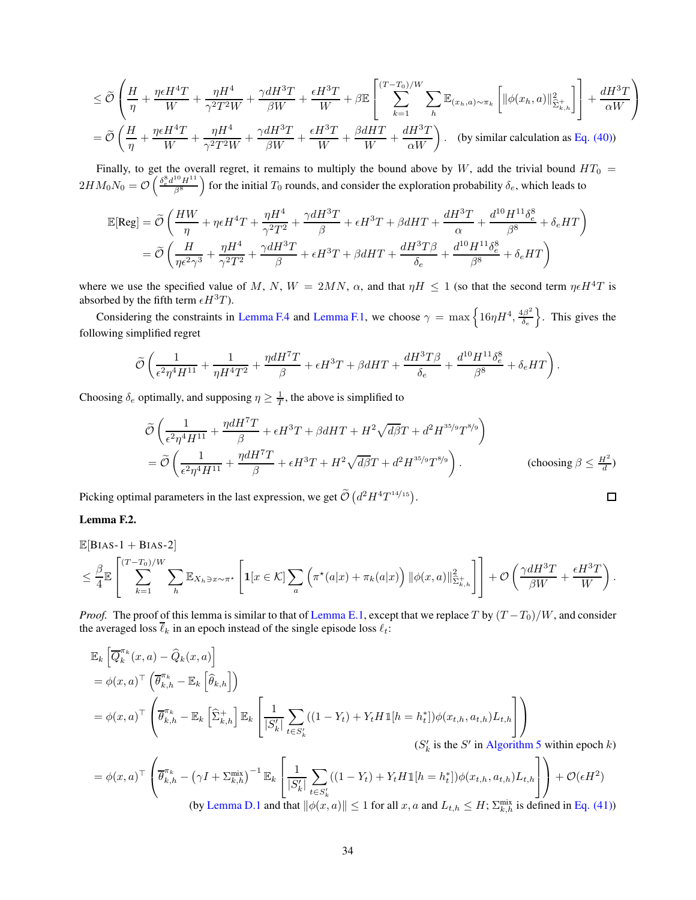$$
\leq \widetilde{\mathcal{O}}\left(\frac{H}{\eta} + \frac{\eta\epsilon H^4 T}{W} + \frac{\eta H^4}{\gamma^2 T^2 W} + \frac{\gamma d H^3 T}{\beta W} + \frac{\epsilon H^3 T}{W} + \beta \mathbb{E}\left[\sum_{k=1}^{(T-T_0)/W} \sum_h \mathbb{E}_{(x_h,a)\sim\pi_k}\left[\|\phi(x_h,a)\|^2_{\widehat{\Sigma}^+_{k,h}}\right]\right] + \frac{dH^3T}{\alpha W}\right)
$$

$$
= \widetilde{\mathcal{O}}\left(\frac{H}{\eta} + \frac{\eta\epsilon H^4 T}{W} + \frac{\eta H^4}{\gamma^2 T^2 W} + \frac{\gamma d H^3 T}{\beta W} + \frac{\epsilon H^3 T}{W} + \frac{\beta d H T}{W} + \frac{dH^3T}{\alpha W}\right). \quad \text{(by similar calculation as Eq. (40))}
$$

Finally, to get the overall regret, it remains to multiply the bound above by $W$, add the trivial bound $HT_0 = 2HM_0N_0 = \mathcal{O}\left(\frac{\delta_e^8 d^{10} H^{11}}{\beta^8}\right)$ for the initial $T_0$ rounds, and consider the exploration probability $\delta_e$, which leads to

$$
\begin{aligned}
\mathbb{E}[\text{Reg}] &= \widetilde{\mathcal{O}}\left(\frac{HW}{\eta} + \eta\epsilon H^4 T + \frac{\eta H^4}{\gamma^2 T^2} + \frac{\gamma d H^3 T}{\beta} + \epsilon H^3 T + \beta d H T + \frac{dH^3 T}{\alpha} + \frac{d^{10}H^{11}\delta_e^8}{\beta^8} + \delta_e H T\right) \\
&= \widetilde{\mathcal{O}}\left(\frac{H}{\eta\epsilon^2\gamma^3} + \frac{\eta H^4}{\gamma^2 T^2} + \frac{\gamma d H^3 T}{\beta} + \epsilon H^3 T + \beta d H T + \frac{dH^3 T\beta}{\delta_e} + \frac{d^{10}H^{11}\delta_e^8}{\beta^8} + \delta_e H T\right)
\end{aligned}
$$

where we use the specified value of $M$, $N$, $W = 2MN$, $\alpha$, and that $\eta H \leq 1$ (so that the second term $\eta\epsilon H^4 T$ is absorbed by the fifth term $\epsilon H^3 T$).

Considering the constraints in Lemma F.4 and Lemma F.1, we choose $\gamma = \max\left\{16\eta H^4, \frac{4\beta^2}{\delta_e}\right\}$. This gives the following simplified regret

$$
\widetilde{\mathcal{O}}\left(\frac{1}{\epsilon^2\eta^4 H^{11}} + \frac{1}{\eta H^4 T^2} + \frac{\eta d H^7 T}{\beta} + \epsilon H^3 T + \beta d H T + \frac{dH^3 T\beta}{\delta_e} + \frac{d^{10}H^{11}\delta_e^8}{\beta^8} + \delta_e H T\right).
$$

Choosing $\delta_e$ optimally, and supposing $\eta \geq \frac{1}{T}$, the above is simplified to

$$
\begin{aligned}
&\widetilde{\mathcal{O}}\left(\frac{1}{\epsilon^2\eta^4 H^{11}} + \frac{\eta d H^7 T}{\beta} + \epsilon H^3 T + \beta d H T + H^2\sqrt{d\beta}T + d^2 H^{35/9} T^{8/9}\right) \\
&= \widetilde{\mathcal{O}}\left(\frac{1}{\epsilon^2\eta^4 H^{11}} + \frac{\eta d H^7 T}{\beta} + \epsilon H^3 T + H^2\sqrt{d\beta}T + d^2 H^{35/9} T^{8/9}\right). \qquad \text{(choosing } \beta \leq \tfrac{H^2}{d}\text{)}
\end{aligned}
$$

Picking optimal parameters in the last expression, we get $\widetilde{\mathcal{O}}\left(d^2 H^4 T^{14/15}\right)$. ◻

**Lemma F.2.**

$$
\begin{aligned}
&\mathbb{E}[\text{Bias-1} + \text{Bias-2}] \\
&\leq \frac{\beta}{4}\mathbb{E}\left[\sum_{k=1}^{(T-T_0)/W}\sum_h \mathbb{E}_{X_h \ni x \sim \pi^\star}\left[\mathbf{1}[x \in \mathcal{K}]\sum_a \left(\pi^\star(a|x) + \pi_k(a|x)\right)\|\phi(x,a)\|^2_{\widehat{\Sigma}^+_{k,h}}\right]\right] + \mathcal{O}\left(\frac{\gamma d H^3 T}{\beta W} + \frac{\epsilon H^3 T}{W}\right).
\end{aligned}
$$

*Proof.* The proof of this lemma is similar to that of Lemma E.1, except that we replace $T$ by $(T-T_0)/W$, and consider the averaged loss $\overline{\ell}_k$ in an epoch instead of the single episode loss $\ell_t$:

$$
\begin{aligned}
&\mathbb{E}_k\left[\overline{Q}_k^{\pi_k}(x,a) - \widehat{Q}_k(x,a)\right] \\
&= \phi(x,a)^\top\left(\overline{\theta}^{\pi_k}_{k,h} - \mathbb{E}_k\left[\widehat{\theta}_{k,h}\right]\right) \\
&= \phi(x,a)^\top\left(\overline{\theta}^{\pi_k}_{k,h} - \mathbb{E}_k\left[\widehat{\Sigma}^+_{k,h}\right]\mathbb{E}_k\left[\frac{1}{|S'_k|}\sum_{t\in S'_k}((1-Y_t) + Y_t H \mathbb{1}[h = h^*_t])\phi(x_{t,h},a_{t,h})L_{t,h}\right]\right) \\
&\hspace{22em} \text{($S'_k$ is the $S'$ in Algorithm 5 within epoch $k$)} \\
&= \phi(x,a)^\top\left(\overline{\theta}^{\pi_k}_{k,h} - \left(\gamma I + \Sigma^{\text{mix}}_{k,h}\right)^{-1}\mathbb{E}_k\left[\frac{1}{|S'_k|}\sum_{t\in S'_k}((1-Y_t) + Y_t H \mathbb{1}[h = h^*_t])\phi(x_{t,h},a_{t,h})L_{t,h}\right]\right) + \mathcal{O}(\epsilon H^2) \\
&\hspace{8em} \text{(by Lemma D.1 and that $\|\phi(x,a)\| \leq 1$ for all $x, a$ and $L_{t,h} \leq H$; $\Sigma^{\text{mix}}_{k,h}$ is defined in Eq. (41))}
\end{aligned}
$$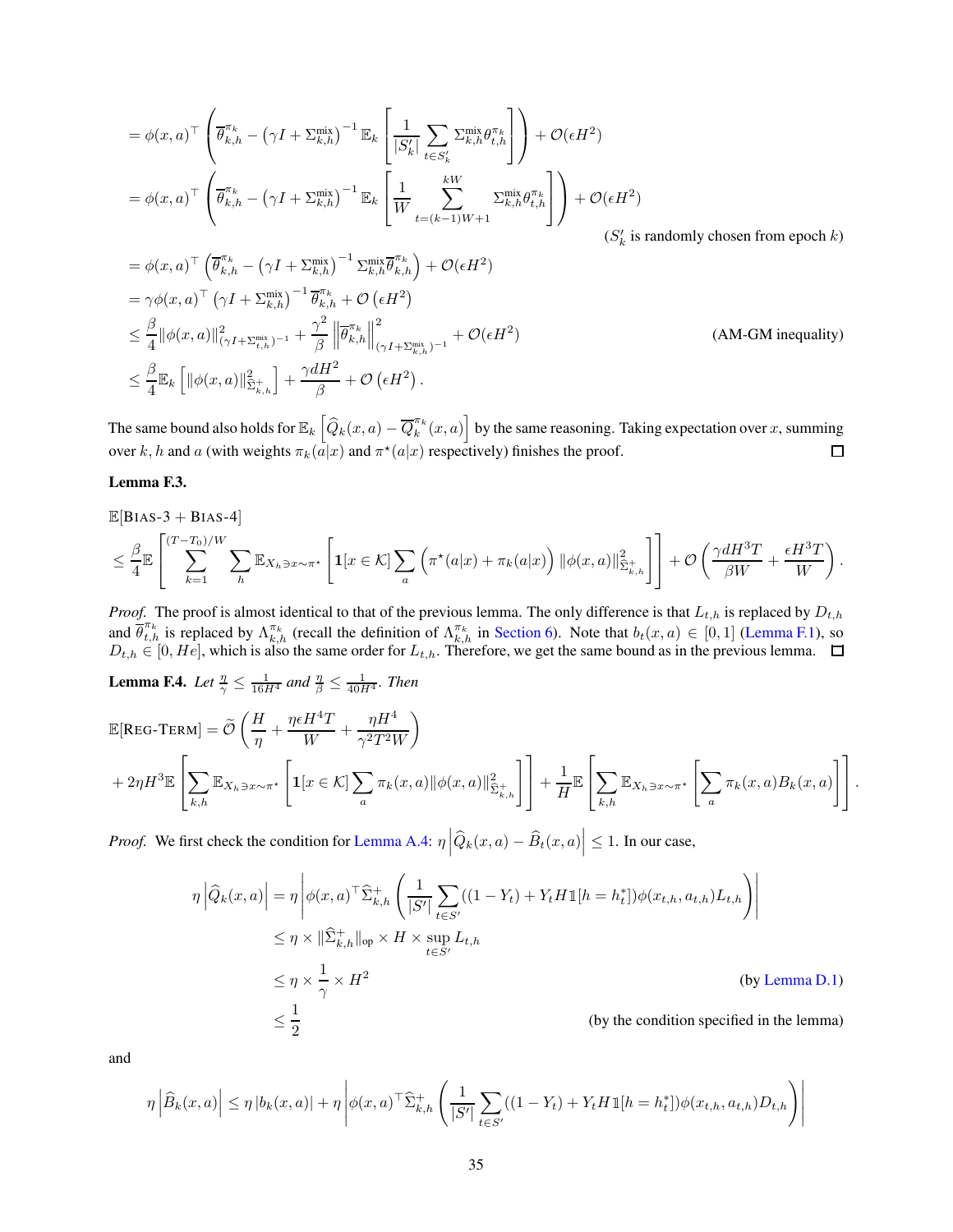$$
\begin{aligned}
&= \phi(x,a)^\top \left( \overline{\theta}^{\pi_k}_{k,h} - \left(\gamma I + \Sigma^{\text{mix}}_{k,h}\right)^{-1} \mathbb{E}_k \left[ \frac{1}{|S'_k|} \sum_{t \in S'_k} \Sigma^{\text{mix}}_{k,h} \theta^{\pi_k}_{t,h} \right] \right) + \mathcal{O}(\epsilon H^2) \\
&= \phi(x,a)^\top \left( \overline{\theta}^{\pi_k}_{k,h} - \left(\gamma I + \Sigma^{\text{mix}}_{k,h}\right)^{-1} \mathbb{E}_k \left[ \frac{1}{W} \sum_{t=(k-1)W+1}^{kW} \Sigma^{\text{mix}}_{k,h} \theta^{\pi_k}_{t,h} \right] \right) + \mathcal{O}(\epsilon H^2) \\
&\hspace{28em} (S'_k \text{ is randomly chosen from epoch } k) \\
&= \phi(x,a)^\top \left( \overline{\theta}^{\pi_k}_{k,h} - \left(\gamma I + \Sigma^{\text{mix}}_{k,h}\right)^{-1} \Sigma^{\text{mix}}_{k,h} \overline{\theta}^{\pi_k}_{k,h} \right) + \mathcal{O}(\epsilon H^2) \\
&= \gamma \phi(x,a)^\top \left(\gamma I + \Sigma^{\text{mix}}_{k,h}\right)^{-1} \overline{\theta}^{\pi_k}_{k,h} + \mathcal{O}\left(\epsilon H^2\right) \\
&\le \frac{\beta}{4} \|\phi(x,a)\|^2_{(\gamma I + \Sigma^{\text{mix}}_{t,h})^{-1}} + \frac{\gamma^2}{\beta} \left\| \overline{\theta}^{\pi_k}_{k,h} \right\|^2_{(\gamma I + \Sigma^{\text{mix}}_{k,h})^{-1}} + \mathcal{O}(\epsilon H^2) \qquad \text{(AM-GM inequality)} \\
&\le \frac{\beta}{4} \mathbb{E}_k \left[ \|\phi(x,a)\|^2_{\widehat{\Sigma}^+_{k,h}} \right] + \frac{\gamma d H^2}{\beta} + \mathcal{O}\left(\epsilon H^2\right).
\end{aligned}
$$

The same bound also holds for $\mathbb{E}_k \left[ \widehat{Q}_k(x,a) - \overline{Q}^{\pi_k}_k(x,a) \right]$ by the same reasoning. Taking expectation over $x$, summing over $k, h$ and $a$ (with weights $\pi_k(a|x)$ and $\pi^\star(a|x)$ respectively) finishes the proof. ◻

**Lemma F.3.**

$$
\begin{aligned}
&\mathbb{E}[\text{Bias-3} + \text{Bias-4}] \\
&\le \frac{\beta}{4} \mathbb{E} \left[ \sum_{k=1}^{(T-T_0)/W} \sum_h \mathbb{E}_{X_h \ni x \sim \pi^\star} \left[ \mathbf{1}[x \in \mathcal{K}] \sum_a \left( \pi^\star(a|x) + \pi_k(a|x) \right) \|\phi(x,a)\|^2_{\widehat{\Sigma}^+_{k,h}} \right] \right] + \mathcal{O}\left( \frac{\gamma d H^3 T}{\beta W} + \frac{\epsilon H^3 T}{W} \right).
\end{aligned}
$$

*Proof.* The proof is almost identical to that of the previous lemma. The only difference is that $L_{t,h}$ is replaced by $D_{t,h}$ and $\overline{\theta}^{\pi_k}_{t,h}$ is replaced by $\Lambda^{\pi_k}_{k,h}$ (recall the definition of $\Lambda^{\pi_k}_{k,h}$ in Section 6). Note that $b_t(x,a) \in [0,1]$ (Lemma F.1), so $D_{t,h} \in [0, He]$, which is also the same order for $L_{t,h}$. Therefore, we get the same bound as in the previous lemma. ◻

**Lemma F.4.** *Let $\frac{\eta}{\gamma} \le \frac{1}{16H^4}$ and $\frac{\eta}{\beta} \le \frac{1}{40H^4}$. Then*

$$
\begin{aligned}
&\mathbb{E}[\text{Reg-Term}] = \widetilde{\mathcal{O}}\left( \frac{H}{\eta} + \frac{\eta \epsilon H^4 T}{W} + \frac{\eta H^4}{\gamma^2 T^2 W} \right) \\
&+ 2\eta H^3 \mathbb{E}\left[ \sum_{k,h} \mathbb{E}_{X_h \ni x \sim \pi^\star} \left[ \mathbf{1}[x \in \mathcal{K}] \sum_a \pi_k(x,a) \|\phi(x,a)\|^2_{\widehat{\Sigma}^+_{k,h}} \right] \right] + \frac{1}{H} \mathbb{E}\left[ \sum_{k,h} \mathbb{E}_{X_h \ni x \sim \pi^\star} \left[ \sum_a \pi_k(x,a) B_k(x,a) \right] \right].
\end{aligned}
$$

*Proof.* We first check the condition for Lemma A.4: $\eta \left| \widehat{Q}_k(x,a) - \widehat{B}_t(x,a) \right| \le 1$. In our case,

$$
\begin{aligned}
\eta \left| \widehat{Q}_k(x,a) \right| &= \eta \left| \phi(x,a)^\top \widehat{\Sigma}^+_{k,h} \left( \frac{1}{|S'|} \sum_{t \in S'} ((1 - Y_t) + Y_t H \mathbb{1}[h = h^*_t]) \phi(x_{t,h}, a_{t,h}) L_{t,h} \right) \right| \\
&\le \eta \times \|\widehat{\Sigma}^+_{k,h}\|_{\text{op}} \times H \times \sup_{t \in S'} L_{t,h} \\
&\le \eta \times \frac{1}{\gamma} \times H^2 && \text{(by Lemma D.1)} \\
&\le \frac{1}{2} && \text{(by the condition specified in the lemma)}
\end{aligned}
$$

and

$$
\eta \left| \widehat{B}_k(x,a) \right| \le \eta \left| b_k(x,a) \right| + \eta \left| \phi(x,a)^\top \widehat{\Sigma}^+_{k,h} \left( \frac{1}{|S'|} \sum_{t \in S'} ((1 - Y_t) + Y_t H \mathbb{1}[h = h^*_t]) \phi(x_{t,h}, a_{t,h}) D_{t,h} \right) \right|
$$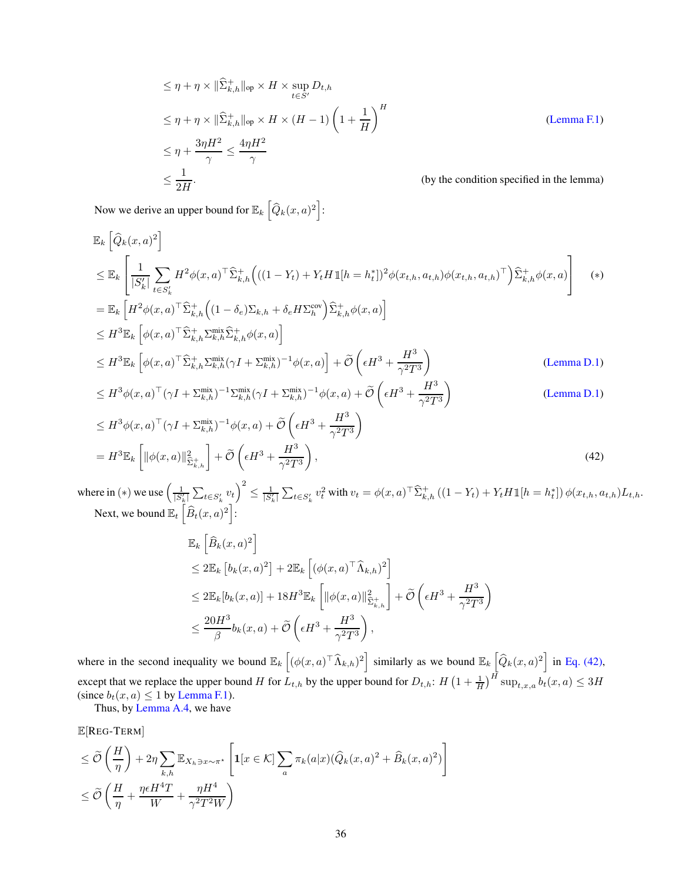$$
\begin{aligned}
&\le \eta + \eta \times \|\widehat{\Sigma}_{k,h}^{+}\|_{\text{op}} \times H \times \sup_{t\in S'} D_{t,h} \\
&\le \eta + \eta \times \|\widehat{\Sigma}_{k,h}^{+}\|_{\text{op}} \times H \times (H-1)\left(1+\frac{1}{H}\right)^{H} && \text{(Lemma F.1)} \\
&\le \eta + \frac{3\eta H^2}{\gamma} \le \frac{4\eta H^2}{\gamma} \\
&\le \frac{1}{2H}. && \text{(by the condition specified in the lemma)}
\end{aligned}
$$

Now we derive an upper bound for $\mathbb{E}_k\left[\widehat{Q}_k(x,a)^2\right]$:

$$
\begin{aligned}
&\mathbb{E}_k\left[\widehat{Q}_k(x,a)^2\right] \\
&\le \mathbb{E}_k\left[\frac{1}{|S_k'|}\sum_{t\in S_k'} H^2\phi(x,a)^\top \widehat{\Sigma}_{k,h}^{+}\Big(((1-Y_t)+Y_t H\mathbb{1}[h=h_t^*])^2\phi(x_{t,h},a_{t,h})\phi(x_{t,h},a_{t,h})^\top\Big)\widehat{\Sigma}_{k,h}^{+}\phi(x,a)\right] \quad (*) \\
&= \mathbb{E}_k\left[H^2\phi(x,a)^\top\widehat{\Sigma}_{k,h}^{+}\Big((1-\delta_e)\Sigma_{k,h}+\delta_e H\Sigma_h^{\text{cov}}\Big)\widehat{\Sigma}_{k,h}^{+}\phi(x,a)\right] \\
&\le H^3\mathbb{E}_k\left[\phi(x,a)^\top\widehat{\Sigma}_{k,h}^{+}\Sigma_{k,h}^{\text{mix}}\widehat{\Sigma}_{k,h}^{+}\phi(x,a)\right] \\
&\le H^3\mathbb{E}_k\left[\phi(x,a)^\top\widehat{\Sigma}_{k,h}^{+}\Sigma_{k,h}^{\text{mix}}(\gamma I+\Sigma_{k,h}^{\text{mix}})^{-1}\phi(x,a)\right] + \widetilde{\mathcal{O}}\left(\epsilon H^3+\frac{H^3}{\gamma^2T^3}\right) && \text{(Lemma D.1)} \\
&\le H^3\phi(x,a)^\top(\gamma I+\Sigma_{k,h}^{\text{mix}})^{-1}\Sigma_{k,h}^{\text{mix}}(\gamma I+\Sigma_{k,h}^{\text{mix}})^{-1}\phi(x,a) + \widetilde{\mathcal{O}}\left(\epsilon H^3+\frac{H^3}{\gamma^2T^3}\right) && \text{(Lemma D.1)} \\
&\le H^3\phi(x,a)^\top(\gamma I+\Sigma_{k,h}^{\text{mix}})^{-1}\phi(x,a) + \widetilde{\mathcal{O}}\left(\epsilon H^3+\frac{H^3}{\gamma^2T^3}\right) \\
&= H^3\mathbb{E}_k\left[\|\phi(x,a)\|^2_{\widehat{\Sigma}_{k,h}^{+}}\right] + \widetilde{\mathcal{O}}\left(\epsilon H^3+\frac{H^3}{\gamma^2T^3}\right), && (42)
\end{aligned}
$$

where in $(*)$ we use $\left(\frac{1}{|S_k'|}\sum_{t\in S_k'} v_t\right)^2 \le \frac{1}{|S_k'|}\sum_{t\in S_k'} v_t^2$ with $v_t = \phi(x,a)^\top\widehat{\Sigma}_{k,h}^{+}\left((1-Y_t)+Y_tH\mathbb{1}[h=h_t^*]\right)\phi(x_{t,h},a_{t,h})L_{t,h}$.

Next, we bound $\mathbb{E}_t\left[\widehat{B}_t(x,a)^2\right]$:

$$
\begin{aligned}
&\mathbb{E}_k\left[\widehat{B}_k(x,a)^2\right] \\
&\le 2\mathbb{E}_k\left[b_k(x,a)^2\right] + 2\mathbb{E}_k\left[(\phi(x,a)^\top\widehat{\Lambda}_{k,h})^2\right] \\
&\le 2\mathbb{E}_k[b_k(x,a)] + 18H^3\mathbb{E}_k\left[\|\phi(x,a)\|^2_{\widehat{\Sigma}_{k,h}^{+}}\right] + \widetilde{\mathcal{O}}\left(\epsilon H^3+\frac{H^3}{\gamma^2T^3}\right) \\
&\le \frac{20H^3}{\beta}b_k(x,a) + \widetilde{\mathcal{O}}\left(\epsilon H^3+\frac{H^3}{\gamma^2T^3}\right),
\end{aligned}
$$

where in the second inequality we bound $\mathbb{E}_k\left[(\phi(x,a)^\top\widehat{\Lambda}_{k,h})^2\right]$ similarly as we bound $\mathbb{E}_k\left[\widehat{Q}_k(x,a)^2\right]$ in Eq. (42), except that we replace the upper bound $H$ for $L_{t,h}$ by the upper bound for $D_{t,h}$: $H\left(1+\frac{1}{H}\right)^H\sup_{t,x,a}b_t(x,a)\le 3H$ (since $b_t(x,a)\le 1$ by Lemma F.1).

Thus, by Lemma A.4, we have

$$
\begin{aligned}
&\mathbb{E}[\textsc{Reg-Term}] \\
&\le \widetilde{\mathcal{O}}\left(\frac{H}{\eta}\right) + 2\eta\sum_{k,h}\mathbb{E}_{X_h\ni x\sim\pi^\star}\left[\mathbf{1}[x\in\mathcal{K}]\sum_a \pi_k(a|x)(\widehat{Q}_k(x,a)^2+\widehat{B}_k(x,a)^2)\right] \\
&\le \widetilde{\mathcal{O}}\left(\frac{H}{\eta}+\frac{\eta\epsilon H^4T}{W}+\frac{\eta H^4}{\gamma^2T^2W}\right)
\end{aligned}
$$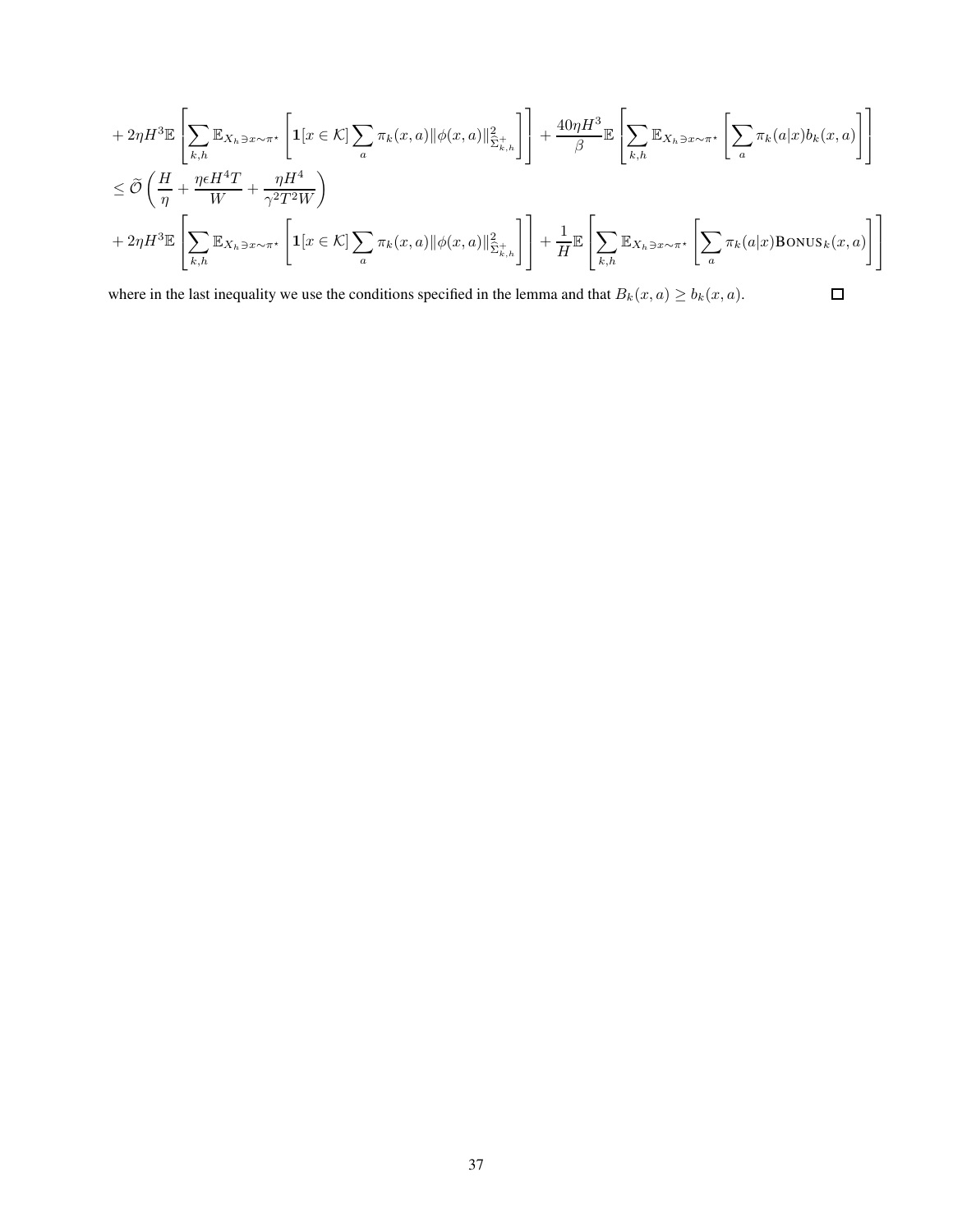$$
\begin{aligned}
&+ 2\eta H^3 \mathbb{E}\left[\sum_{k,h} \mathbb{E}_{X_h \ni x \sim \pi^\star}\left[\mathbf{1}[x \in \mathcal{K}] \sum_a \pi_k(x,a) \|\phi(x,a)\|^2_{\widehat{\Sigma}^+_{k,h}}\right]\right] + \frac{40\eta H^3}{\beta} \mathbb{E}\left[\sum_{k,h} \mathbb{E}_{X_h \ni x \sim \pi^\star}\left[\sum_a \pi_k(a|x) b_k(x,a)\right]\right] \\
&\le \widetilde{\mathcal{O}}\left(\frac{H}{\eta} + \frac{\eta \epsilon H^4 T}{W} + \frac{\eta H^4}{\gamma^2 T^2 W}\right) \\
&+ 2\eta H^3 \mathbb{E}\left[\sum_{k,h} \mathbb{E}_{X_h \ni x \sim \pi^\star}\left[\mathbf{1}[x \in \mathcal{K}] \sum_a \pi_k(x,a) \|\phi(x,a)\|^2_{\widehat{\Sigma}^+_{k,h}}\right]\right] + \frac{1}{H} \mathbb{E}\left[\sum_{k,h} \mathbb{E}_{X_h \ni x \sim \pi^\star}\left[\sum_a \pi_k(a|x) \textsc{Bonus}_k(x,a)\right]\right]
\end{aligned}
$$

where in the last inequality we use the conditions specified in the lemma and that $B_k(x,a) \ge b_k(x,a)$. $\square$